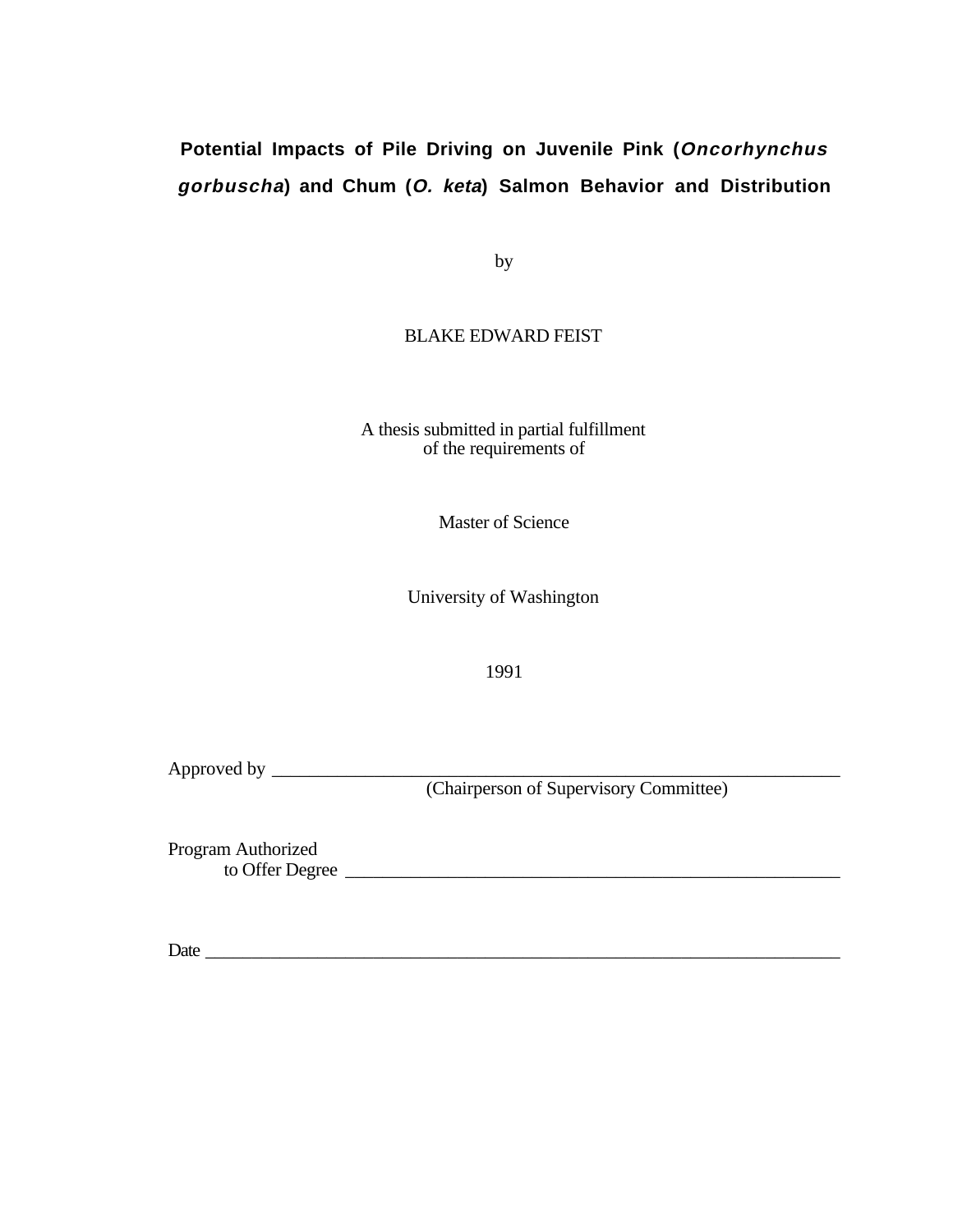# Potential Impacts of Pile Driving on Juvenile Pink (*Oncorhynchus gorbuscha*) and Chum (*O. keta*) Salmon Behavior and Distribution

by

BLAKE EDWARD FEIST

A thesis submitted in partial fulfillment
of the requirements of

Master of Science

University of Washington

1991

Approved by ___________________________________________
(Chairperson of Supervisory Committee)

Program Authorized
to Offer Degree ___________________________________________

Date ___________________________________________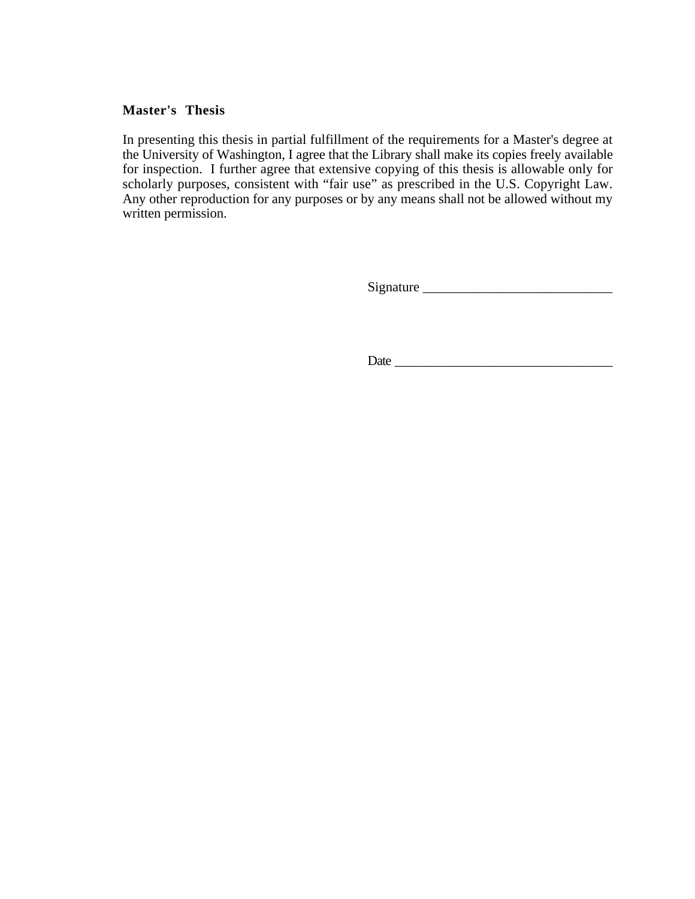**Master's Thesis**

In presenting this thesis in partial fulfillment of the requirements for a Master's degree at the University of Washington, I agree that the Library shall make its copies freely available for inspection. I further agree that extensive copying of this thesis is allowable only for scholarly purposes, consistent with “fair use” as prescribed in the U.S. Copyright Law. Any other reproduction for any purposes or by any means shall not be allowed without my written permission.

Signature ____________________________

Date _________________________________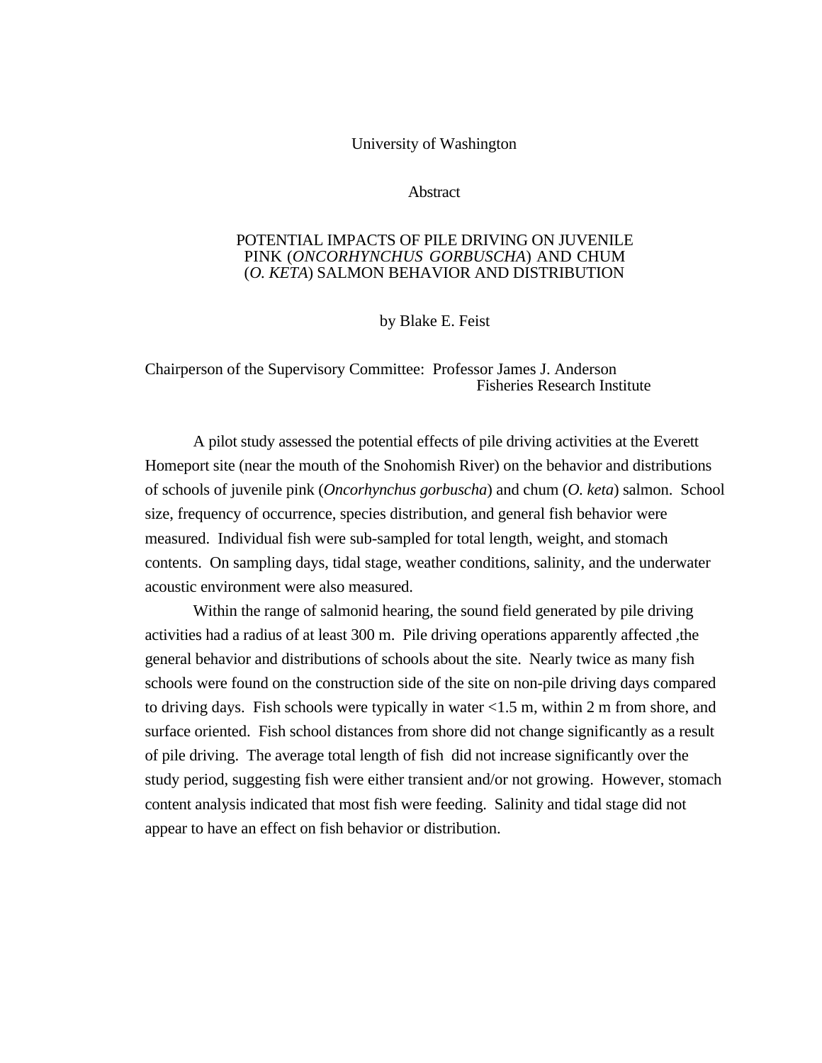University of Washington

Abstract

POTENTIAL IMPACTS OF PILE DRIVING ON JUVENILE PINK (*ONCORHYNCHUS GORBUSCHA*) AND CHUM (*O. KETA*) SALMON BEHAVIOR AND DISTRIBUTION

by Blake E. Feist

Chairperson of the Supervisory Committee: Professor James J. Anderson
Fisheries Research Institute

A pilot study assessed the potential effects of pile driving activities at the Everett Homeport site (near the mouth of the Snohomish River) on the behavior and distributions of schools of juvenile pink (*Oncorhynchus gorbuscha*) and chum (*O. keta*) salmon. School size, frequency of occurrence, species distribution, and general fish behavior were measured. Individual fish were sub-sampled for total length, weight, and stomach contents. On sampling days, tidal stage, weather conditions, salinity, and the underwater acoustic environment were also measured.

Within the range of salmonid hearing, the sound field generated by pile driving activities had a radius of at least 300 m. Pile driving operations apparently affected ,the general behavior and distributions of schools about the site. Nearly twice as many fish schools were found on the construction side of the site on non-pile driving days compared to driving days. Fish schools were typically in water <1.5 m, within 2 m from shore, and surface oriented. Fish school distances from shore did not change significantly as a result of pile driving. The average total length of fish did not increase significantly over the study period, suggesting fish were either transient and/or not growing. However, stomach content analysis indicated that most fish were feeding. Salinity and tidal stage did not appear to have an effect on fish behavior or distribution.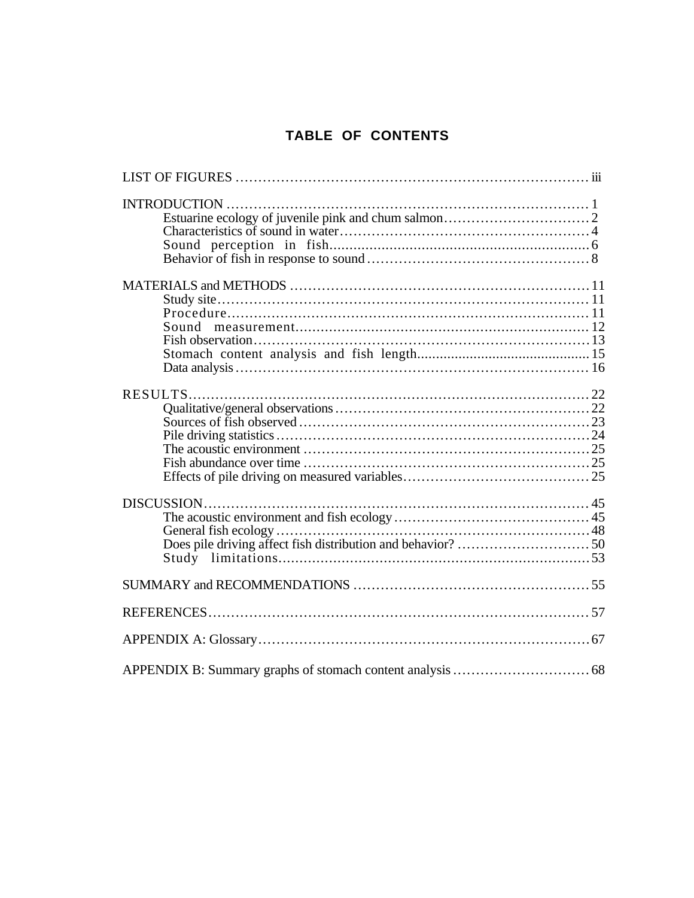# TABLE OF CONTENTS

LIST OF FIGURES ............................................................................ iii

INTRODUCTION ............................................................................ 1
- Estuarine ecology of juvenile pink and chum salmon ............................ 2
- Characteristics of sound in water ............................................ 4
- Sound perception in fish ...................................................... 6
- Behavior of fish in response to sound ...................................... 8

MATERIALS and METHODS ................................................................ 11
- Study site .................................................................... 11
- Procedure ..................................................................... 11
- Sound measurement ............................................................. 12
- Fish observation .............................................................. 13
- Stomach content analysis and fish length ...................................... 15
- Data analysis ................................................................. 16

RESULTS .................................................................................. 22
- Qualitative/general observations .............................................. 22
- Sources of fish observed ...................................................... 23
- Pile driving statistics ....................................................... 24
- The acoustic environment ...................................................... 25
- Fish abundance over time ...................................................... 25
- Effects of pile driving on measured variables ................................. 25

DISCUSSION ............................................................................... 45
- The acoustic environment and fish ecology ..................................... 45
- General fish ecology .......................................................... 48
- Does pile driving affect fish distribution and behavior? ...................... 50
- Study limitations .............................................................. 53

SUMMARY and RECOMMENDATIONS ........................................................ 55

REFERENCES .............................................................................. 57

APPENDIX A: Glossary ..................................................................... 67

APPENDIX B: Summary graphs of stomach content analysis ............................. 68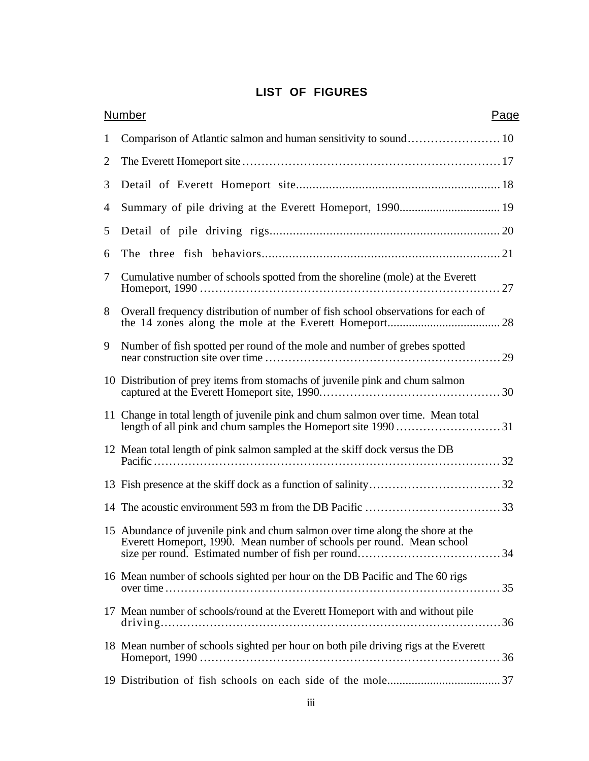# LIST OF FIGURES

| Number | | Page |
|---|---|---|
| 1 | Comparison of Atlantic salmon and human sensitivity to sound | 10 |
| 2 | The Everett Homeport site | 17 |
| 3 | Detail of Everett Homeport site | 18 |
| 4 | Summary of pile driving at the Everett Homeport, 1990 | 19 |
| 5 | Detail of pile driving rigs | 20 |
| 6 | The three fish behaviors | 21 |
| 7 | Cumulative number of schools spotted from the shoreline (mole) at the Everett Homeport, 1990 | 27 |
| 8 | Overall frequency distribution of number of fish school observations for each of the 14 zones along the mole at the Everett Homeport | 28 |
| 9 | Number of fish spotted per round of the mole and number of grebes spotted near construction site over time | 29 |
| 10 | Distribution of prey items from stomachs of juvenile pink and chum salmon captured at the Everett Homeport site, 1990 | 30 |
| 11 | Change in total length of juvenile pink and chum salmon over time. Mean total length of all pink and chum samples the Homeport site 1990 | 31 |
| 12 | Mean total length of pink salmon sampled at the skiff dock versus the DB Pacific | 32 |
| 13 | Fish presence at the skiff dock as a function of salinity | 32 |
| 14 | The acoustic environment 593 m from the DB Pacific | 33 |
| 15 | Abundance of juvenile pink and chum salmon over time along the shore at the Everett Homeport, 1990. Mean number of schools per round. Mean school size per round. Estimated number of fish per round | 34 |
| 16 | Mean number of schools sighted per hour on the DB Pacific and The 60 rigs over time | 35 |
| 17 | Mean number of schools/round at the Everett Homeport with and without pile driving | 36 |
| 18 | Mean number of schools sighted per hour on both pile driving rigs at the Everett Homeport, 1990 | 36 |
| 19 | Distribution of fish schools on each side of the mole | 37 |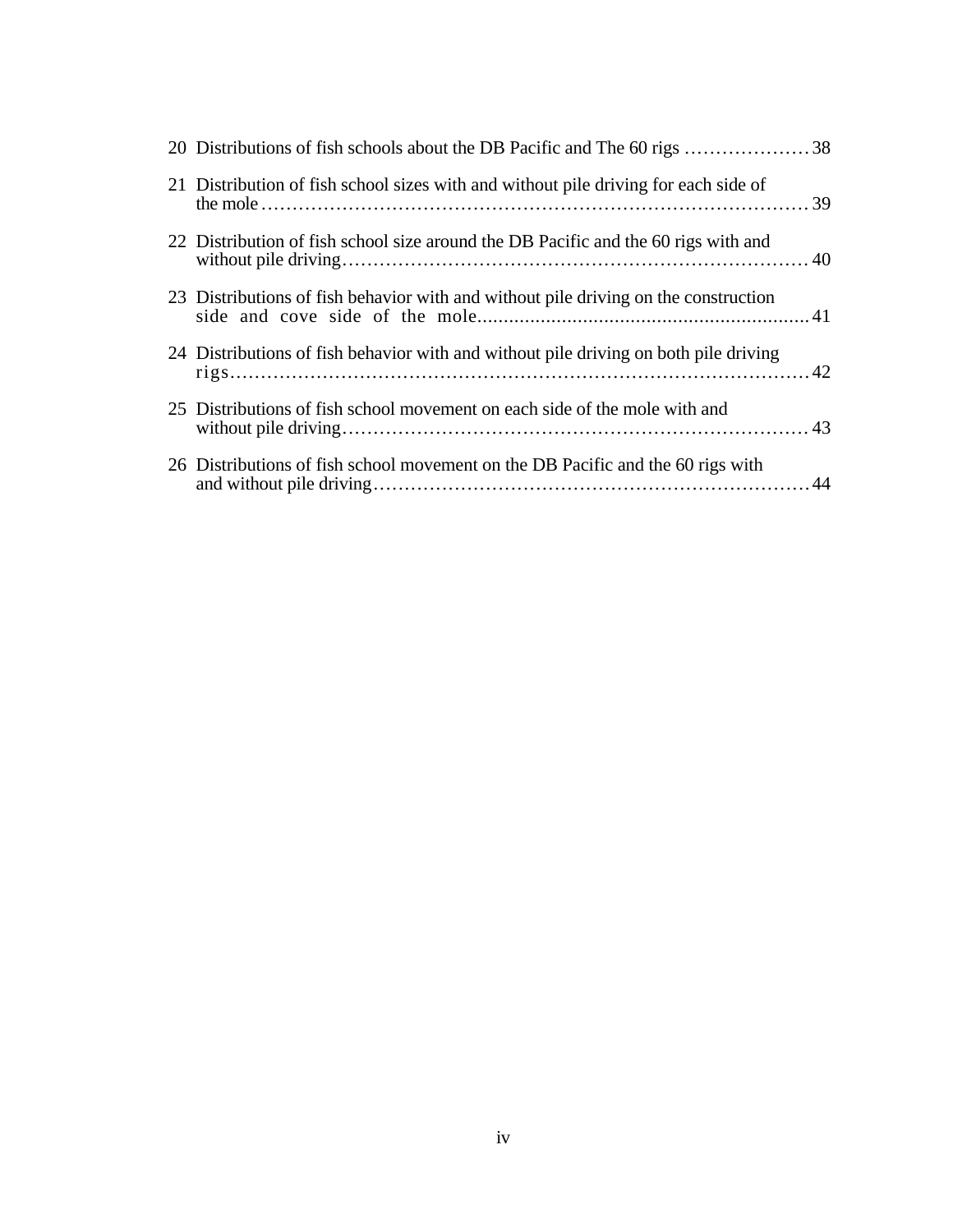20 Distributions of fish schools about the DB Pacific and The 60 rigs .................... 38

21 Distribution of fish school sizes with and without pile driving for each side of the mole ........................................................................................ 39

22 Distribution of fish school size around the DB Pacific and the 60 rigs with and without pile driving ........................................................................ 40

23 Distributions of fish behavior with and without pile driving on the construction side and cove side of the mole............................................................... 41

24 Distributions of fish behavior with and without pile driving on both pile driving rigs.................................................................................................. 42

25 Distributions of fish school movement on each side of the mole with and without pile driving ........................................................................ 43

26 Distributions of fish school movement on the DB Pacific and the 60 rigs with and without pile driving ................................................................... 44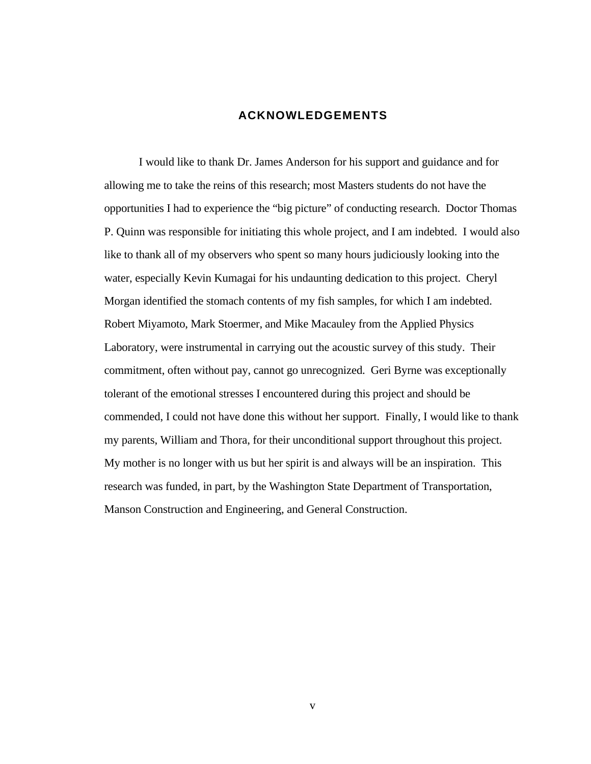# ACKNOWLEDGEMENTS

I would like to thank Dr. James Anderson for his support and guidance and for allowing me to take the reins of this research; most Masters students do not have the opportunities I had to experience the "big picture" of conducting research. Doctor Thomas P. Quinn was responsible for initiating this whole project, and I am indebted. I would also like to thank all of my observers who spent so many hours judiciously looking into the water, especially Kevin Kumagai for his undaunting dedication to this project. Cheryl Morgan identified the stomach contents of my fish samples, for which I am indebted. Robert Miyamoto, Mark Stoermer, and Mike Macauley from the Applied Physics Laboratory, were instrumental in carrying out the acoustic survey of this study. Their commitment, often without pay, cannot go unrecognized. Geri Byrne was exceptionally tolerant of the emotional stresses I encountered during this project and should be commended, I could not have done this without her support. Finally, I would like to thank my parents, William and Thora, for their unconditional support throughout this project. My mother is no longer with us but her spirit is and always will be an inspiration. This research was funded, in part, by the Washington State Department of Transportation, Manson Construction and Engineering, and General Construction.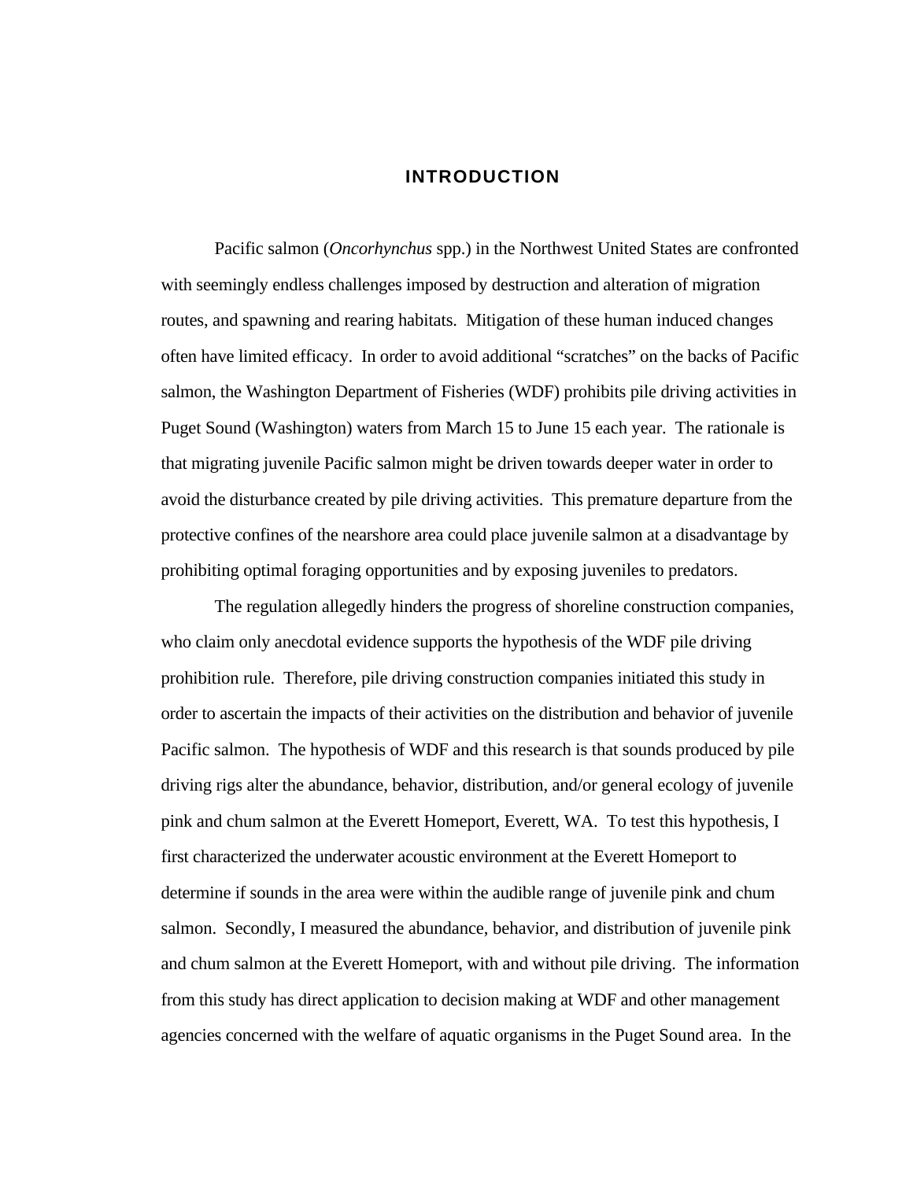# INTRODUCTION

Pacific salmon (*Oncorhynchus* spp.) in the Northwest United States are confronted with seemingly endless challenges imposed by destruction and alteration of migration routes, and spawning and rearing habitats. Mitigation of these human induced changes often have limited efficacy. In order to avoid additional "scratches" on the backs of Pacific salmon, the Washington Department of Fisheries (WDF) prohibits pile driving activities in Puget Sound (Washington) waters from March 15 to June 15 each year. The rationale is that migrating juvenile Pacific salmon might be driven towards deeper water in order to avoid the disturbance created by pile driving activities. This premature departure from the protective confines of the nearshore area could place juvenile salmon at a disadvantage by prohibiting optimal foraging opportunities and by exposing juveniles to predators.

The regulation allegedly hinders the progress of shoreline construction companies, who claim only anecdotal evidence supports the hypothesis of the WDF pile driving prohibition rule. Therefore, pile driving construction companies initiated this study in order to ascertain the impacts of their activities on the distribution and behavior of juvenile Pacific salmon. The hypothesis of WDF and this research is that sounds produced by pile driving rigs alter the abundance, behavior, distribution, and/or general ecology of juvenile pink and chum salmon at the Everett Homeport, Everett, WA. To test this hypothesis, I first characterized the underwater acoustic environment at the Everett Homeport to determine if sounds in the area were within the audible range of juvenile pink and chum salmon. Secondly, I measured the abundance, behavior, and distribution of juvenile pink and chum salmon at the Everett Homeport, with and without pile driving. The information from this study has direct application to decision making at WDF and other management agencies concerned with the welfare of aquatic organisms in the Puget Sound area. In the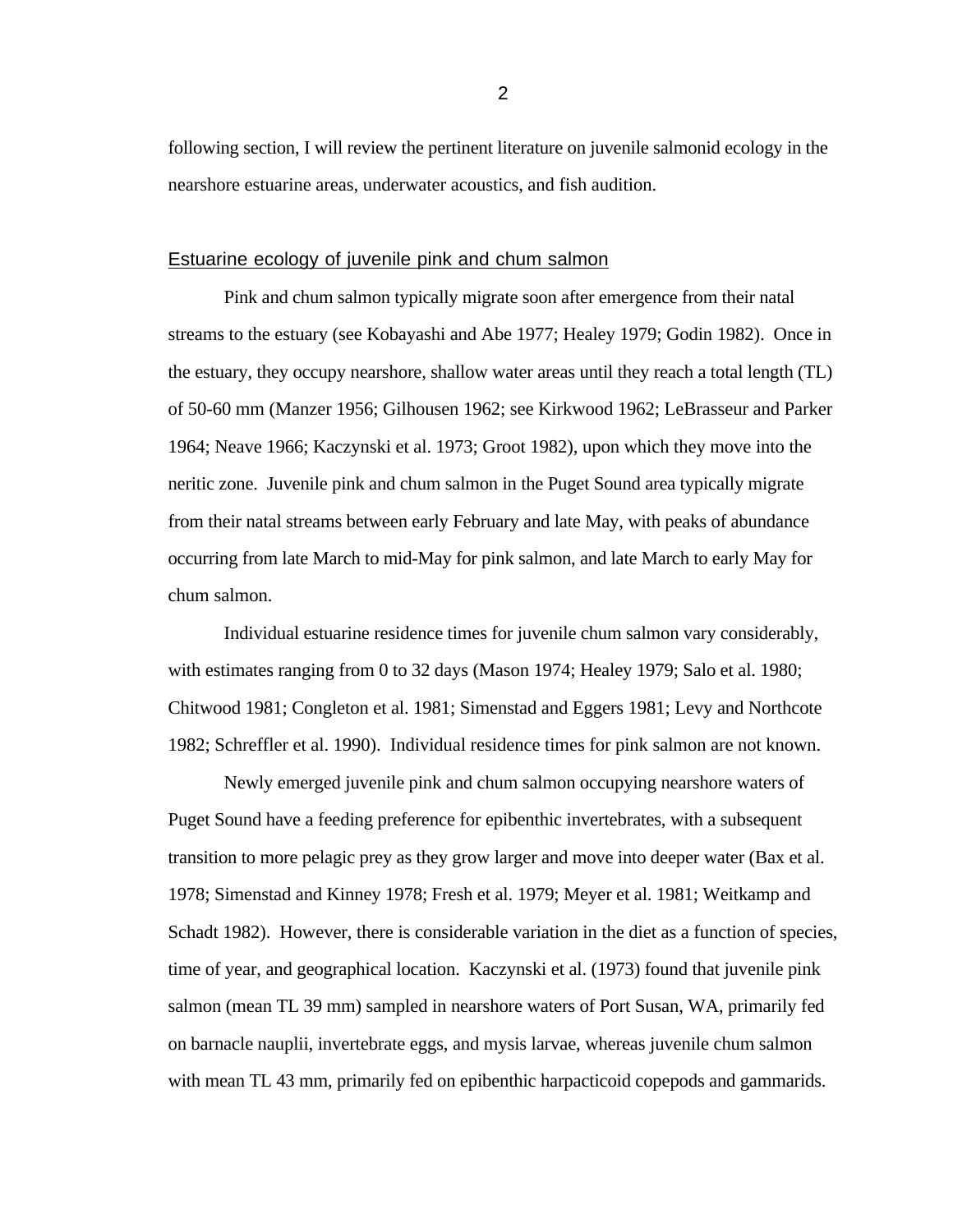following section, I will review the pertinent literature on juvenile salmonid ecology in the nearshore estuarine areas, underwater acoustics, and fish audition.

## Estuarine ecology of juvenile pink and chum salmon

Pink and chum salmon typically migrate soon after emergence from their natal streams to the estuary (see Kobayashi and Abe 1977; Healey 1979; Godin 1982). Once in the estuary, they occupy nearshore, shallow water areas until they reach a total length (TL) of 50-60 mm (Manzer 1956; Gilhousen 1962; see Kirkwood 1962; LeBrasseur and Parker 1964; Neave 1966; Kaczynski et al. 1973; Groot 1982), upon which they move into the neritic zone. Juvenile pink and chum salmon in the Puget Sound area typically migrate from their natal streams between early February and late May, with peaks of abundance occurring from late March to mid-May for pink salmon, and late March to early May for chum salmon.

Individual estuarine residence times for juvenile chum salmon vary considerably, with estimates ranging from 0 to 32 days (Mason 1974; Healey 1979; Salo et al. 1980; Chitwood 1981; Congleton et al. 1981; Simenstad and Eggers 1981; Levy and Northcote 1982; Schreffler et al. 1990). Individual residence times for pink salmon are not known.

Newly emerged juvenile pink and chum salmon occupying nearshore waters of Puget Sound have a feeding preference for epibenthic invertebrates, with a subsequent transition to more pelagic prey as they grow larger and move into deeper water (Bax et al. 1978; Simenstad and Kinney 1978; Fresh et al. 1979; Meyer et al. 1981; Weitkamp and Schadt 1982). However, there is considerable variation in the diet as a function of species, time of year, and geographical location. Kaczynski et al. (1973) found that juvenile pink salmon (mean TL 39 mm) sampled in nearshore waters of Port Susan, WA, primarily fed on barnacle nauplii, invertebrate eggs, and mysis larvae, whereas juvenile chum salmon with mean TL 43 mm, primarily fed on epibenthic harpacticoid copepods and gammarids.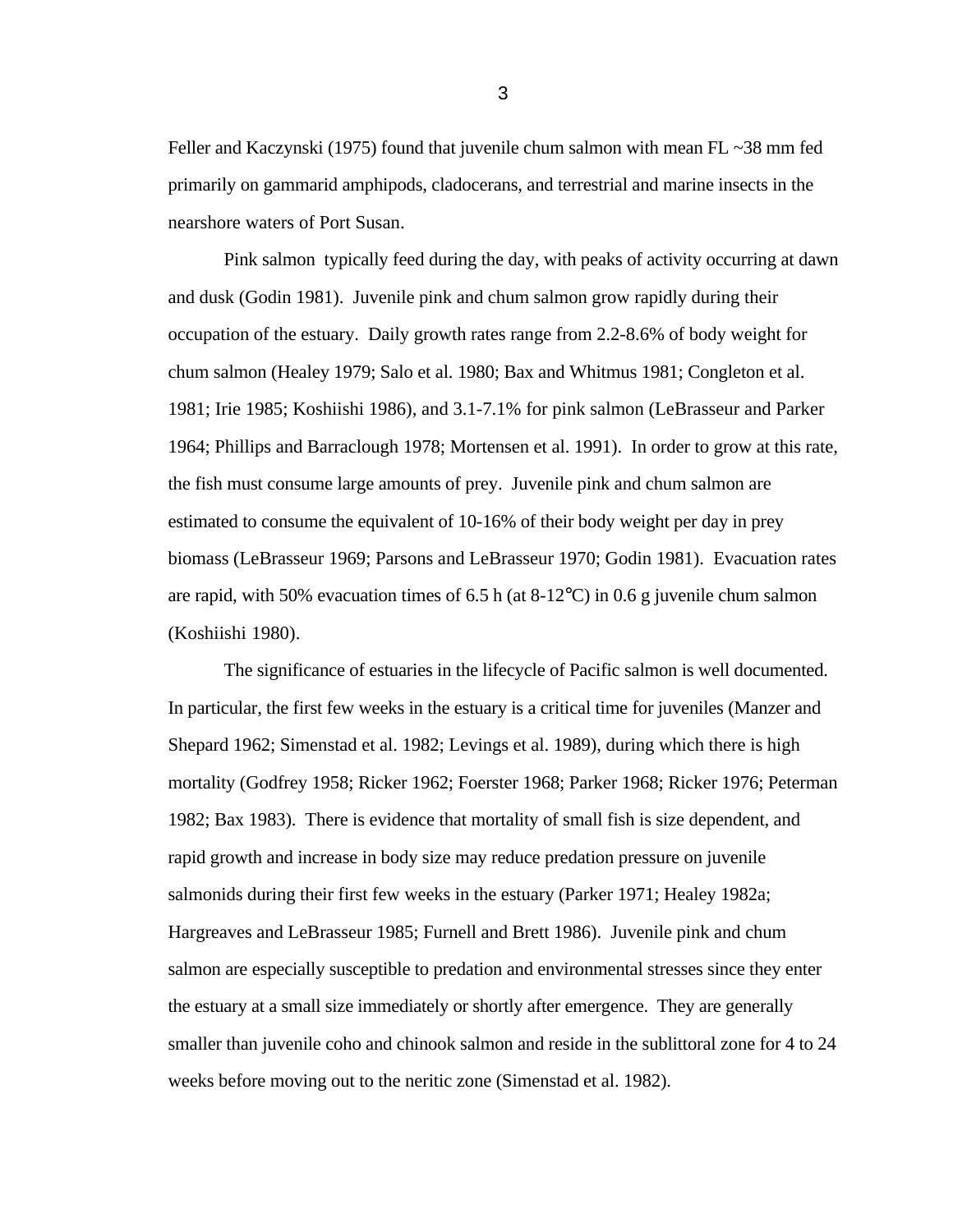Feller and Kaczynski (1975) found that juvenile chum salmon with mean FL ~38 mm fed primarily on gammarid amphipods, cladocerans, and terrestrial and marine insects in the nearshore waters of Port Susan.

Pink salmon typically feed during the day, with peaks of activity occurring at dawn and dusk (Godin 1981). Juvenile pink and chum salmon grow rapidly during their occupation of the estuary. Daily growth rates range from 2.2-8.6% of body weight for chum salmon (Healey 1979; Salo et al. 1980; Bax and Whitmus 1981; Congleton et al. 1981; Irie 1985; Koshiishi 1986), and 3.1-7.1% for pink salmon (LeBrasseur and Parker 1964; Phillips and Barraclough 1978; Mortensen et al. 1991). In order to grow at this rate, the fish must consume large amounts of prey. Juvenile pink and chum salmon are estimated to consume the equivalent of 10-16% of their body weight per day in prey biomass (LeBrasseur 1969; Parsons and LeBrasseur 1970; Godin 1981). Evacuation rates are rapid, with 50% evacuation times of 6.5 h (at 8-12°C) in 0.6 g juvenile chum salmon (Koshiishi 1980).

The significance of estuaries in the lifecycle of Pacific salmon is well documented. In particular, the first few weeks in the estuary is a critical time for juveniles (Manzer and Shepard 1962; Simenstad et al. 1982; Levings et al. 1989), during which there is high mortality (Godfrey 1958; Ricker 1962; Foerster 1968; Parker 1968; Ricker 1976; Peterman 1982; Bax 1983). There is evidence that mortality of small fish is size dependent, and rapid growth and increase in body size may reduce predation pressure on juvenile salmonids during their first few weeks in the estuary (Parker 1971; Healey 1982a; Hargreaves and LeBrasseur 1985; Furnell and Brett 1986). Juvenile pink and chum salmon are especially susceptible to predation and environmental stresses since they enter the estuary at a small size immediately or shortly after emergence. They are generally smaller than juvenile coho and chinook salmon and reside in the sublittoral zone for 4 to 24 weeks before moving out to the neritic zone (Simenstad et al. 1982).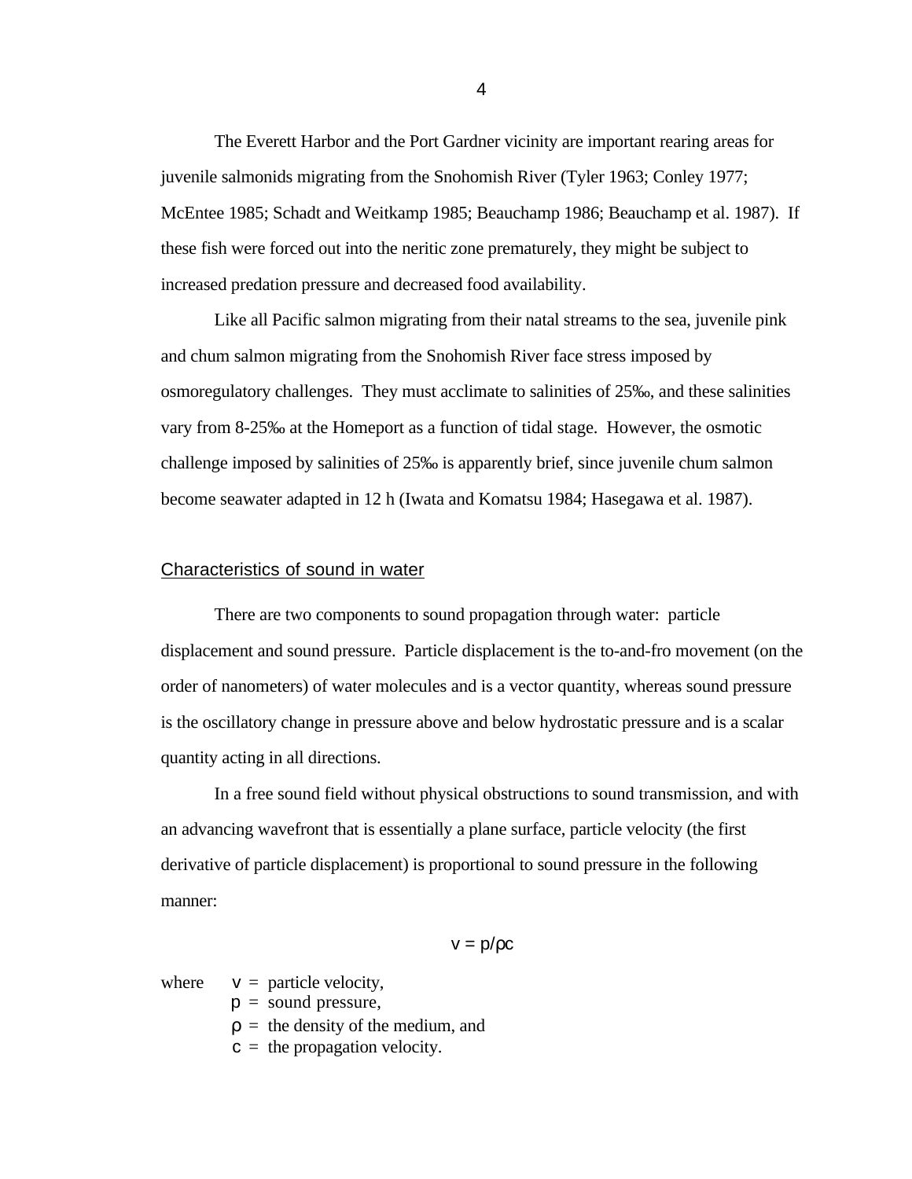The Everett Harbor and the Port Gardner vicinity are important rearing areas for juvenile salmonids migrating from the Snohomish River (Tyler 1963; Conley 1977; McEntee 1985; Schadt and Weitkamp 1985; Beauchamp 1986; Beauchamp et al. 1987). If these fish were forced out into the neritic zone prematurely, they might be subject to increased predation pressure and decreased food availability.

Like all Pacific salmon migrating from their natal streams to the sea, juvenile pink and chum salmon migrating from the Snohomish River face stress imposed by osmoregulatory challenges. They must acclimate to salinities of 25‰, and these salinities vary from 8-25‰ at the Homeport as a function of tidal stage. However, the osmotic challenge imposed by salinities of 25‰ is apparently brief, since juvenile chum salmon become seawater adapted in 12 h (Iwata and Komatsu 1984; Hasegawa et al. 1987).

## Characteristics of sound in water

There are two components to sound propagation through water: particle displacement and sound pressure. Particle displacement is the to-and-fro movement (on the order of nanometers) of water molecules and is a vector quantity, whereas sound pressure is the oscillatory change in pressure above and below hydrostatic pressure and is a scalar quantity acting in all directions.

In a free sound field without physical obstructions to sound transmission, and with an advancing wavefront that is essentially a plane surface, particle velocity (the first derivative of particle displacement) is proportional to sound pressure in the following manner:

$$v = p/\rho c$$

where $v$ = particle velocity,
$p$ = sound pressure,
$\rho$ = the density of the medium, and
$c$ = the propagation velocity.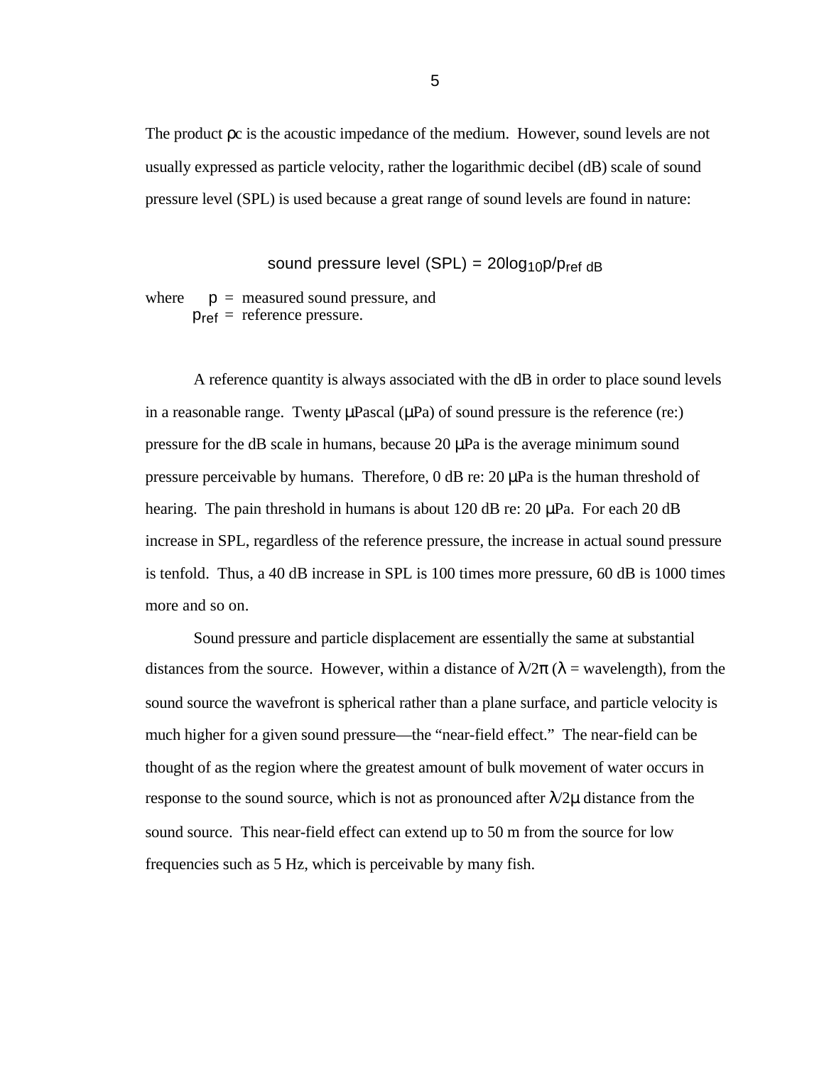The product $\rho c$ is the acoustic impedance of the medium. However, sound levels are not usually expressed as particle velocity, rather the logarithmic decibel (dB) scale of sound pressure level (SPL) is used because a great range of sound levels are found in nature:

$$\text{sound pressure level (SPL)} = 20\log_{10} p/p_{ref} \text{ dB}$$

where $p$ = measured sound pressure, and
$p_{ref}$ = reference pressure.

A reference quantity is always associated with the dB in order to place sound levels in a reasonable range. Twenty µPascal (µPa) of sound pressure is the reference (re:) pressure for the dB scale in humans, because 20 µPa is the average minimum sound pressure perceivable by humans. Therefore, 0 dB re: 20 µPa is the human threshold of hearing. The pain threshold in humans is about 120 dB re: 20 µPa. For each 20 dB increase in SPL, regardless of the reference pressure, the increase in actual sound pressure is tenfold. Thus, a 40 dB increase in SPL is 100 times more pressure, 60 dB is 1000 times more and so on.

Sound pressure and particle displacement are essentially the same at substantial distances from the source. However, within a distance of $\lambda/2\pi$ ($\lambda$ = wavelength), from the sound source the wavefront is spherical rather than a plane surface, and particle velocity is much higher for a given sound pressure—the "near-field effect." The near-field can be thought of as the region where the greatest amount of bulk movement of water occurs in response to the sound source, which is not as pronounced after $\lambda/2\mu$ distance from the sound source. This near-field effect can extend up to 50 m from the source for low frequencies such as 5 Hz, which is perceivable by many fish.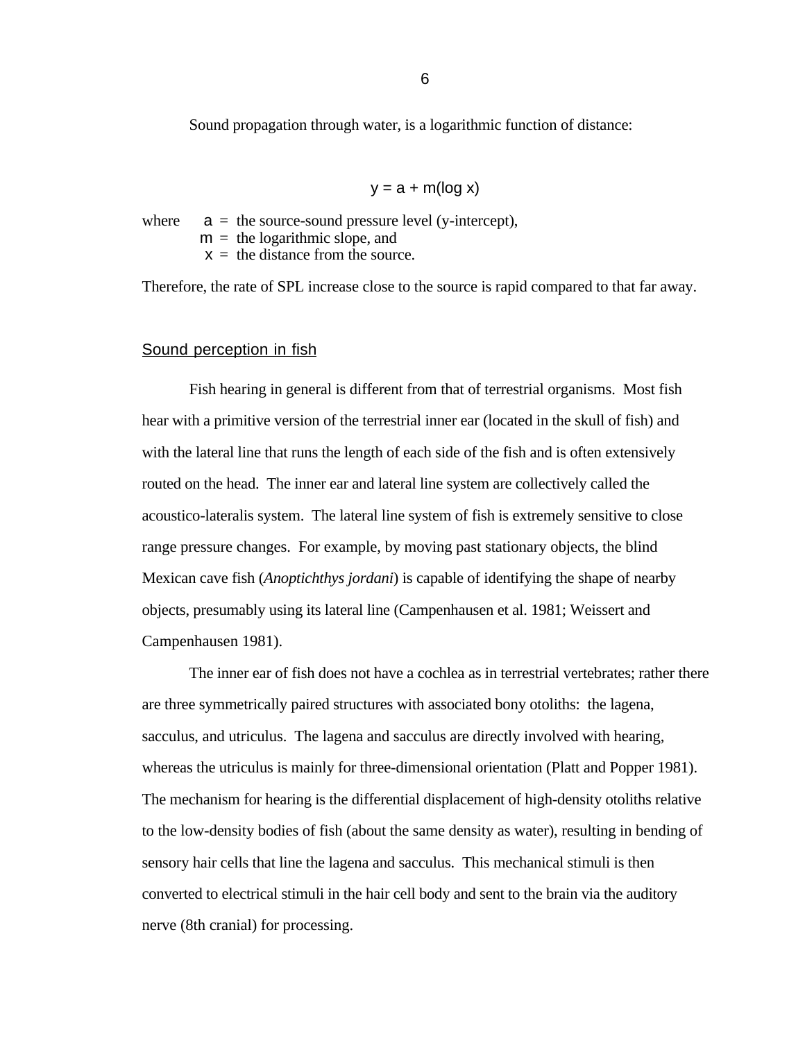Sound propagation through water, is a logarithmic function of distance:

$$y = a + m(\log x)$$

where $a$ = the source-sound pressure level (y-intercept),
$m$ = the logarithmic slope, and
$x$ = the distance from the source.

Therefore, the rate of SPL increase close to the source is rapid compared to that far away.

## Sound perception in fish

Fish hearing in general is different from that of terrestrial organisms. Most fish hear with a primitive version of the terrestrial inner ear (located in the skull of fish) and with the lateral line that runs the length of each side of the fish and is often extensively routed on the head. The inner ear and lateral line system are collectively called the acoustico-lateralis system. The lateral line system of fish is extremely sensitive to close range pressure changes. For example, by moving past stationary objects, the blind Mexican cave fish (*Anoptichthys jordani*) is capable of identifying the shape of nearby objects, presumably using its lateral line (Campenhausen et al. 1981; Weissert and Campenhausen 1981).

The inner ear of fish does not have a cochlea as in terrestrial vertebrates; rather there are three symmetrically paired structures with associated bony otoliths: the lagena, sacculus, and utriculus. The lagena and sacculus are directly involved with hearing, whereas the utriculus is mainly for three-dimensional orientation (Platt and Popper 1981). The mechanism for hearing is the differential displacement of high-density otoliths relative to the low-density bodies of fish (about the same density as water), resulting in bending of sensory hair cells that line the lagena and sacculus. This mechanical stimuli is then converted to electrical stimuli in the hair cell body and sent to the brain via the auditory nerve (8th cranial) for processing.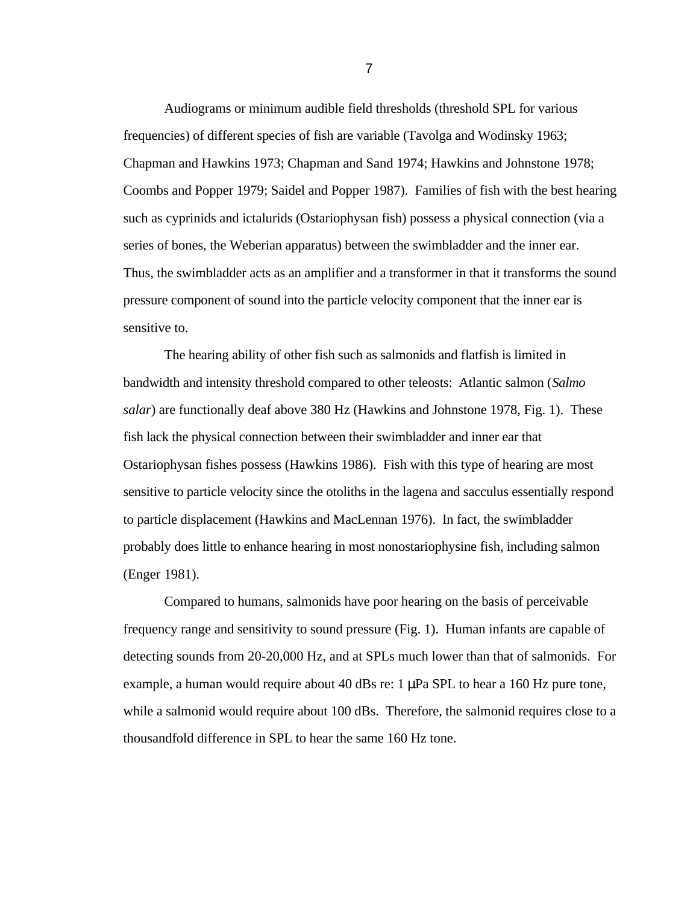Audiograms or minimum audible field thresholds (threshold SPL for various frequencies) of different species of fish are variable (Tavolga and Wodinsky 1963; Chapman and Hawkins 1973; Chapman and Sand 1974; Hawkins and Johnstone 1978; Coombs and Popper 1979; Saidel and Popper 1987). Families of fish with the best hearing such as cyprinids and ictalurids (Ostariophysan fish) possess a physical connection (via a series of bones, the Weberian apparatus) between the swimbladder and the inner ear. Thus, the swimbladder acts as an amplifier and a transformer in that it transforms the sound pressure component of sound into the particle velocity component that the inner ear is sensitive to.

The hearing ability of other fish such as salmonids and flatfish is limited in bandwidth and intensity threshold compared to other teleosts: Atlantic salmon (*Salmo salar*) are functionally deaf above 380 Hz (Hawkins and Johnstone 1978, Fig. 1). These fish lack the physical connection between their swimbladder and inner ear that Ostariophysan fishes possess (Hawkins 1986). Fish with this type of hearing are most sensitive to particle velocity since the otoliths in the lagena and sacculus essentially respond to particle displacement (Hawkins and MacLennan 1976). In fact, the swimbladder probably does little to enhance hearing in most nonostariophysine fish, including salmon (Enger 1981).

Compared to humans, salmonids have poor hearing on the basis of perceivable frequency range and sensitivity to sound pressure (Fig. 1). Human infants are capable of detecting sounds from 20-20,000 Hz, and at SPLs much lower than that of salmonids. For example, a human would require about 40 dBs re: 1 μPa SPL to hear a 160 Hz pure tone, while a salmonid would require about 100 dBs. Therefore, the salmonid requires close to a thousandfold difference in SPL to hear the same 160 Hz tone.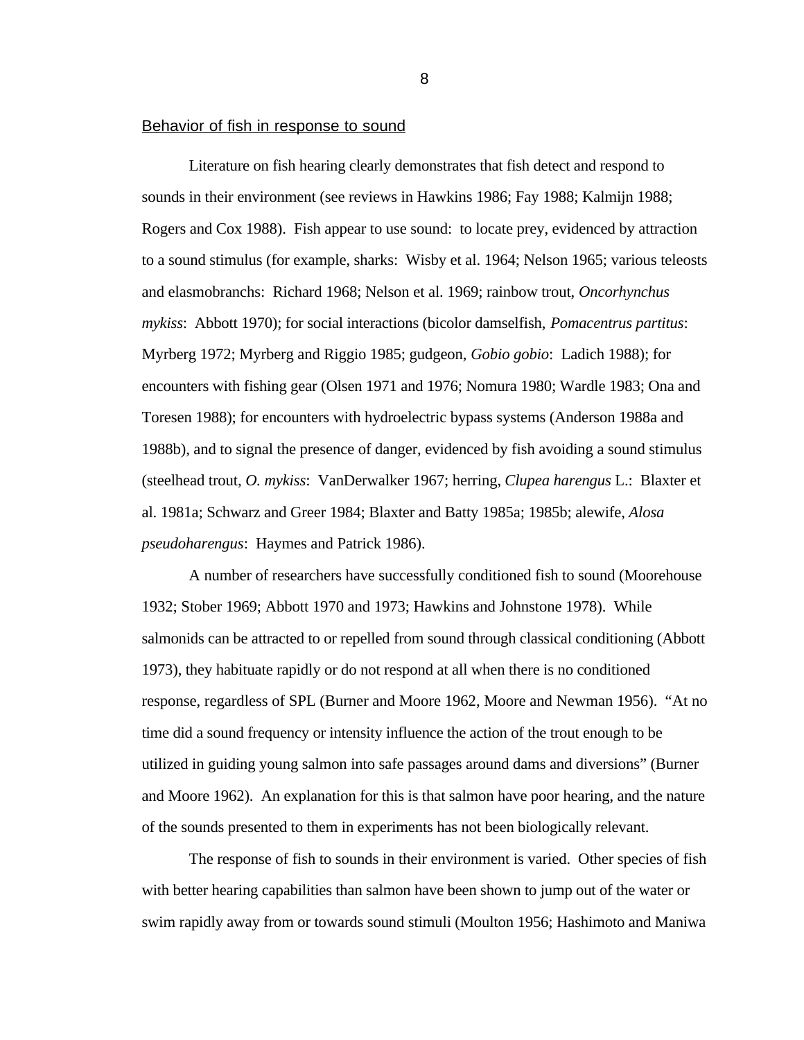## Behavior of fish in response to sound

Literature on fish hearing clearly demonstrates that fish detect and respond to sounds in their environment (see reviews in Hawkins 1986; Fay 1988; Kalmijn 1988; Rogers and Cox 1988). Fish appear to use sound: to locate prey, evidenced by attraction to a sound stimulus (for example, sharks: Wisby et al. 1964; Nelson 1965; various teleosts and elasmobranchs: Richard 1968; Nelson et al. 1969; rainbow trout, *Oncorhynchus mykiss*: Abbott 1970); for social interactions (bicolor damselfish, *Pomacentrus partitus*: Myrberg 1972; Myrberg and Riggio 1985; gudgeon, *Gobio gobio*: Ladich 1988); for encounters with fishing gear (Olsen 1971 and 1976; Nomura 1980; Wardle 1983; Ona and Toresen 1988); for encounters with hydroelectric bypass systems (Anderson 1988a and 1988b), and to signal the presence of danger, evidenced by fish avoiding a sound stimulus (steelhead trout, *O. mykiss*: VanDerwalker 1967; herring, *Clupea harengus* L.: Blaxter et al. 1981a; Schwarz and Greer 1984; Blaxter and Batty 1985a; 1985b; alewife, *Alosa pseudoharengus*: Haymes and Patrick 1986).

A number of researchers have successfully conditioned fish to sound (Moorehouse 1932; Stober 1969; Abbott 1970 and 1973; Hawkins and Johnstone 1978). While salmonids can be attracted to or repelled from sound through classical conditioning (Abbott 1973), they habituate rapidly or do not respond at all when there is no conditioned response, regardless of SPL (Burner and Moore 1962, Moore and Newman 1956). "At no time did a sound frequency or intensity influence the action of the trout enough to be utilized in guiding young salmon into safe passages around dams and diversions" (Burner and Moore 1962). An explanation for this is that salmon have poor hearing, and the nature of the sounds presented to them in experiments has not been biologically relevant.

The response of fish to sounds in their environment is varied. Other species of fish with better hearing capabilities than salmon have been shown to jump out of the water or swim rapidly away from or towards sound stimuli (Moulton 1956; Hashimoto and Maniwa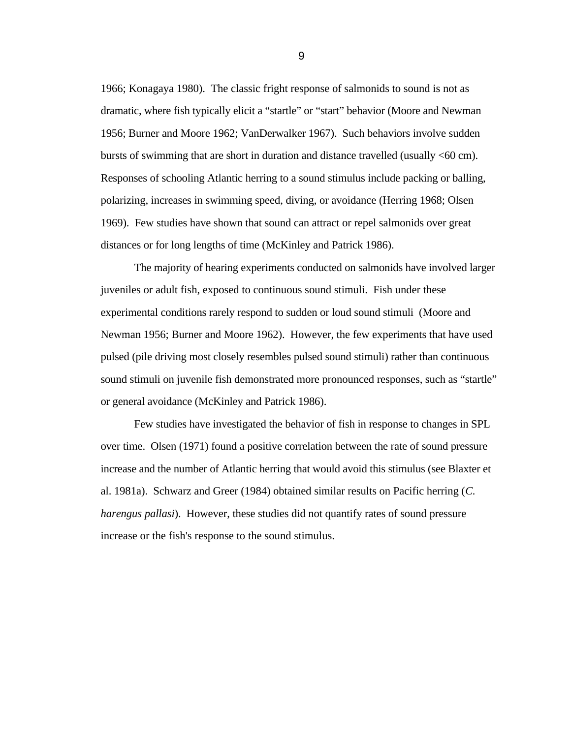1966; Konagaya 1980). The classic fright response of salmonids to sound is not as dramatic, where fish typically elicit a “startle” or “start” behavior (Moore and Newman 1956; Burner and Moore 1962; VanDerwalker 1967). Such behaviors involve sudden bursts of swimming that are short in duration and distance travelled (usually <60 cm). Responses of schooling Atlantic herring to a sound stimulus include packing or balling, polarizing, increases in swimming speed, diving, or avoidance (Herring 1968; Olsen 1969). Few studies have shown that sound can attract or repel salmonids over great distances or for long lengths of time (McKinley and Patrick 1986).

The majority of hearing experiments conducted on salmonids have involved larger juveniles or adult fish, exposed to continuous sound stimuli. Fish under these experimental conditions rarely respond to sudden or loud sound stimuli (Moore and Newman 1956; Burner and Moore 1962). However, the few experiments that have used pulsed (pile driving most closely resembles pulsed sound stimuli) rather than continuous sound stimuli on juvenile fish demonstrated more pronounced responses, such as “startle” or general avoidance (McKinley and Patrick 1986).

Few studies have investigated the behavior of fish in response to changes in SPL over time. Olsen (1971) found a positive correlation between the rate of sound pressure increase and the number of Atlantic herring that would avoid this stimulus (see Blaxter et al. 1981a). Schwarz and Greer (1984) obtained similar results on Pacific herring (*C. harengus pallasi*). However, these studies did not quantify rates of sound pressure increase or the fish's response to the sound stimulus.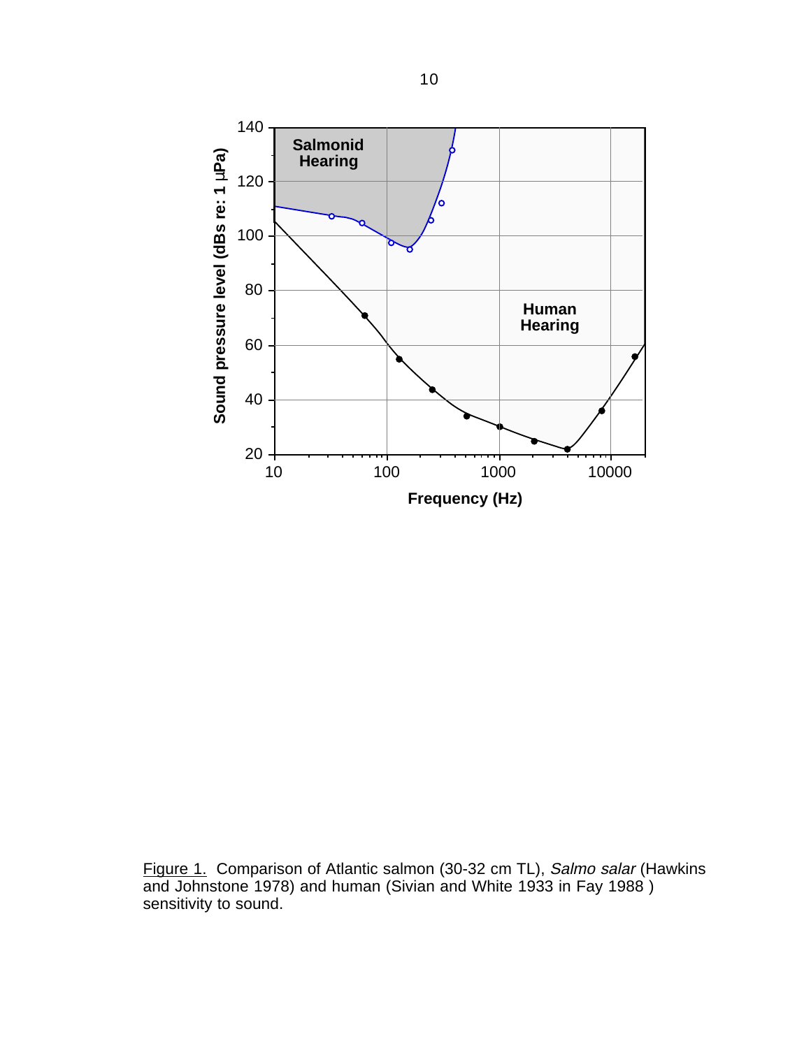Figure 1. Comparison of Atlantic salmon (30-32 cm TL), *Salmo salar* (Hawkins and Johnstone 1978) and human (Sivian and White 1933 in Fay 1988 ) sensitivity to sound.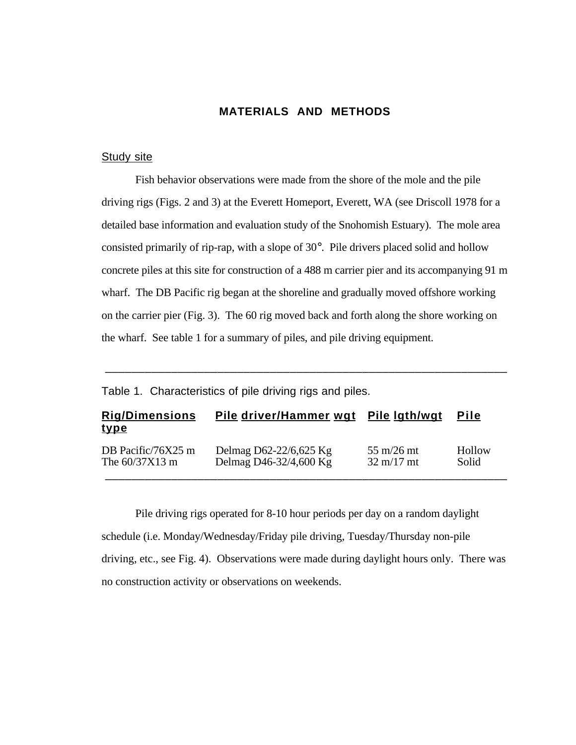# MATERIALS AND METHODS

## Study site

Fish behavior observations were made from the shore of the mole and the pile driving rigs (Figs. 2 and 3) at the Everett Homeport, Everett, WA (see Driscoll 1978 for a detailed base information and evaluation study of the Snohomish Estuary). The mole area consisted primarily of rip-rap, with a slope of 30°. Pile drivers placed solid and hollow concrete piles at this site for construction of a 488 m carrier pier and its accompanying 91 m wharf. The DB Pacific rig began at the shoreline and gradually moved offshore working on the carrier pier (Fig. 3). The 60 rig moved back and forth along the shore working on the wharf. See table 1 for a summary of piles, and pile driving equipment.

Table 1. Characteristics of pile driving rigs and piles.

| Rig/Dimensions | Pile driver/Hammer wgt | Pile lgth/wgt | Pile type |
|---|---|---|---|
| DB Pacific/76X25 m | Delmag D62-22/6,625 Kg | 55 m/26 mt | Hollow |
| The 60/37X13 m | Delmag D46-32/4,600 Kg | 32 m/17 mt | Solid |

Pile driving rigs operated for 8-10 hour periods per day on a random daylight schedule (i.e. Monday/Wednesday/Friday pile driving, Tuesday/Thursday non-pile driving, etc., see Fig. 4). Observations were made during daylight hours only. There was no construction activity or observations on weekends.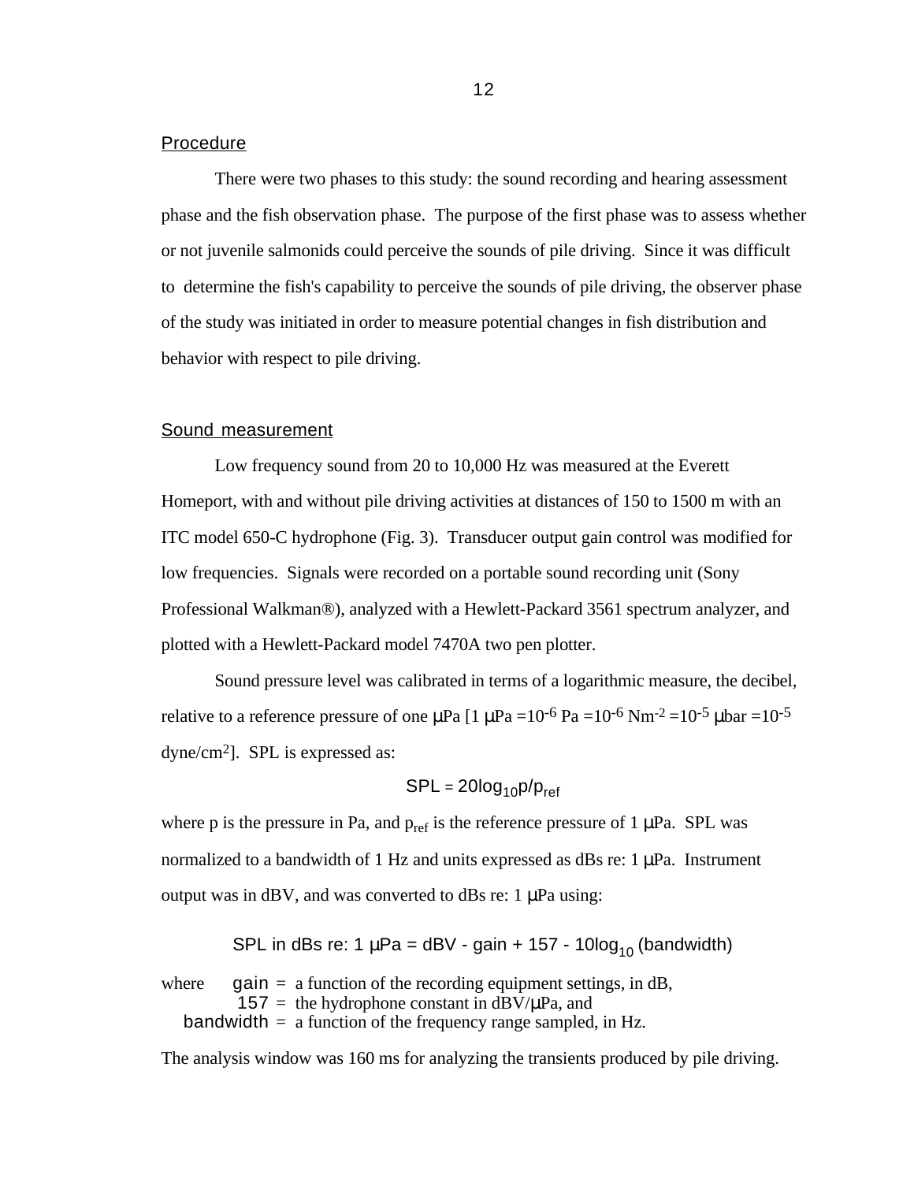## Procedure

There were two phases to this study: the sound recording and hearing assessment phase and the fish observation phase. The purpose of the first phase was to assess whether or not juvenile salmonids could perceive the sounds of pile driving. Since it was difficult to determine the fish's capability to perceive the sounds of pile driving, the observer phase of the study was initiated in order to measure potential changes in fish distribution and behavior with respect to pile driving.

## Sound measurement

Low frequency sound from 20 to 10,000 Hz was measured at the Everett Homeport, with and without pile driving activities at distances of 150 to 1500 m with an ITC model 650-C hydrophone (Fig. 3). Transducer output gain control was modified for low frequencies. Signals were recorded on a portable sound recording unit (Sony Professional Walkman®), analyzed with a Hewlett-Packard 3561 spectrum analyzer, and plotted with a Hewlett-Packard model 7470A two pen plotter.

Sound pressure level was calibrated in terms of a logarithmic measure, the decibel, relative to a reference pressure of one µPa [1 µPa $=10^{-6}$ Pa $=10^{-6}$ $Nm^{-2}$ $=10^{-5}$ µbar $=10^{-5}$ dyne/$cm^2$]. SPL is expressed as:

$$SPL = 20\log_{10} p/p_{ref}$$

where p is the pressure in Pa, and $p_{ref}$ is the reference pressure of 1 µPa. SPL was normalized to a bandwidth of 1 Hz and units expressed as dBs re: 1 µPa. Instrument output was in dBV, and was converted to dBs re: 1 µPa using:

$$\text{SPL in dBs re: 1 µPa} = \text{dBV} - \text{gain} + 157 - 10\log_{10}(\text{bandwidth})$$

where gain = a function of the recording equipment settings, in dB,
157 = the hydrophone constant in dBV/µPa, and
bandwidth = a function of the frequency range sampled, in Hz.

The analysis window was 160 ms for analyzing the transients produced by pile driving.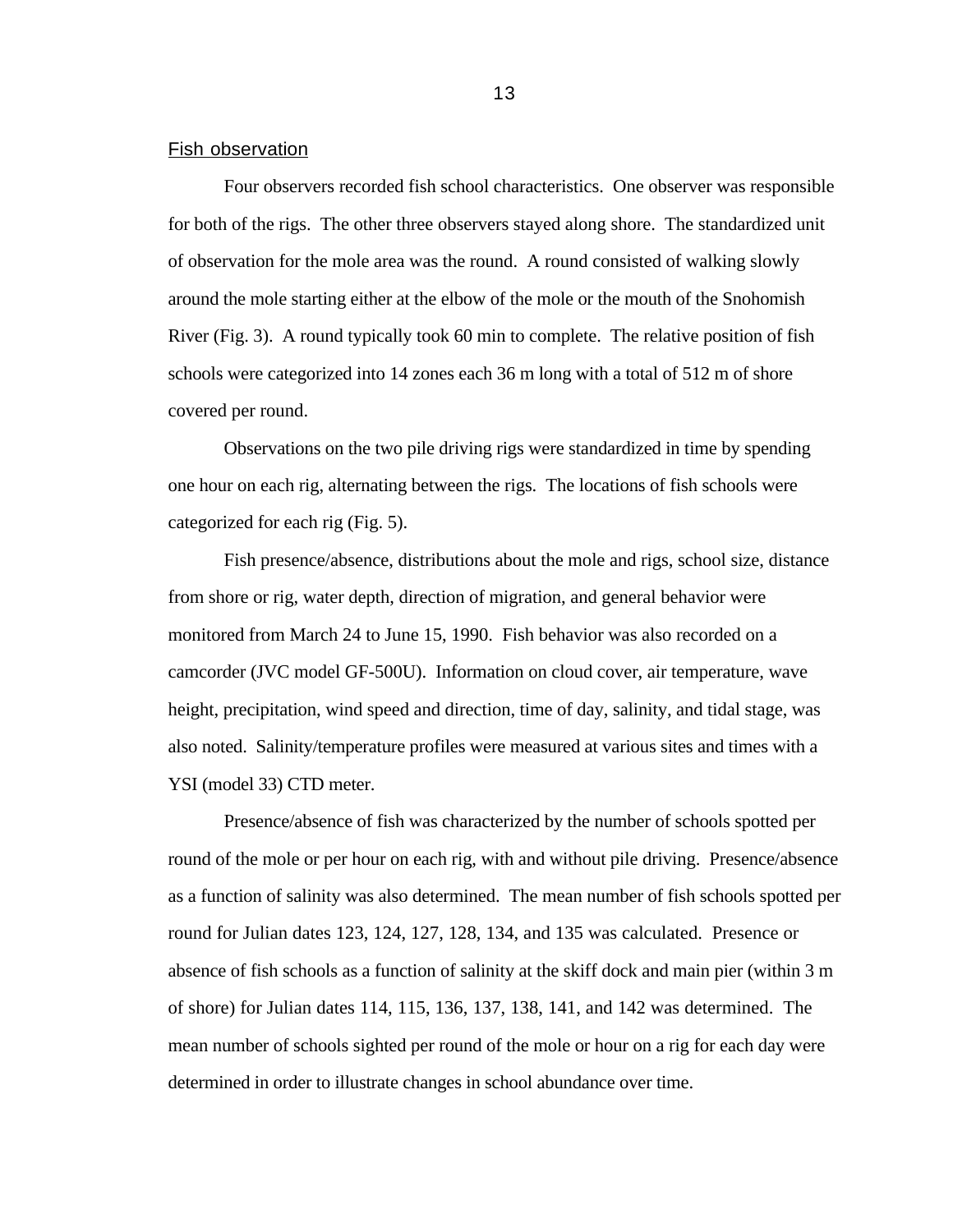## Fish observation

Four observers recorded fish school characteristics. One observer was responsible for both of the rigs. The other three observers stayed along shore. The standardized unit of observation for the mole area was the round. A round consisted of walking slowly around the mole starting either at the elbow of the mole or the mouth of the Snohomish River (Fig. 3). A round typically took 60 min to complete. The relative position of fish schools were categorized into 14 zones each 36 m long with a total of 512 m of shore covered per round.

Observations on the two pile driving rigs were standardized in time by spending one hour on each rig, alternating between the rigs. The locations of fish schools were categorized for each rig (Fig. 5).

Fish presence/absence, distributions about the mole and rigs, school size, distance from shore or rig, water depth, direction of migration, and general behavior were monitored from March 24 to June 15, 1990. Fish behavior was also recorded on a camcorder (JVC model GF-500U). Information on cloud cover, air temperature, wave height, precipitation, wind speed and direction, time of day, salinity, and tidal stage, was also noted. Salinity/temperature profiles were measured at various sites and times with a YSI (model 33) CTD meter.

Presence/absence of fish was characterized by the number of schools spotted per round of the mole or per hour on each rig, with and without pile driving. Presence/absence as a function of salinity was also determined. The mean number of fish schools spotted per round for Julian dates 123, 124, 127, 128, 134, and 135 was calculated. Presence or absence of fish schools as a function of salinity at the skiff dock and main pier (within 3 m of shore) for Julian dates 114, 115, 136, 137, 138, 141, and 142 was determined. The mean number of schools sighted per round of the mole or hour on a rig for each day were determined in order to illustrate changes in school abundance over time.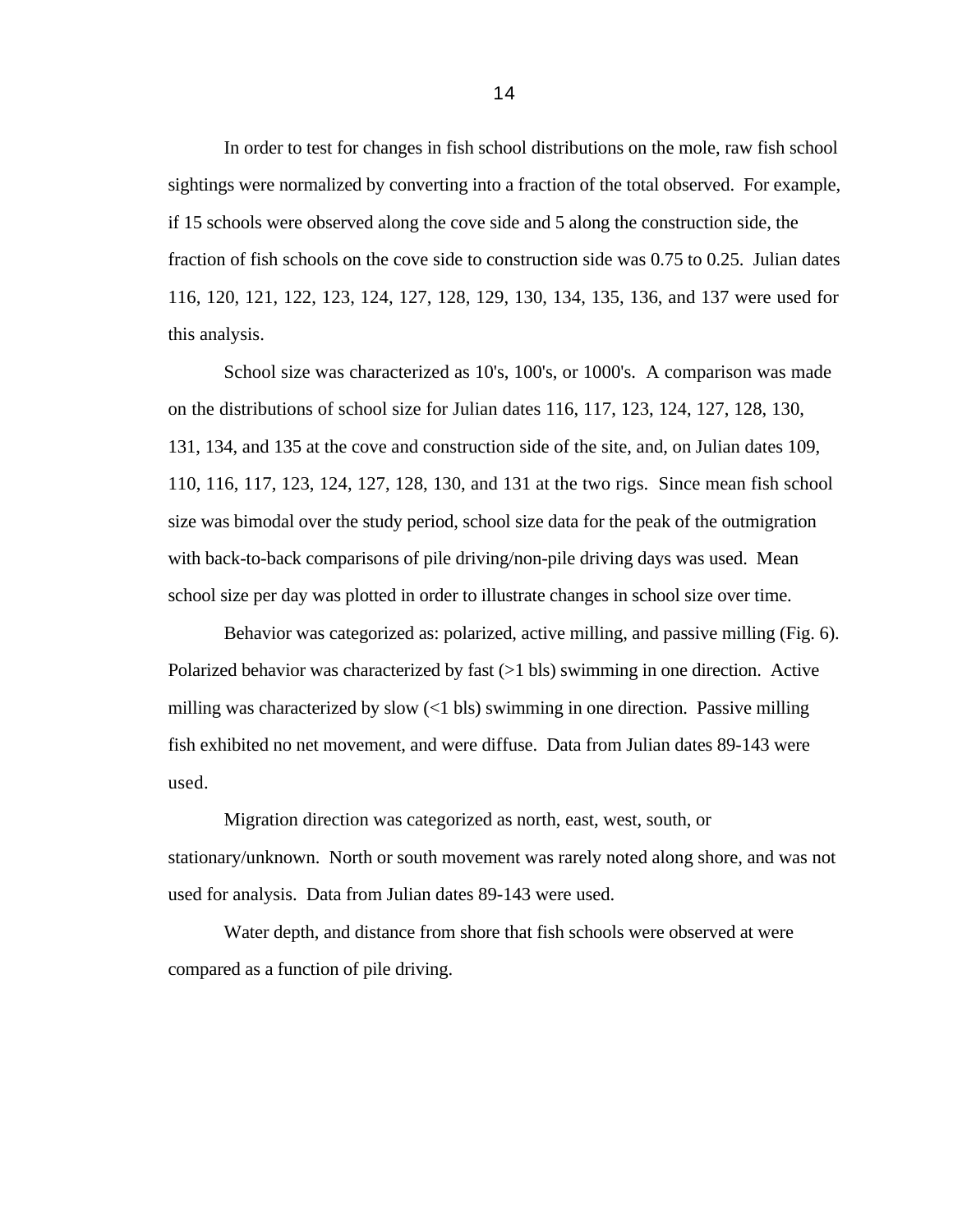In order to test for changes in fish school distributions on the mole, raw fish school sightings were normalized by converting into a fraction of the total observed. For example, if 15 schools were observed along the cove side and 5 along the construction side, the fraction of fish schools on the cove side to construction side was 0.75 to 0.25. Julian dates 116, 120, 121, 122, 123, 124, 127, 128, 129, 130, 134, 135, 136, and 137 were used for this analysis.

School size was characterized as 10's, 100's, or 1000's. A comparison was made on the distributions of school size for Julian dates 116, 117, 123, 124, 127, 128, 130, 131, 134, and 135 at the cove and construction side of the site, and, on Julian dates 109, 110, 116, 117, 123, 124, 127, 128, 130, and 131 at the two rigs. Since mean fish school size was bimodal over the study period, school size data for the peak of the outmigration with back-to-back comparisons of pile driving/non-pile driving days was used. Mean school size per day was plotted in order to illustrate changes in school size over time.

Behavior was categorized as: polarized, active milling, and passive milling (Fig. 6). Polarized behavior was characterized by fast (>1 bls) swimming in one direction. Active milling was characterized by slow (<1 bls) swimming in one direction. Passive milling fish exhibited no net movement, and were diffuse. Data from Julian dates 89-143 were used.

Migration direction was categorized as north, east, west, south, or stationary/unknown. North or south movement was rarely noted along shore, and was not used for analysis. Data from Julian dates 89-143 were used.

Water depth, and distance from shore that fish schools were observed at were compared as a function of pile driving.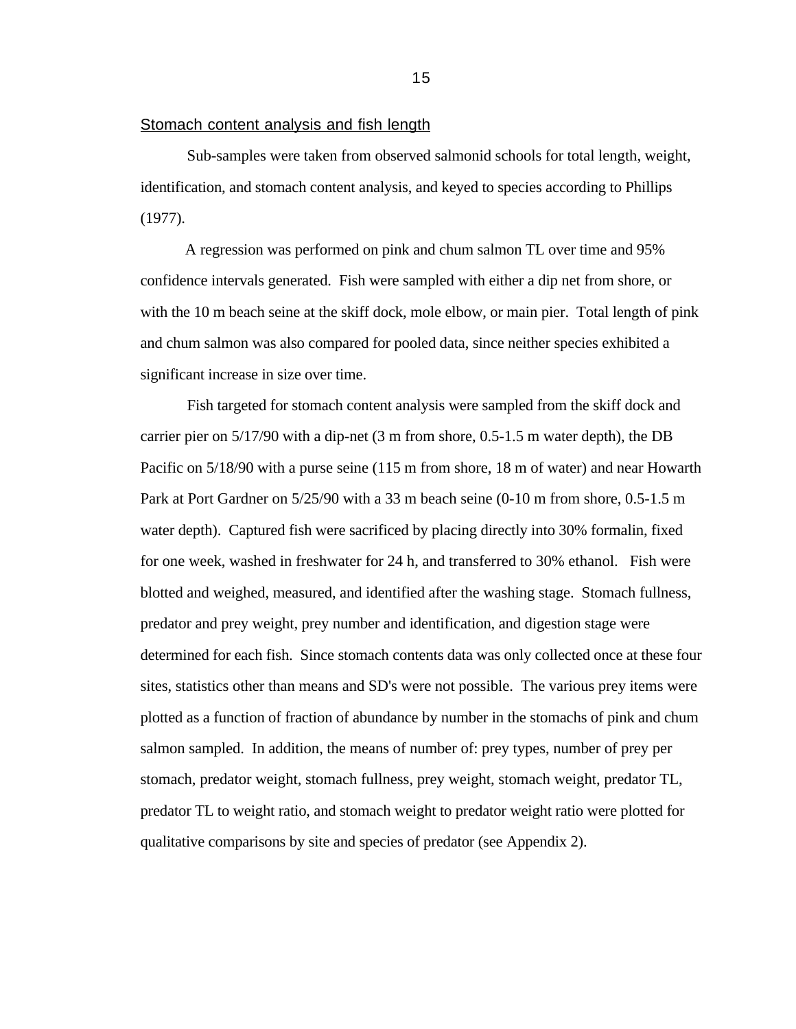<u>Stomach content analysis and fish length</u>

Sub-samples were taken from observed salmonid schools for total length, weight, identification, and stomach content analysis, and keyed to species according to Phillips (1977).

A regression was performed on pink and chum salmon TL over time and 95% confidence intervals generated. Fish were sampled with either a dip net from shore, or with the 10 m beach seine at the skiff dock, mole elbow, or main pier. Total length of pink and chum salmon was also compared for pooled data, since neither species exhibited a significant increase in size over time.

Fish targeted for stomach content analysis were sampled from the skiff dock and carrier pier on 5/17/90 with a dip-net (3 m from shore, 0.5-1.5 m water depth), the DB Pacific on 5/18/90 with a purse seine (115 m from shore, 18 m of water) and near Howarth Park at Port Gardner on 5/25/90 with a 33 m beach seine (0-10 m from shore, 0.5-1.5 m water depth). Captured fish were sacrificed by placing directly into 30% formalin, fixed for one week, washed in freshwater for 24 h, and transferred to 30% ethanol. Fish were blotted and weighed, measured, and identified after the washing stage. Stomach fullness, predator and prey weight, prey number and identification, and digestion stage were determined for each fish. Since stomach contents data was only collected once at these four sites, statistics other than means and SD's were not possible. The various prey items were plotted as a function of fraction of abundance by number in the stomachs of pink and chum salmon sampled. In addition, the means of number of: prey types, number of prey per stomach, predator weight, stomach fullness, prey weight, stomach weight, predator TL, predator TL to weight ratio, and stomach weight to predator weight ratio were plotted for qualitative comparisons by site and species of predator (see Appendix 2).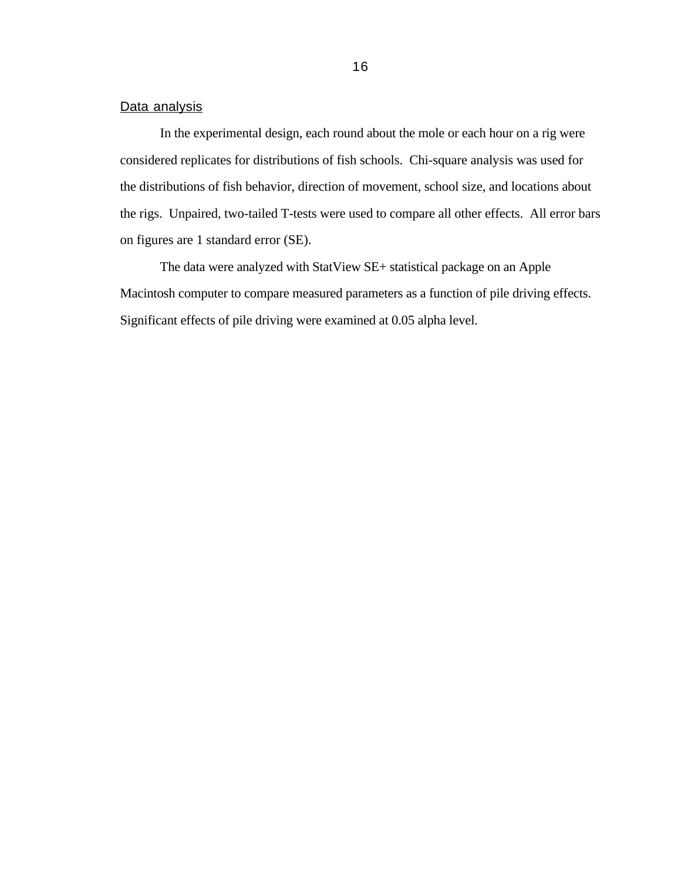## Data analysis

In the experimental design, each round about the mole or each hour on a rig were considered replicates for distributions of fish schools. Chi-square analysis was used for the distributions of fish behavior, direction of movement, school size, and locations about the rigs. Unpaired, two-tailed T-tests were used to compare all other effects. All error bars on figures are 1 standard error (SE).

The data were analyzed with StatView SE+ statistical package on an Apple Macintosh computer to compare measured parameters as a function of pile driving effects. Significant effects of pile driving were examined at 0.05 alpha level.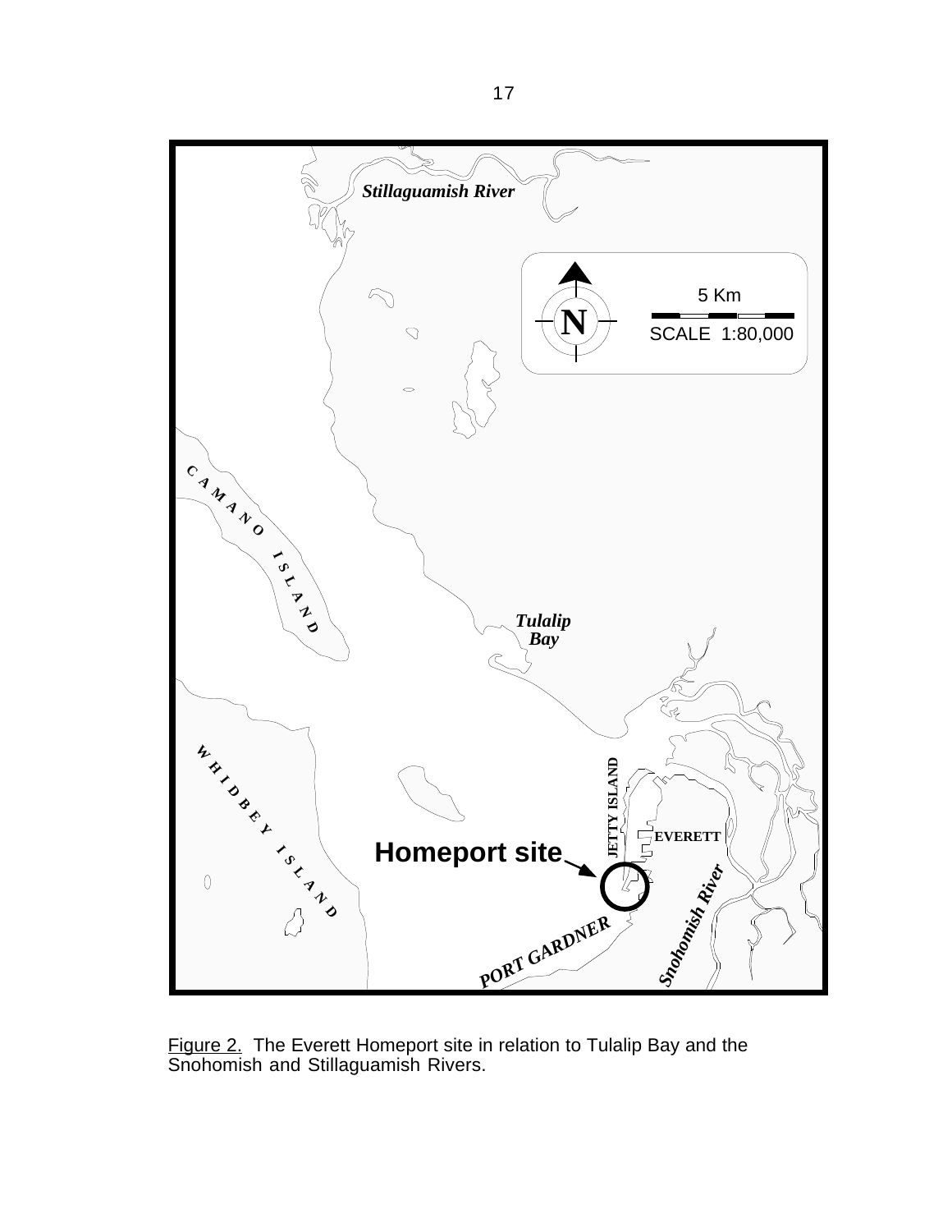Figure 2. The Everett Homeport site in relation to Tulalip Bay and the Snohomish and Stillaguamish Rivers.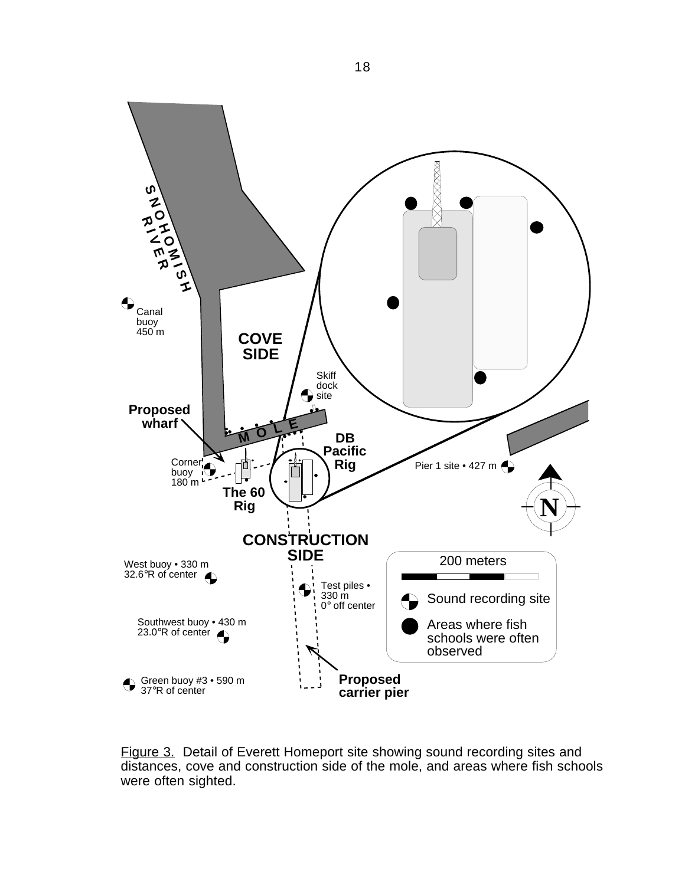Figure 3. Detail of Everett Homeport site showing sound recording sites and distances, cove and construction side of the mole, and areas where fish schools were often sighted.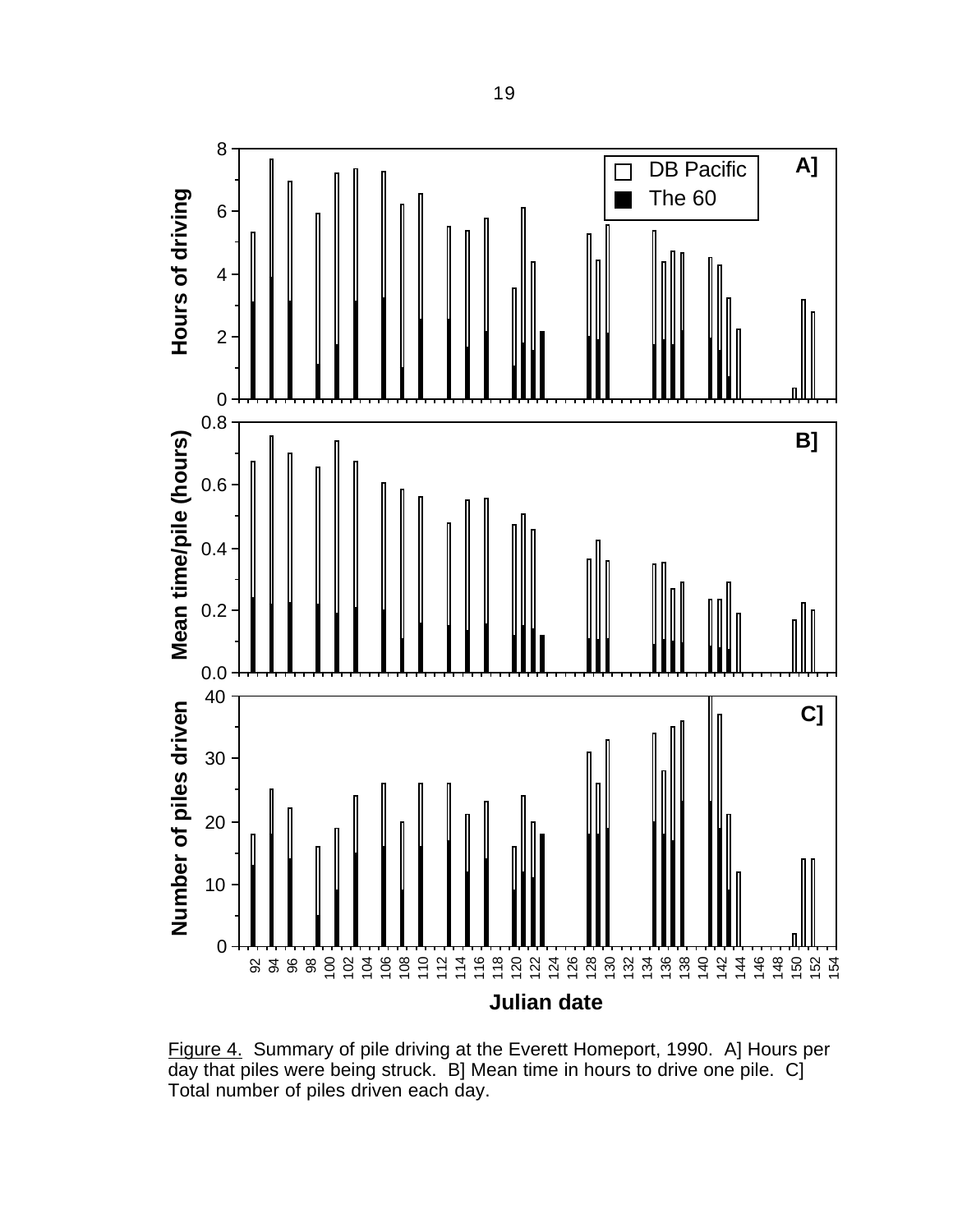Figure 4. Summary of pile driving at the Everett Homeport, 1990. A] Hours per day that piles were being struck. B] Mean time in hours to drive one pile. C] Total number of piles driven each day.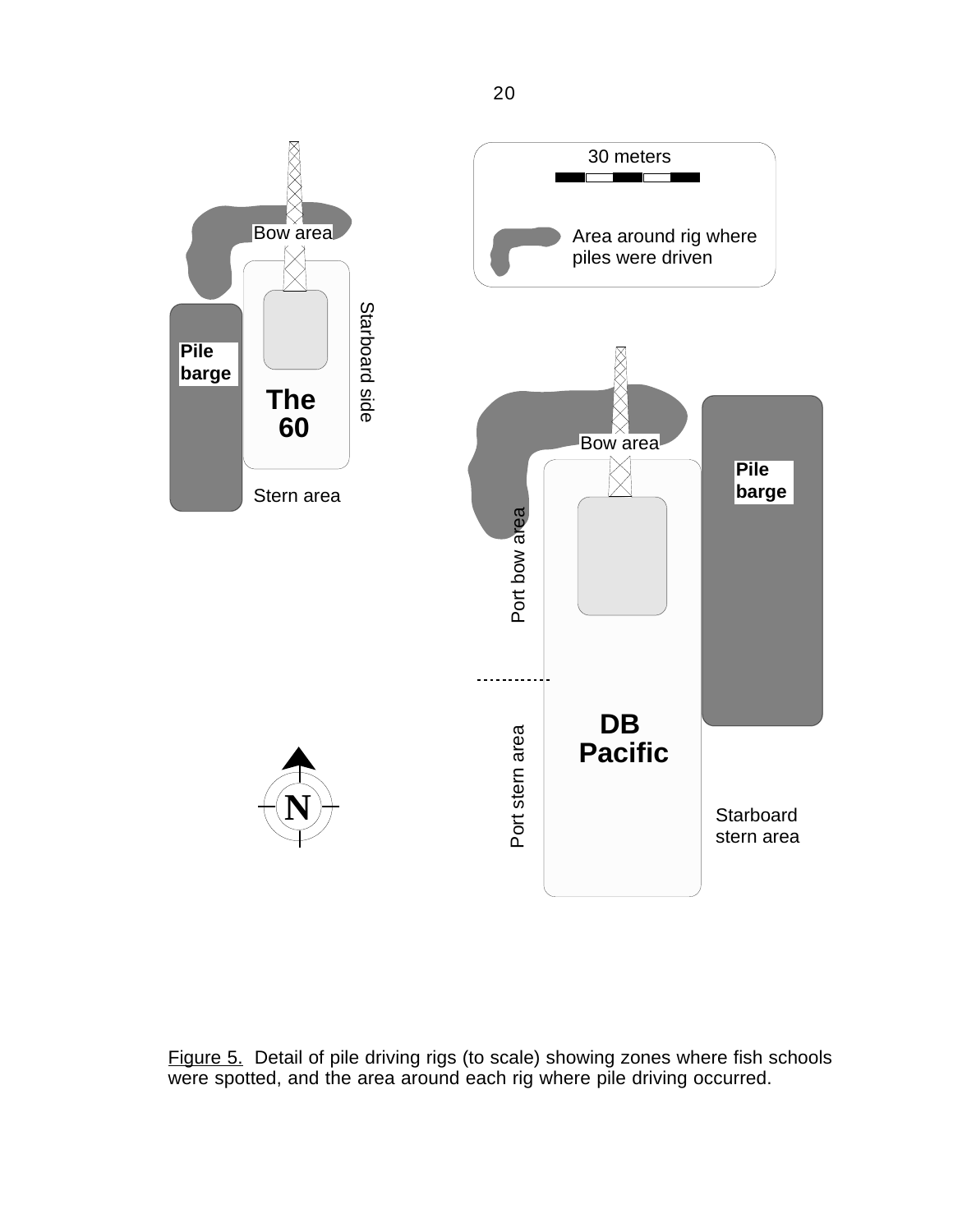Figure 5. Detail of pile driving rigs (to scale) showing zones where fish schools were spotted, and the area around each rig where pile driving occurred.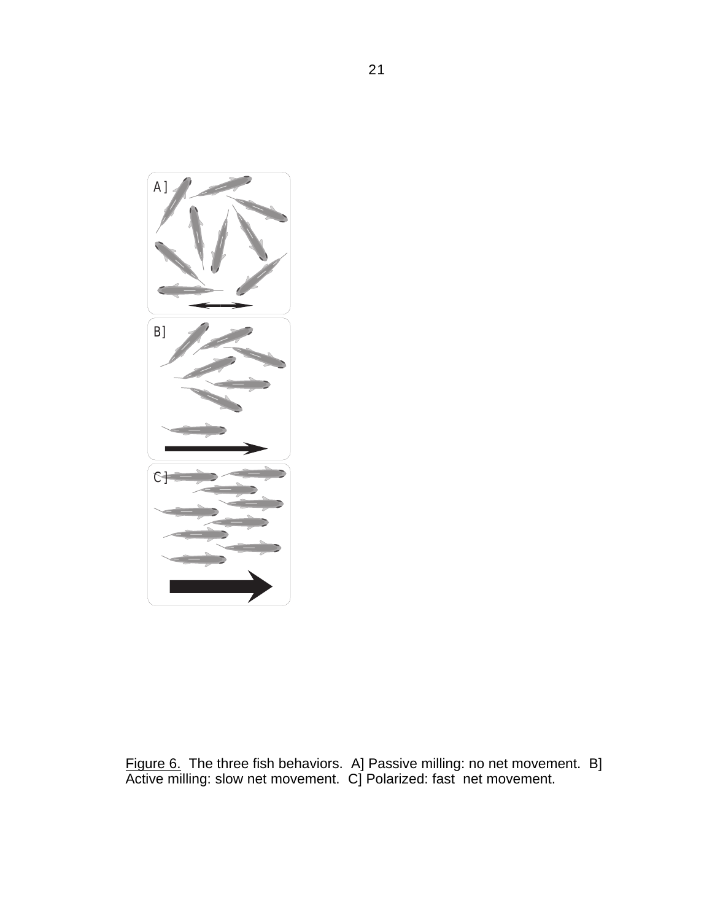Figure 6. The three fish behaviors. A] Passive milling: no net movement. B] Active milling: slow net movement. C] Polarized: fast net movement.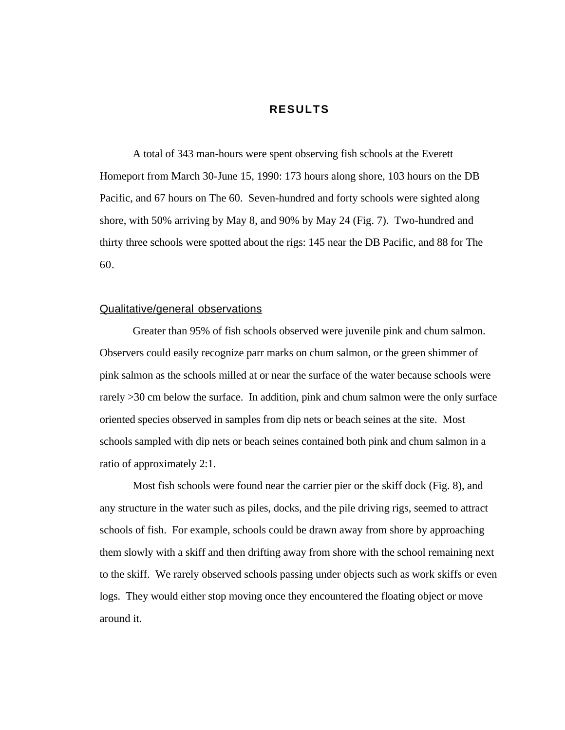# RESULTS

A total of 343 man-hours were spent observing fish schools at the Everett Homeport from March 30-June 15, 1990: 173 hours along shore, 103 hours on the DB Pacific, and 67 hours on The 60. Seven-hundred and forty schools were sighted along shore, with 50% arriving by May 8, and 90% by May 24 (Fig. 7). Two-hundred and thirty three schools were spotted about the rigs: 145 near the DB Pacific, and 88 for The 60.

## Qualitative/general observations

Greater than 95% of fish schools observed were juvenile pink and chum salmon. Observers could easily recognize parr marks on chum salmon, or the green shimmer of pink salmon as the schools milled at or near the surface of the water because schools were rarely >30 cm below the surface. In addition, pink and chum salmon were the only surface oriented species observed in samples from dip nets or beach seines at the site. Most schools sampled with dip nets or beach seines contained both pink and chum salmon in a ratio of approximately 2:1.

Most fish schools were found near the carrier pier or the skiff dock (Fig. 8), and any structure in the water such as piles, docks, and the pile driving rigs, seemed to attract schools of fish. For example, schools could be drawn away from shore by approaching them slowly with a skiff and then drifting away from shore with the school remaining next to the skiff. We rarely observed schools passing under objects such as work skiffs or even logs. They would either stop moving once they encountered the floating object or move around it.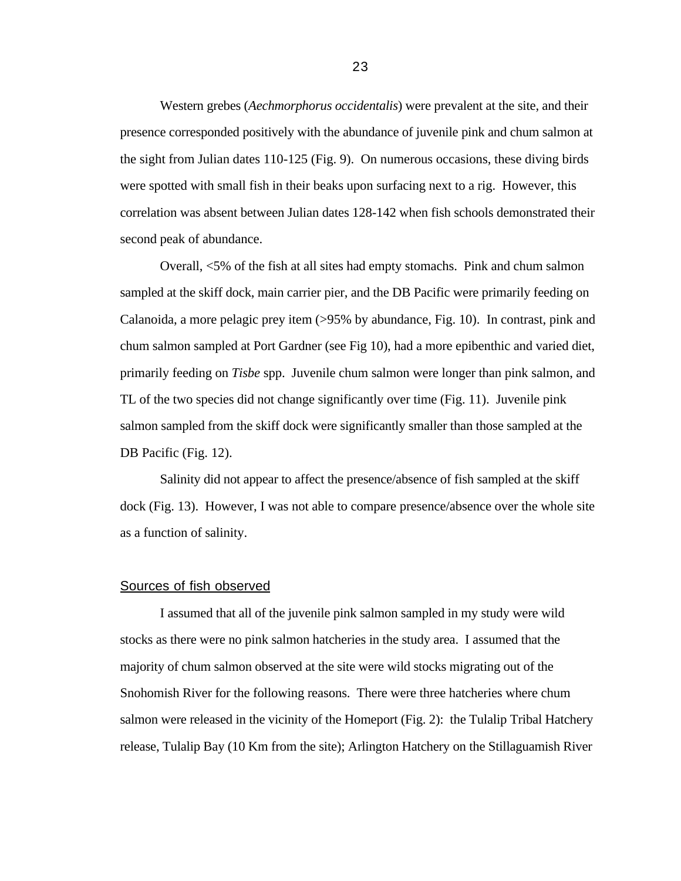Western grebes (*Aechmorphorus occidentalis*) were prevalent at the site, and their presence corresponded positively with the abundance of juvenile pink and chum salmon at the sight from Julian dates 110-125 (Fig. 9). On numerous occasions, these diving birds were spotted with small fish in their beaks upon surfacing next to a rig. However, this correlation was absent between Julian dates 128-142 when fish schools demonstrated their second peak of abundance.

Overall, <5% of the fish at all sites had empty stomachs. Pink and chum salmon sampled at the skiff dock, main carrier pier, and the DB Pacific were primarily feeding on Calanoida, a more pelagic prey item (>95% by abundance, Fig. 10). In contrast, pink and chum salmon sampled at Port Gardner (see Fig 10), had a more epibenthic and varied diet, primarily feeding on *Tisbe* spp. Juvenile chum salmon were longer than pink salmon, and TL of the two species did not change significantly over time (Fig. 11). Juvenile pink salmon sampled from the skiff dock were significantly smaller than those sampled at the DB Pacific (Fig. 12).

Salinity did not appear to affect the presence/absence of fish sampled at the skiff dock (Fig. 13). However, I was not able to compare presence/absence over the whole site as a function of salinity.

## Sources of fish observed

I assumed that all of the juvenile pink salmon sampled in my study were wild stocks as there were no pink salmon hatcheries in the study area. I assumed that the majority of chum salmon observed at the site were wild stocks migrating out of the Snohomish River for the following reasons. There were three hatcheries where chum salmon were released in the vicinity of the Homeport (Fig. 2): the Tulalip Tribal Hatchery release, Tulalip Bay (10 Km from the site); Arlington Hatchery on the Stillaguamish River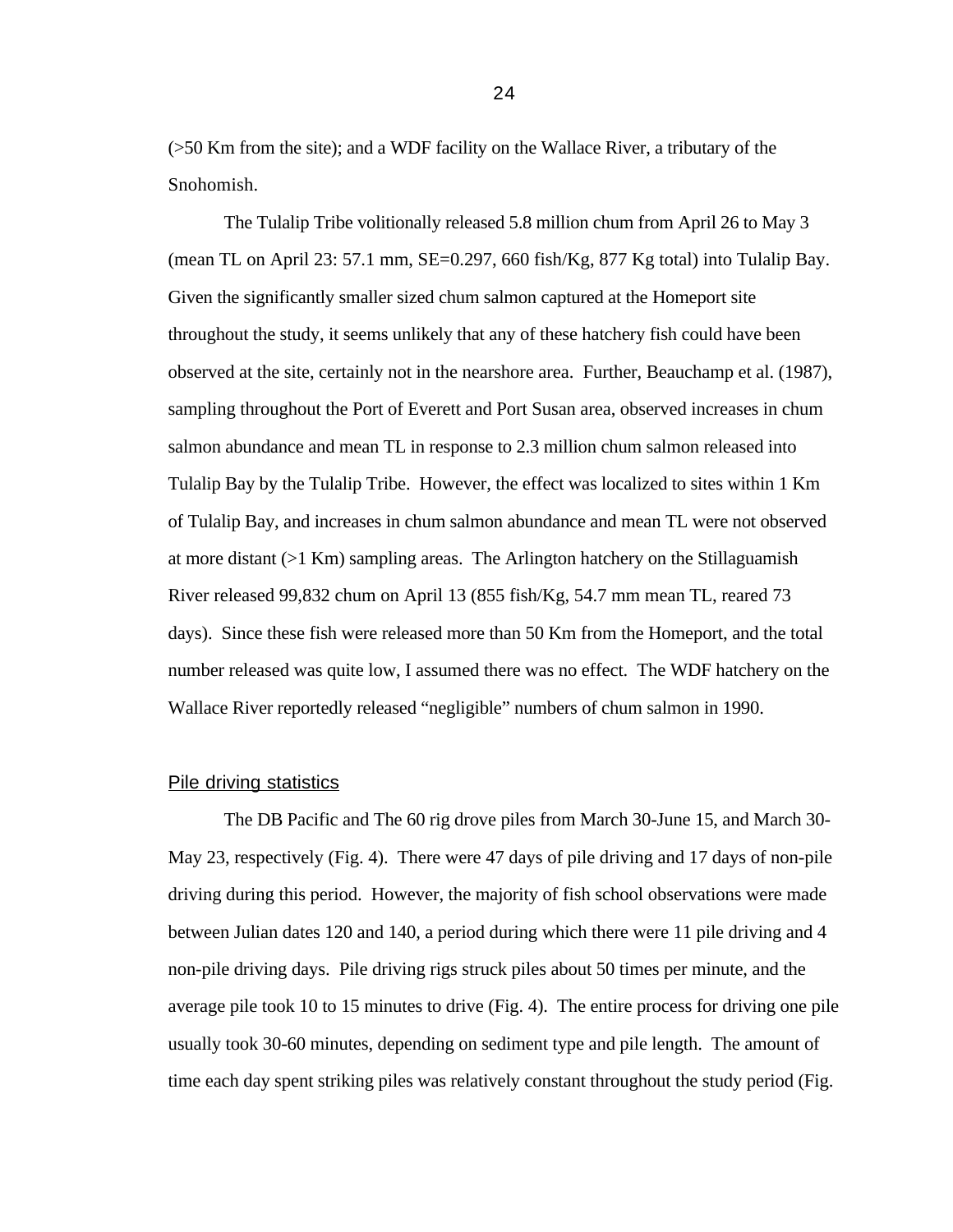(>50 Km from the site); and a WDF facility on the Wallace River, a tributary of the Snohomish.

The Tulalip Tribe volitionally released 5.8 million chum from April 26 to May 3 (mean TL on April 23: 57.1 mm, SE=0.297, 660 fish/Kg, 877 Kg total) into Tulalip Bay. Given the significantly smaller sized chum salmon captured at the Homeport site throughout the study, it seems unlikely that any of these hatchery fish could have been observed at the site, certainly not in the nearshore area. Further, Beauchamp et al. (1987), sampling throughout the Port of Everett and Port Susan area, observed increases in chum salmon abundance and mean TL in response to 2.3 million chum salmon released into Tulalip Bay by the Tulalip Tribe. However, the effect was localized to sites within 1 Km of Tulalip Bay, and increases in chum salmon abundance and mean TL were not observed at more distant (>1 Km) sampling areas. The Arlington hatchery on the Stillaguamish River released 99,832 chum on April 13 (855 fish/Kg, 54.7 mm mean TL, reared 73 days). Since these fish were released more than 50 Km from the Homeport, and the total number released was quite low, I assumed there was no effect. The WDF hatchery on the Wallace River reportedly released "negligible" numbers of chum salmon in 1990.

## Pile driving statistics

The DB Pacific and The 60 rig drove piles from March 30-June 15, and March 30-May 23, respectively (Fig. 4). There were 47 days of pile driving and 17 days of non-pile driving during this period. However, the majority of fish school observations were made between Julian dates 120 and 140, a period during which there were 11 pile driving and 4 non-pile driving days. Pile driving rigs struck piles about 50 times per minute, and the average pile took 10 to 15 minutes to drive (Fig. 4). The entire process for driving one pile usually took 30-60 minutes, depending on sediment type and pile length. The amount of time each day spent striking piles was relatively constant throughout the study period (Fig.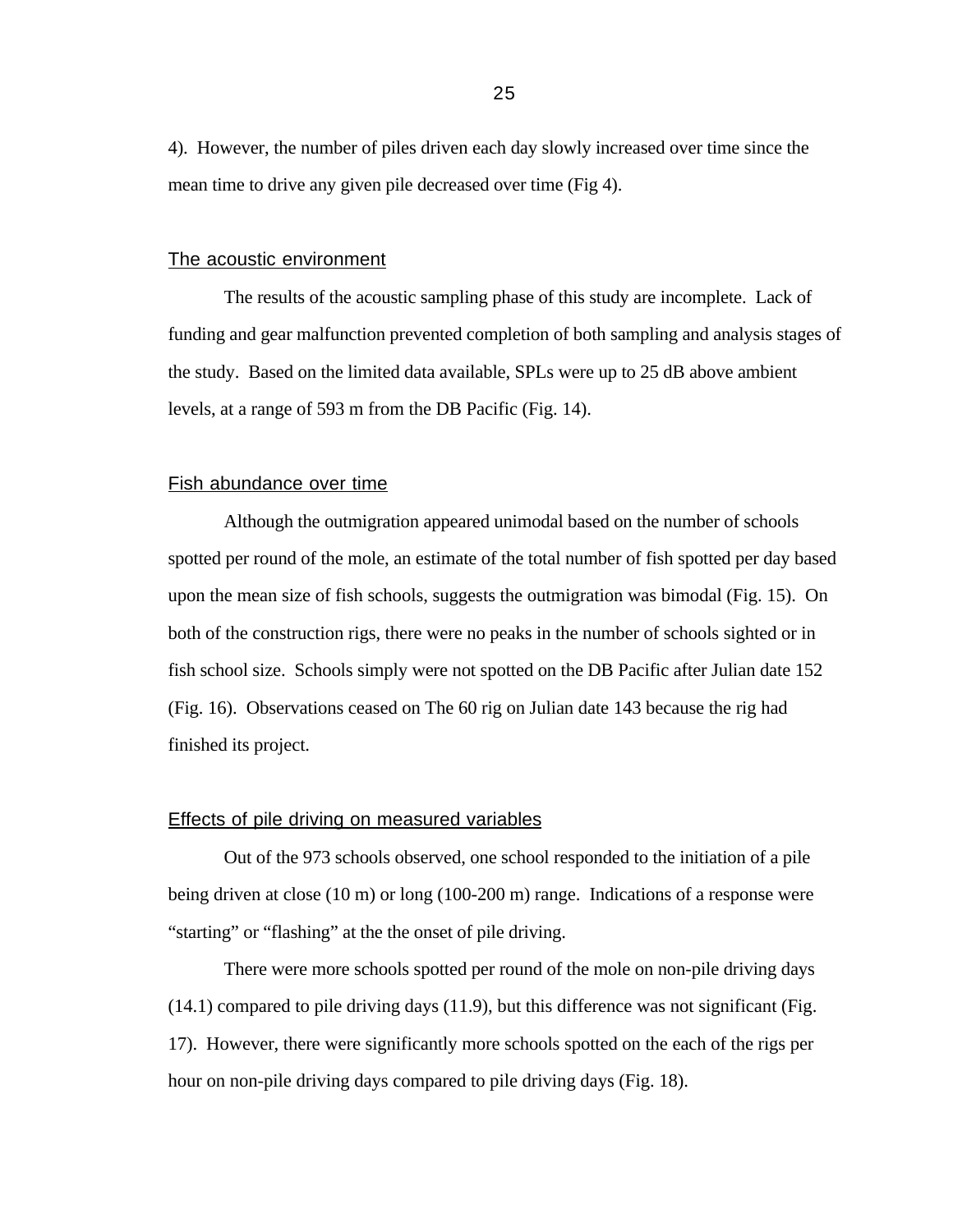4). However, the number of piles driven each day slowly increased over time since the mean time to drive any given pile decreased over time (Fig 4).

## The acoustic environment

The results of the acoustic sampling phase of this study are incomplete. Lack of funding and gear malfunction prevented completion of both sampling and analysis stages of the study. Based on the limited data available, SPLs were up to 25 dB above ambient levels, at a range of 593 m from the DB Pacific (Fig. 14).

## Fish abundance over time

Although the outmigration appeared unimodal based on the number of schools spotted per round of the mole, an estimate of the total number of fish spotted per day based upon the mean size of fish schools, suggests the outmigration was bimodal (Fig. 15). On both of the construction rigs, there were no peaks in the number of schools sighted or in fish school size. Schools simply were not spotted on the DB Pacific after Julian date 152 (Fig. 16). Observations ceased on The 60 rig on Julian date 143 because the rig had finished its project.

## Effects of pile driving on measured variables

Out of the 973 schools observed, one school responded to the initiation of a pile being driven at close (10 m) or long (100-200 m) range. Indications of a response were "starting" or "flashing" at the the onset of pile driving.

There were more schools spotted per round of the mole on non-pile driving days (14.1) compared to pile driving days (11.9), but this difference was not significant (Fig. 17). However, there were significantly more schools spotted on the each of the rigs per hour on non-pile driving days compared to pile driving days (Fig. 18).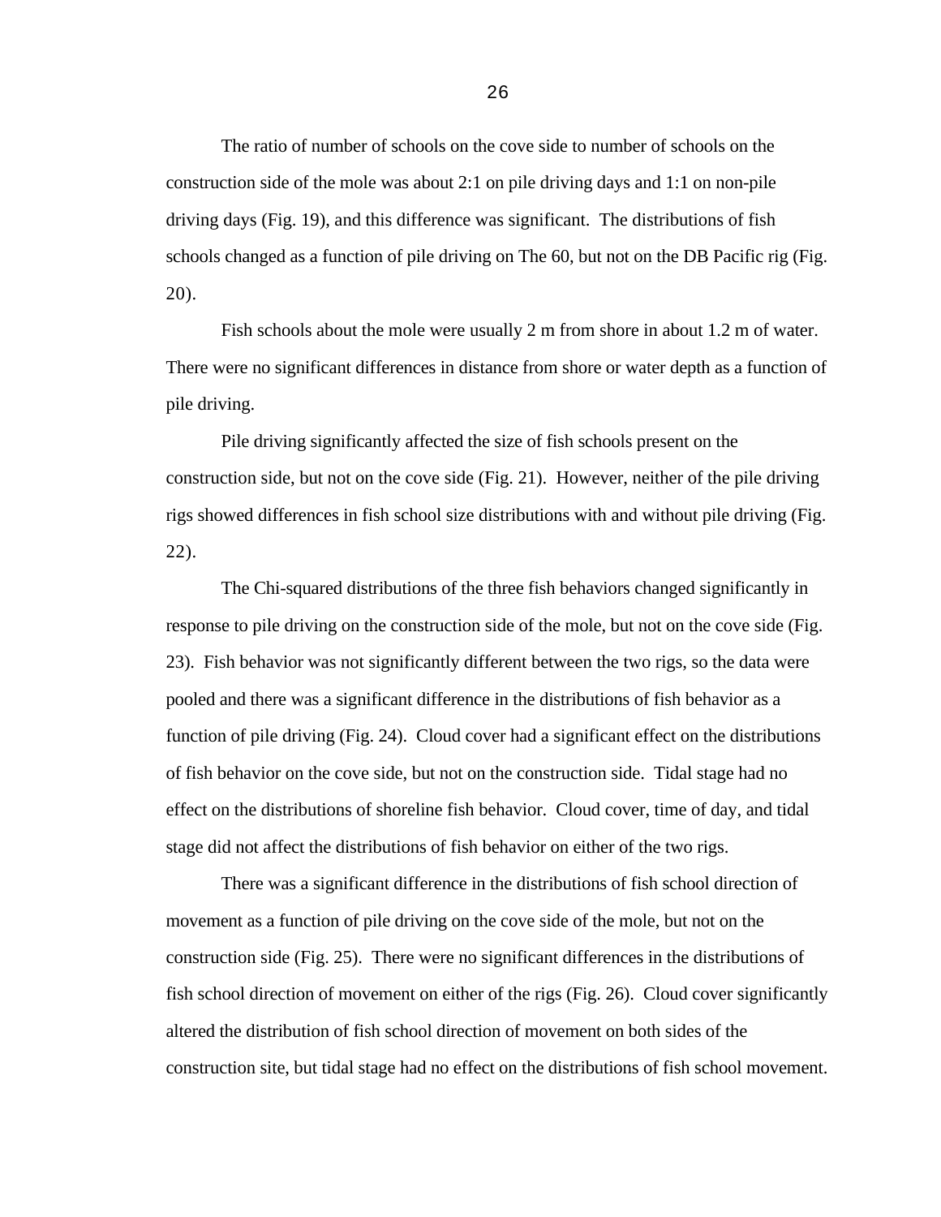The ratio of number of schools on the cove side to number of schools on the construction side of the mole was about 2:1 on pile driving days and 1:1 on non-pile driving days (Fig. 19), and this difference was significant. The distributions of fish schools changed as a function of pile driving on The 60, but not on the DB Pacific rig (Fig. 20).

Fish schools about the mole were usually 2 m from shore in about 1.2 m of water. There were no significant differences in distance from shore or water depth as a function of pile driving.

Pile driving significantly affected the size of fish schools present on the construction side, but not on the cove side (Fig. 21). However, neither of the pile driving rigs showed differences in fish school size distributions with and without pile driving (Fig. 22).

The Chi-squared distributions of the three fish behaviors changed significantly in response to pile driving on the construction side of the mole, but not on the cove side (Fig. 23). Fish behavior was not significantly different between the two rigs, so the data were pooled and there was a significant difference in the distributions of fish behavior as a function of pile driving (Fig. 24). Cloud cover had a significant effect on the distributions of fish behavior on the cove side, but not on the construction side. Tidal stage had no effect on the distributions of shoreline fish behavior. Cloud cover, time of day, and tidal stage did not affect the distributions of fish behavior on either of the two rigs.

There was a significant difference in the distributions of fish school direction of movement as a function of pile driving on the cove side of the mole, but not on the construction side (Fig. 25). There were no significant differences in the distributions of fish school direction of movement on either of the rigs (Fig. 26). Cloud cover significantly altered the distribution of fish school direction of movement on both sides of the construction site, but tidal stage had no effect on the distributions of fish school movement.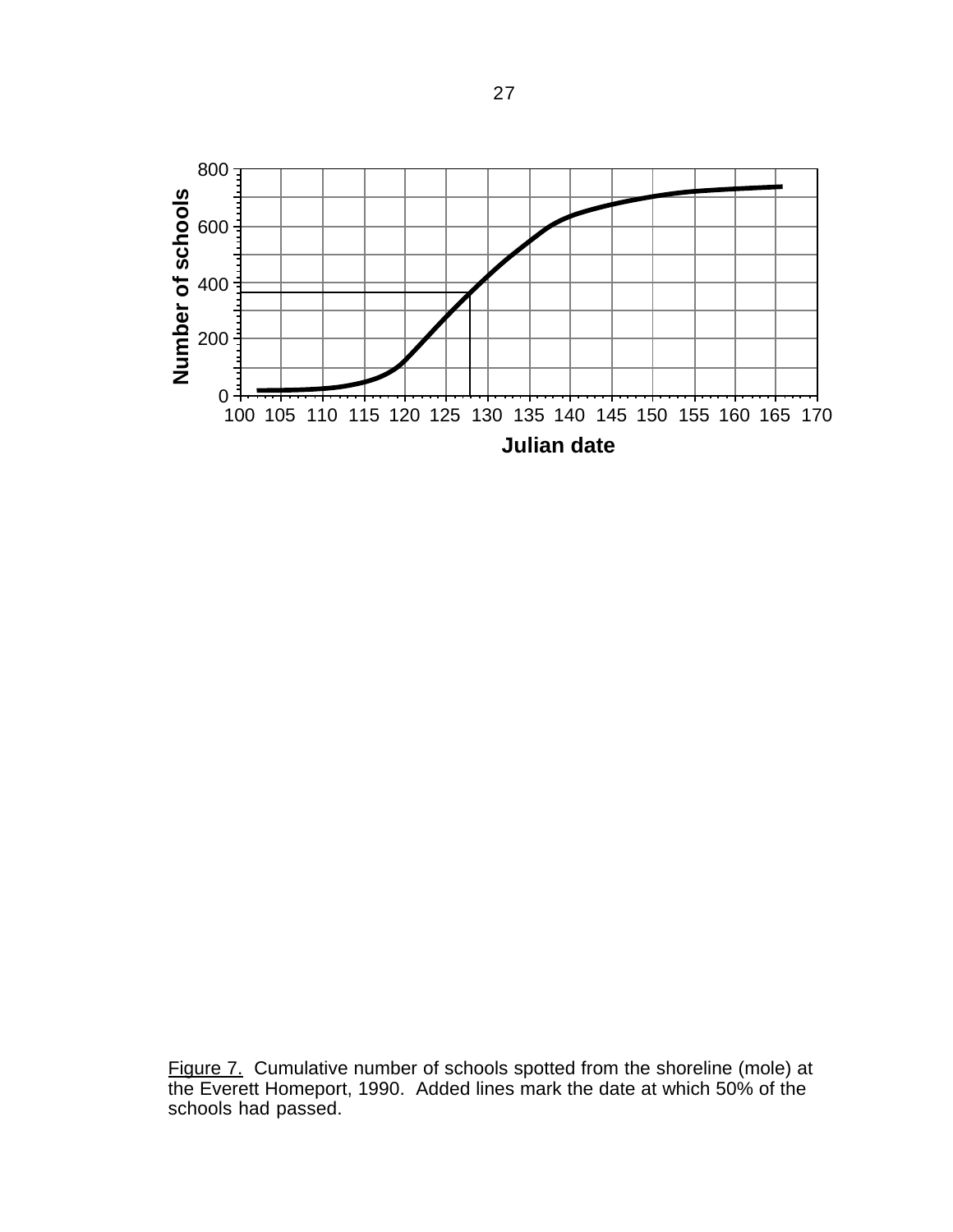Figure 7. Cumulative number of schools spotted from the shoreline (mole) at the Everett Homeport, 1990. Added lines mark the date at which 50% of the schools had passed.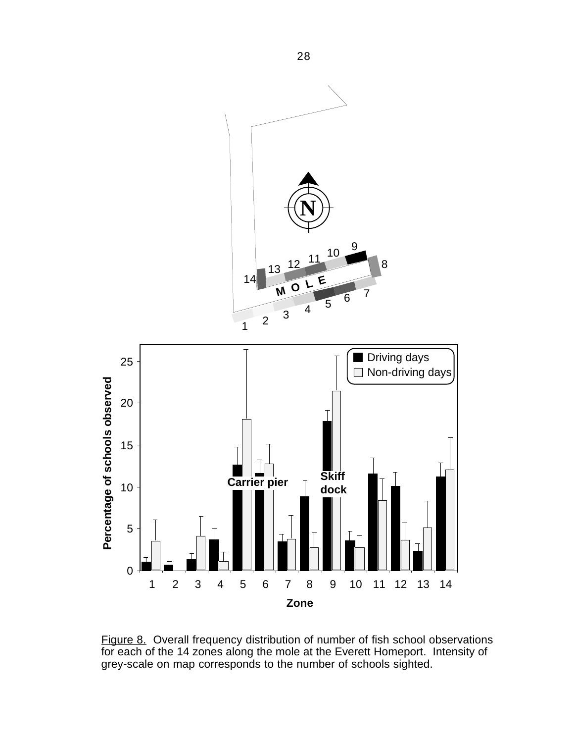Figure 8. Overall frequency distribution of number of fish school observations for each of the 14 zones along the mole at the Everett Homeport. Intensity of grey-scale on map corresponds to the number of schools sighted.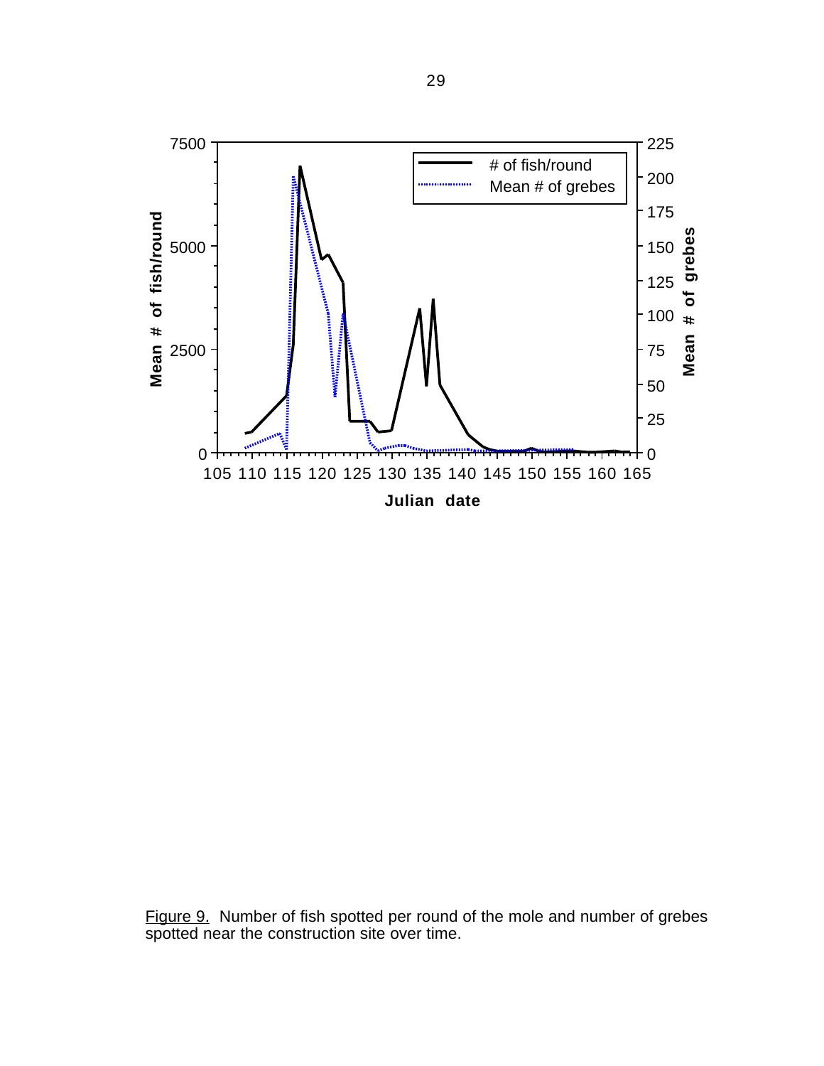Figure 9. Number of fish spotted per round of the mole and number of grebes spotted near the construction site over time.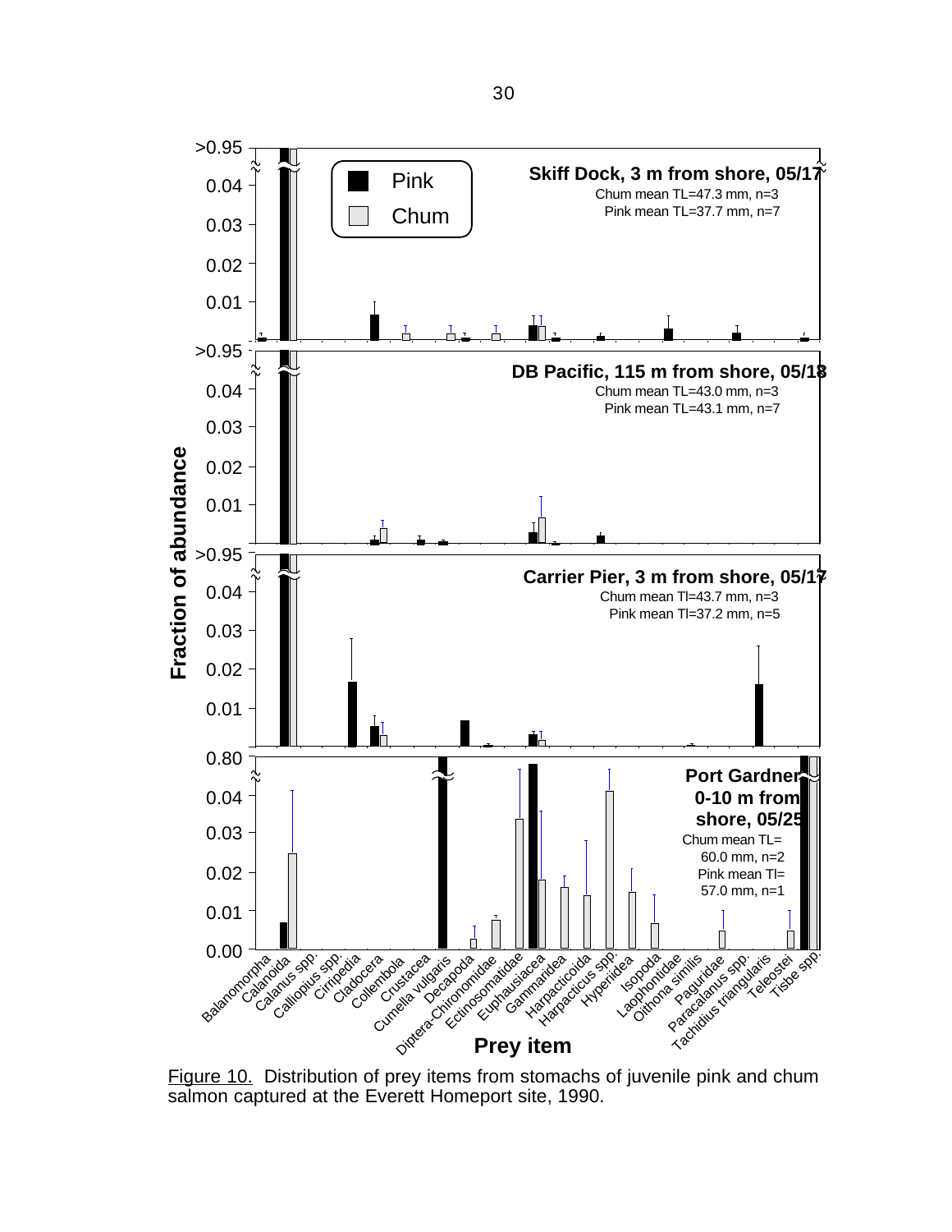Figure 10. Distribution of prey items from stomachs of juvenile pink and chum salmon captured at the Everett Homeport site, 1990.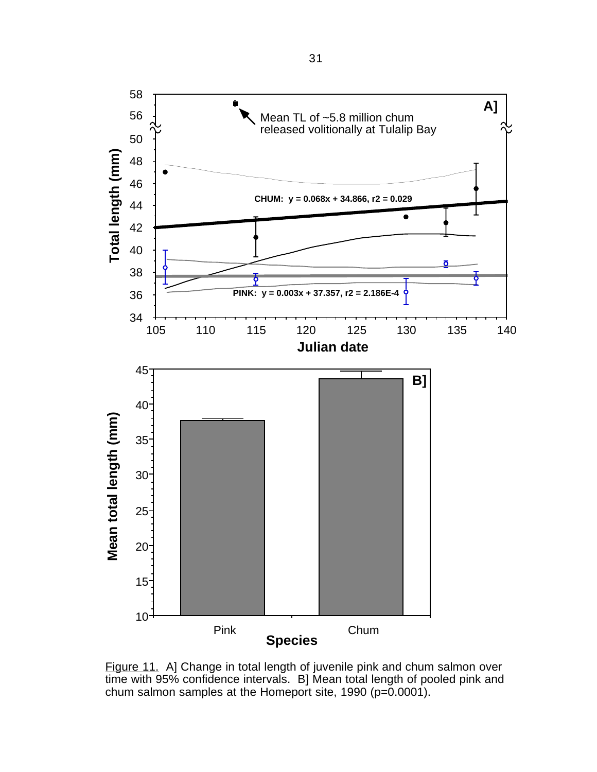Figure 11. A] Change in total length of juvenile pink and chum salmon over time with 95% confidence intervals. B] Mean total length of pooled pink and chum salmon samples at the Homeport site, 1990 (p=0.0001).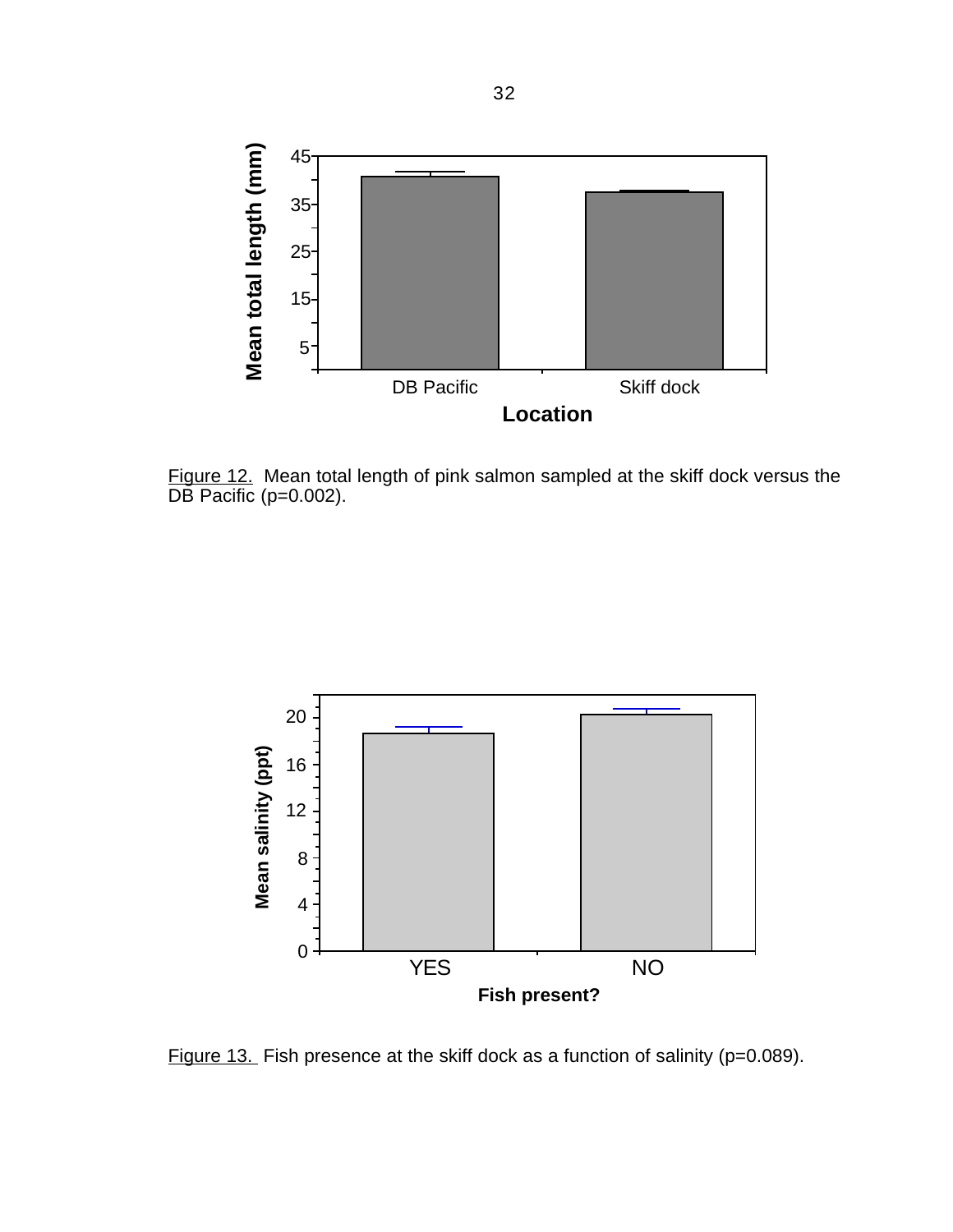Figure 12. Mean total length of pink salmon sampled at the skiff dock versus the DB Pacific (p=0.002).

Figure 13. Fish presence at the skiff dock as a function of salinity (p=0.089).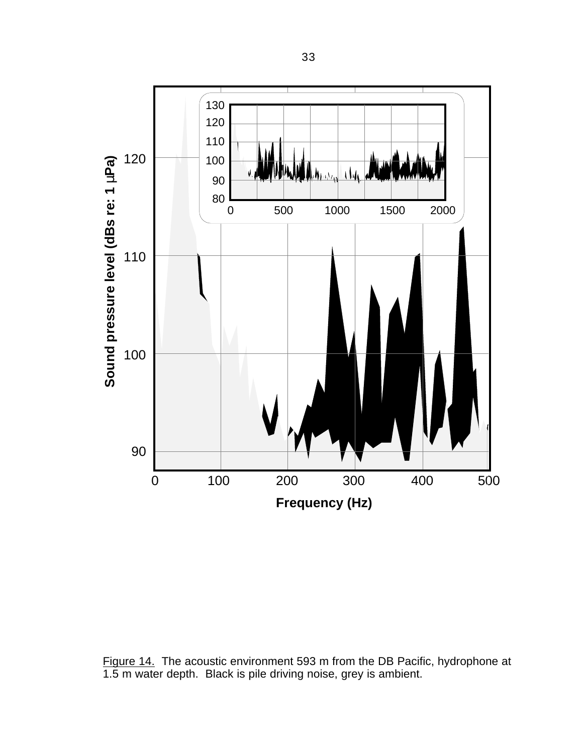Figure 14. The acoustic environment 593 m from the DB Pacific, hydrophone at 1.5 m water depth. Black is pile driving noise, grey is ambient.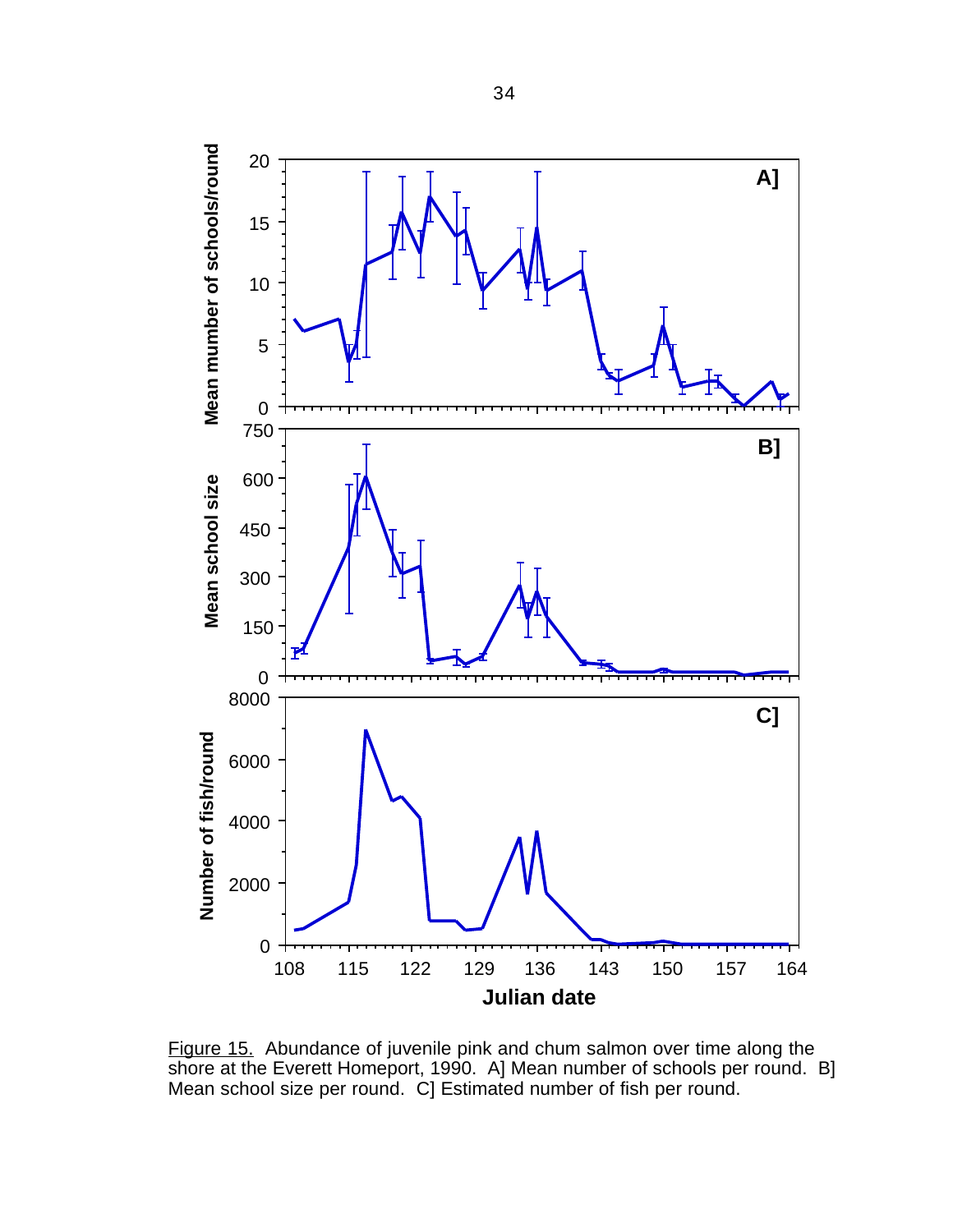Figure 15. Abundance of juvenile pink and chum salmon over time along the shore at the Everett Homeport, 1990. A] Mean number of schools per round. B] Mean school size per round. C] Estimated number of fish per round.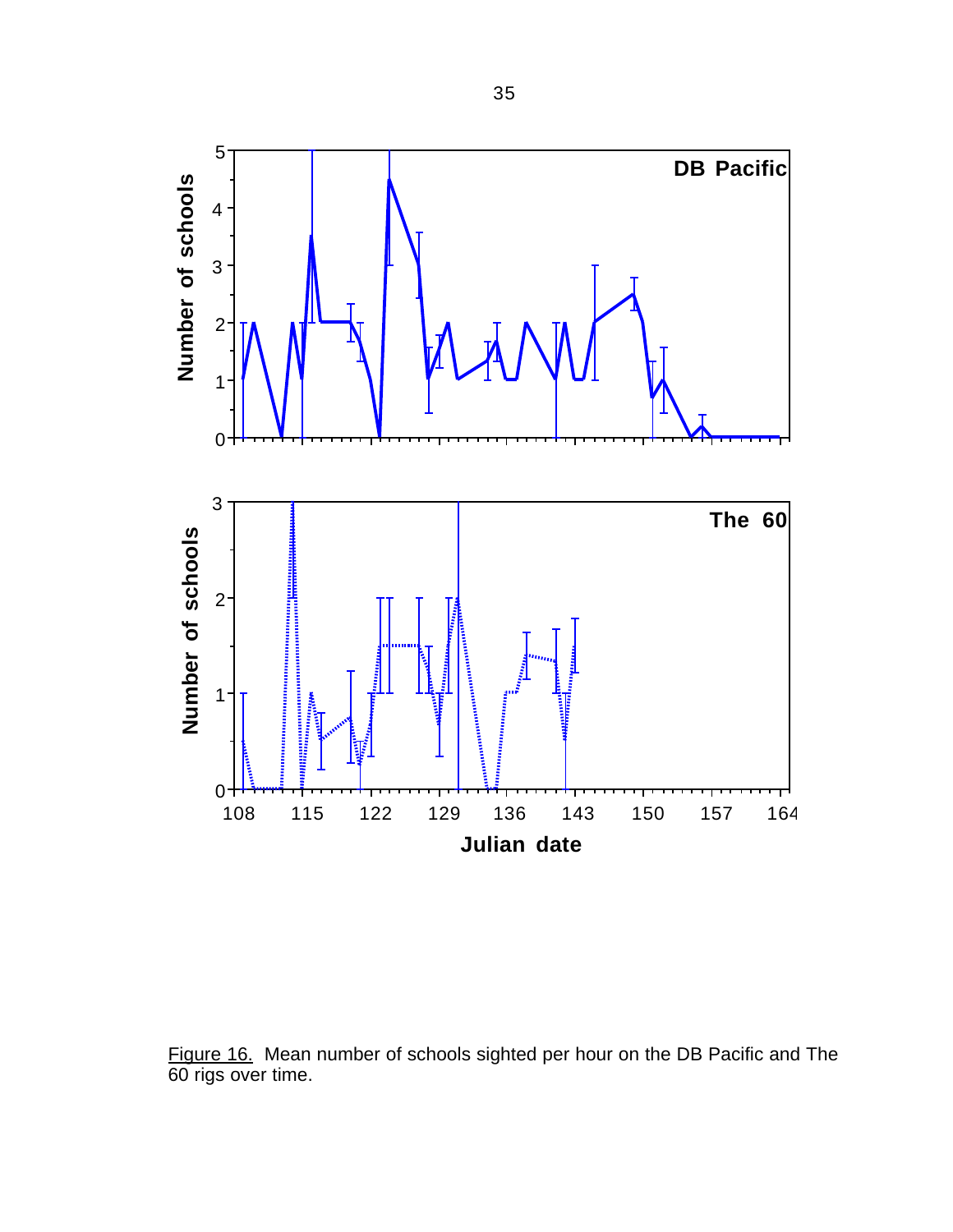Figure 16. Mean number of schools sighted per hour on the DB Pacific and The 60 rigs over time.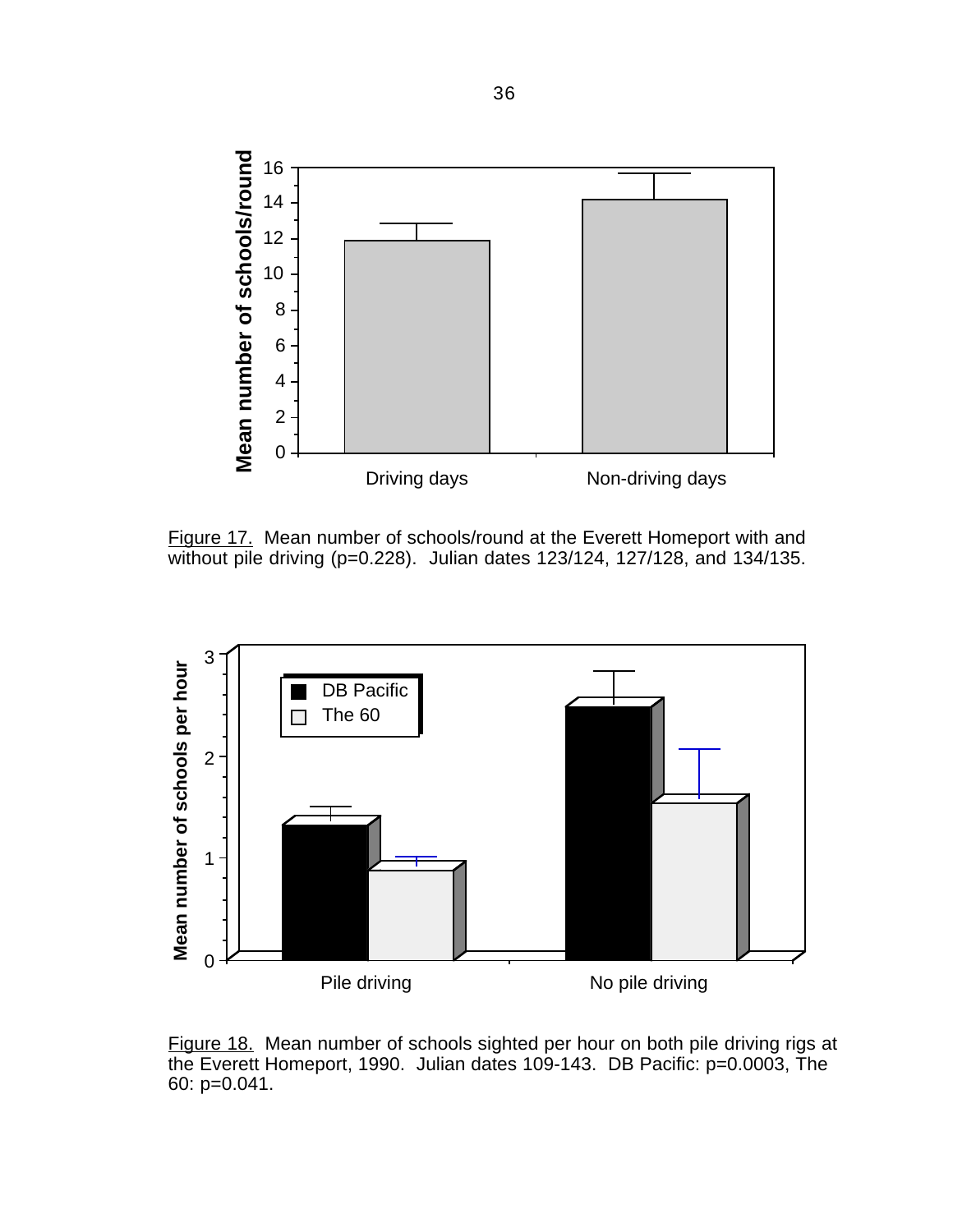Figure 17. Mean number of schools/round at the Everett Homeport with and without pile driving (p=0.228). Julian dates 123/124, 127/128, and 134/135.

Figure 18. Mean number of schools sighted per hour on both pile driving rigs at the Everett Homeport, 1990. Julian dates 109-143. DB Pacific: p=0.0003, The 60: p=0.041.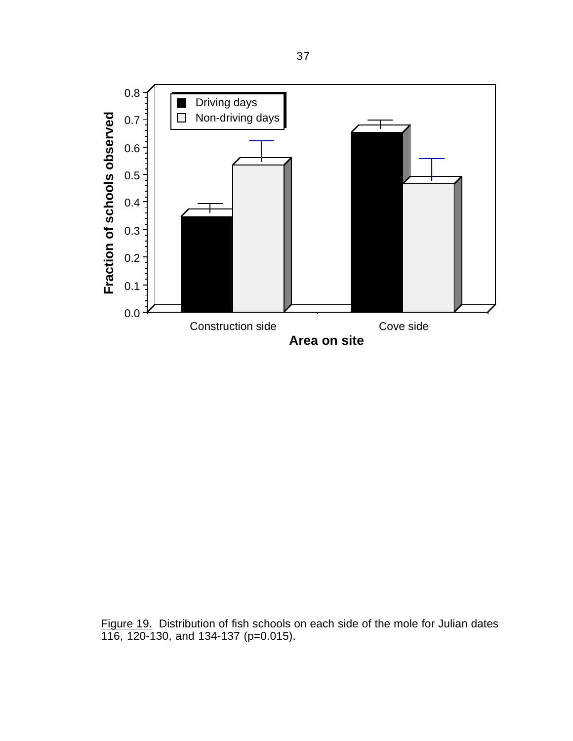Figure 19. Distribution of fish schools on each side of the mole for Julian dates 116, 120-130, and 134-137 (p=0.015).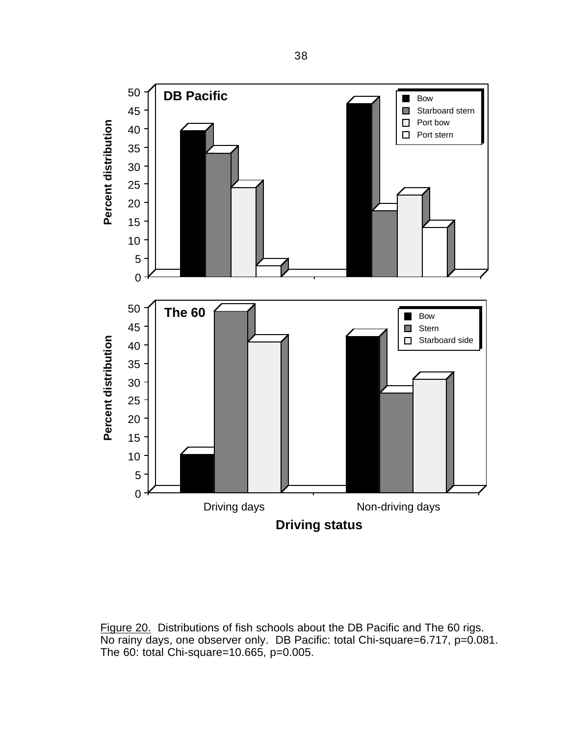Figure 20. Distributions of fish schools about the DB Pacific and The 60 rigs. No rainy days, one observer only. DB Pacific: total Chi-square=6.717, p=0.081. The 60: total Chi-square=10.665, p=0.005.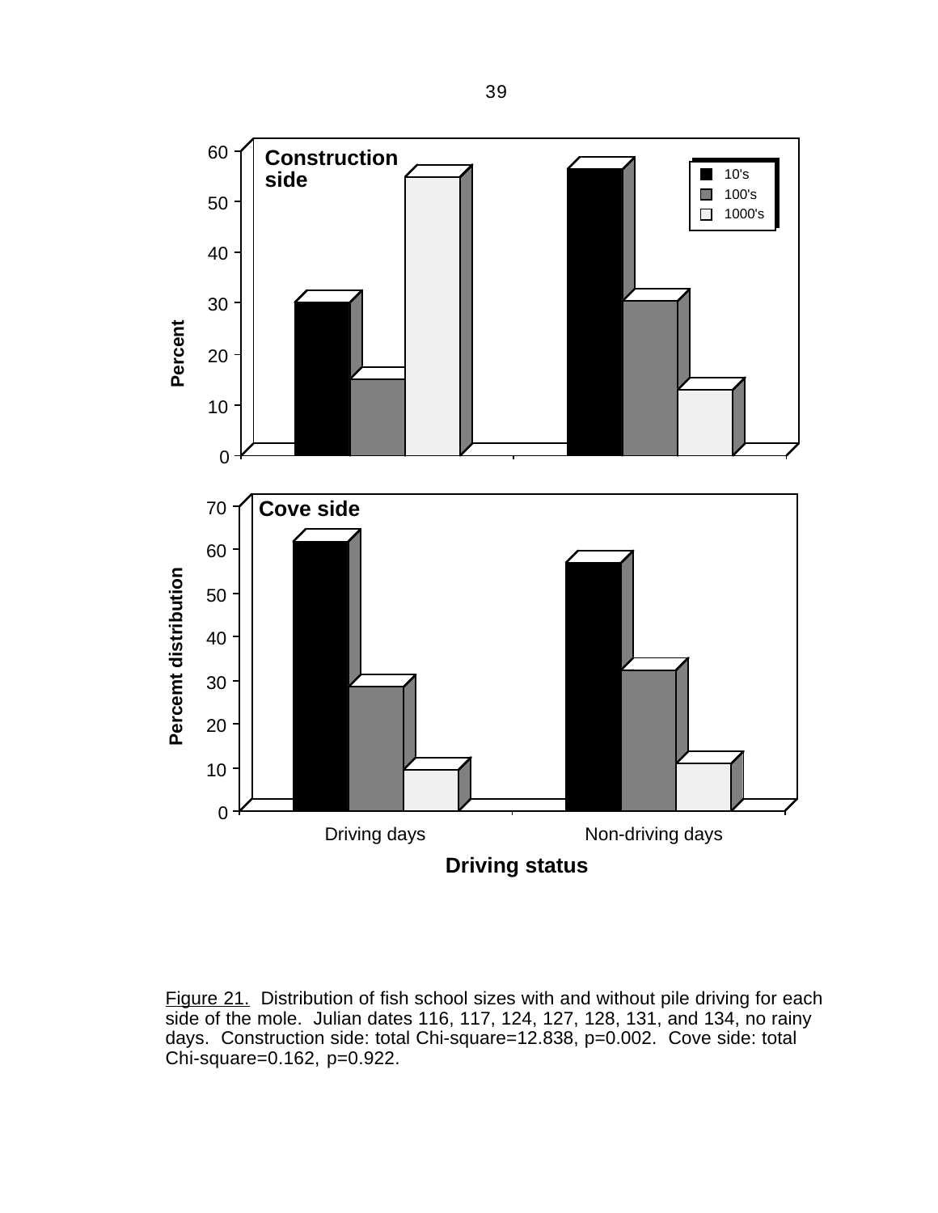Figure 21. Distribution of fish school sizes with and without pile driving for each side of the mole. Julian dates 116, 117, 124, 127, 128, 131, and 134, no rainy days. Construction side: total Chi-square=12.838, p=0.002. Cove side: total Chi-square=0.162, p=0.922.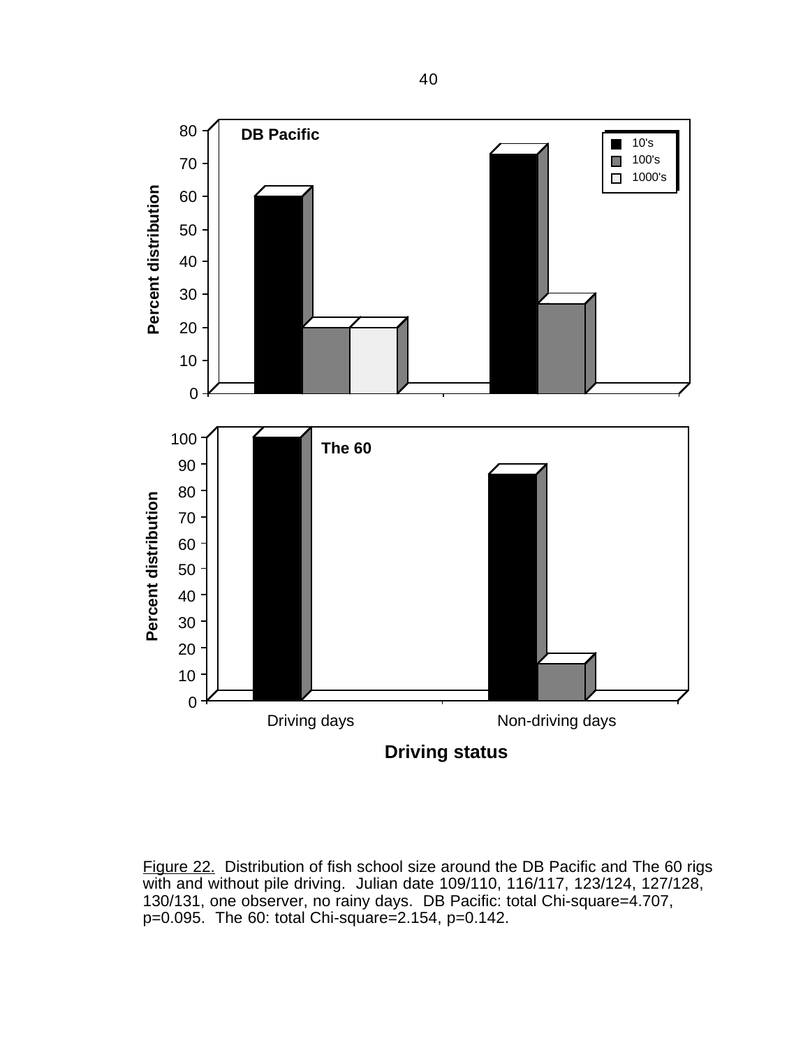Figure 22. Distribution of fish school size around the DB Pacific and The 60 rigs with and without pile driving. Julian date 109/110, 116/117, 123/124, 127/128, 130/131, one observer, no rainy days. DB Pacific: total Chi-square=4.707, p=0.095. The 60: total Chi-square=2.154, p=0.142.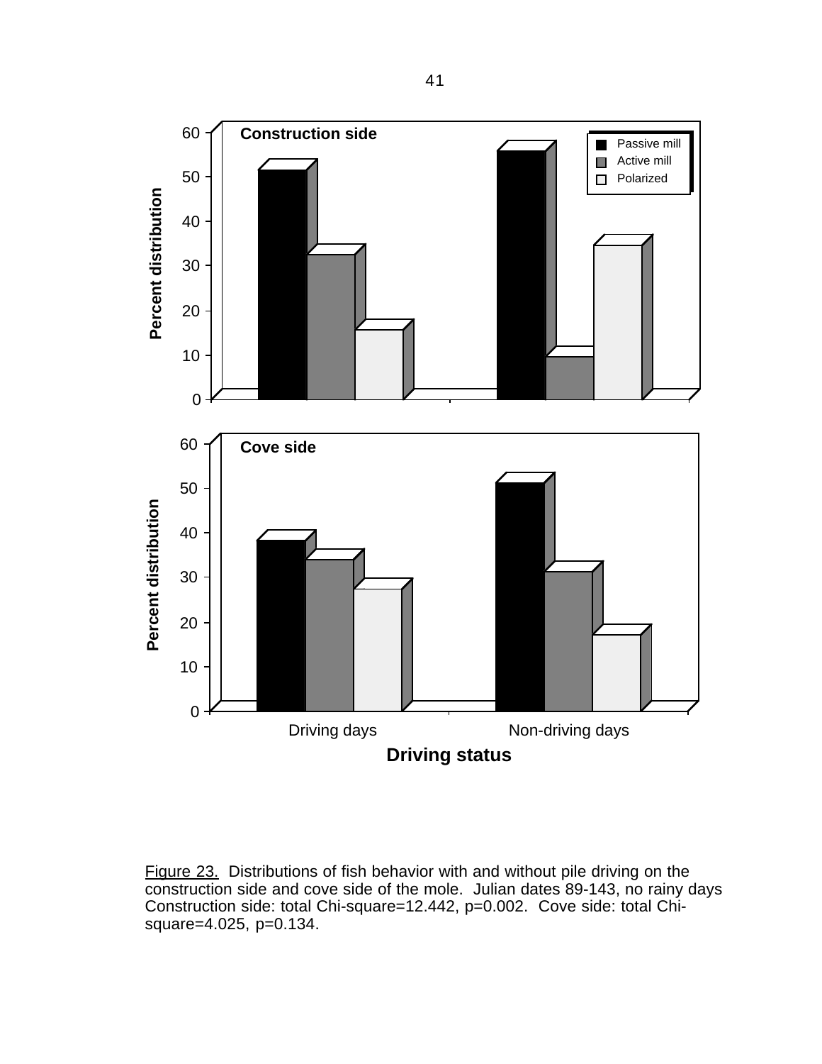Figure 23. Distributions of fish behavior with and without pile driving on the construction side and cove side of the mole. Julian dates 89-143, no rainy days Construction side: total Chi-square=12.442, p=0.002. Cove side: total Chi-square=4.025, p=0.134.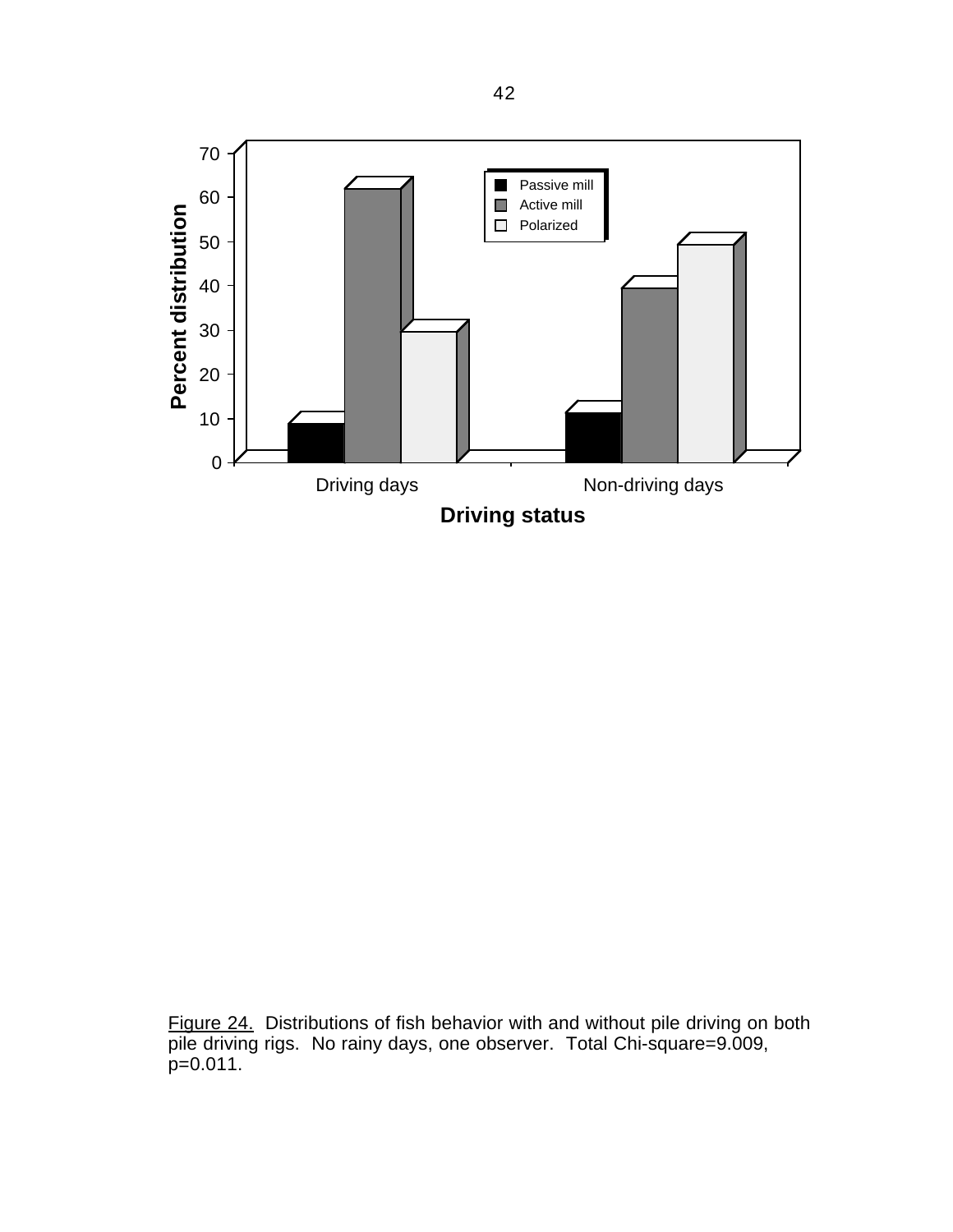Figure 24. Distributions of fish behavior with and without pile driving on both pile driving rigs. No rainy days, one observer. Total Chi-square=9.009, p=0.011.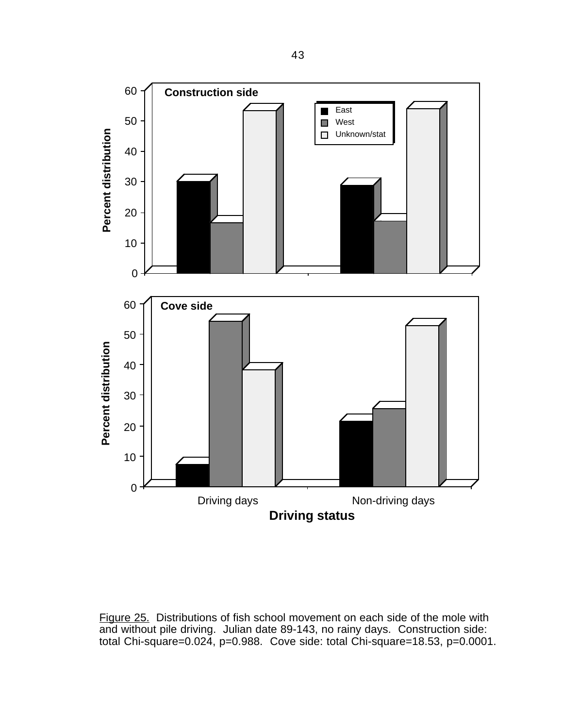Figure 25. Distributions of fish school movement on each side of the mole with and without pile driving. Julian date 89-143, no rainy days. Construction side: total Chi-square=0.024, p=0.988. Cove side: total Chi-square=18.53, p=0.0001.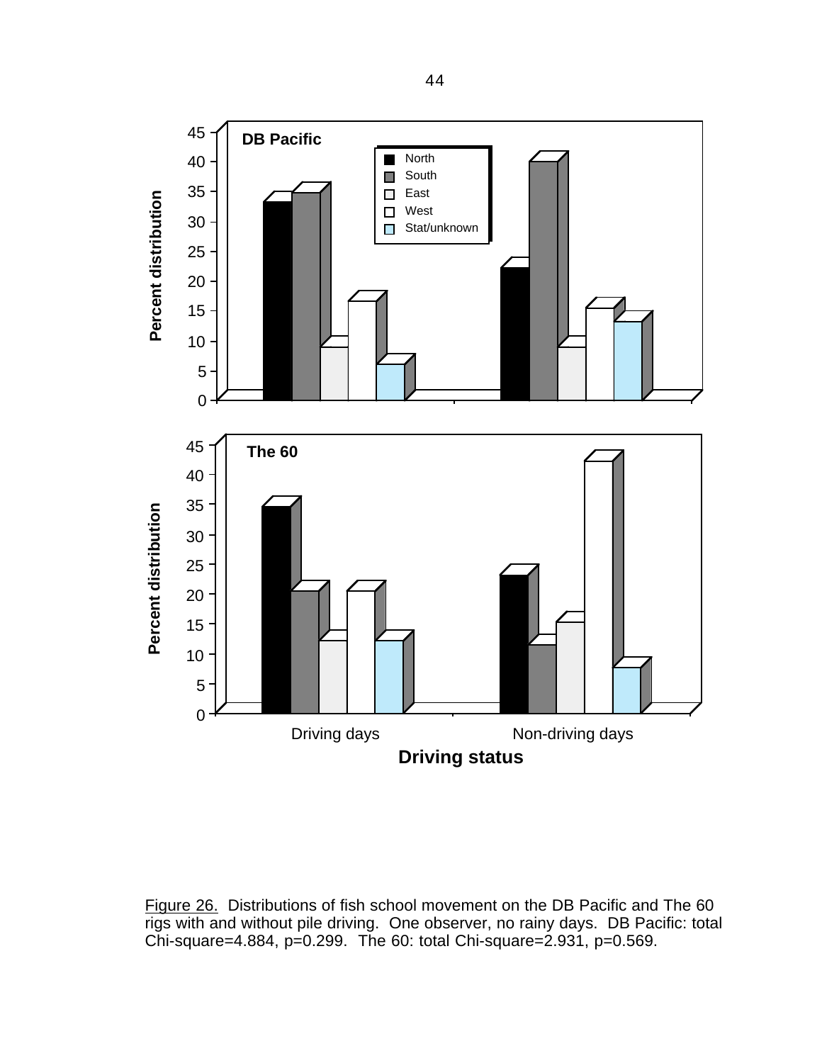Figure 26. Distributions of fish school movement on the DB Pacific and The 60 rigs with and without pile driving. One observer, no rainy days. DB Pacific: total Chi-square=4.884, p=0.299. The 60: total Chi-square=2.931, p=0.569.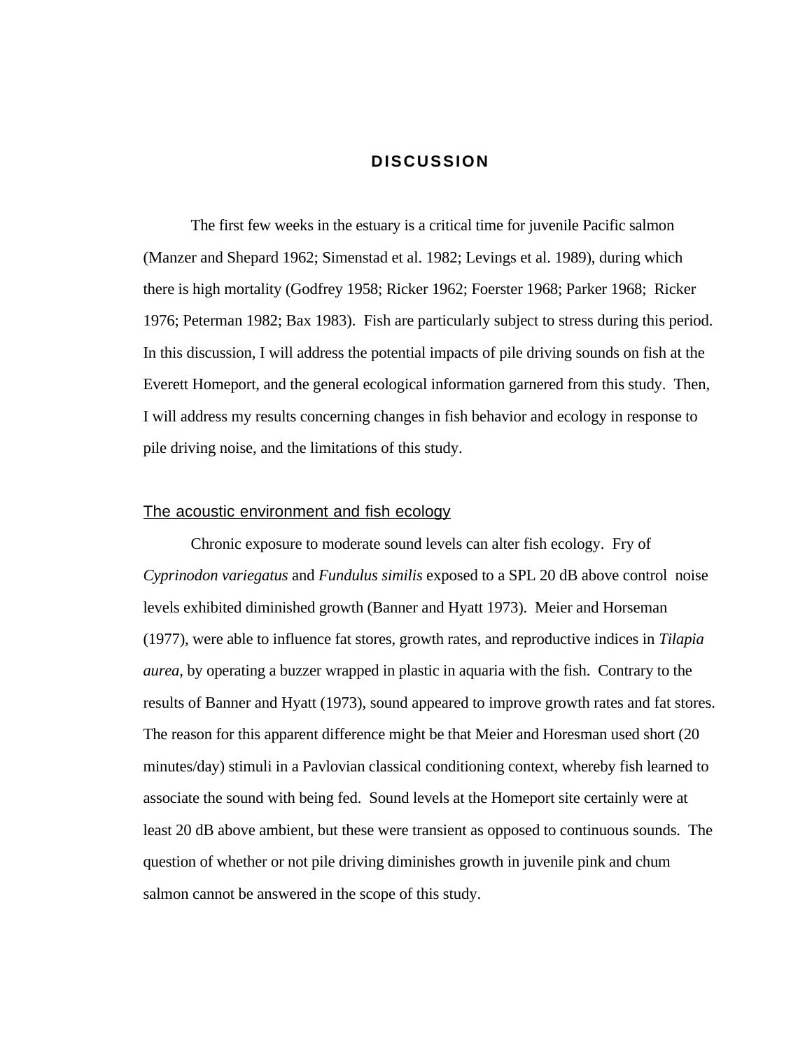# DISCUSSION

The first few weeks in the estuary is a critical time for juvenile Pacific salmon (Manzer and Shepard 1962; Simenstad et al. 1982; Levings et al. 1989), during which there is high mortality (Godfrey 1958; Ricker 1962; Foerster 1968; Parker 1968; Ricker 1976; Peterman 1982; Bax 1983). Fish are particularly subject to stress during this period. In this discussion, I will address the potential impacts of pile driving sounds on fish at the Everett Homeport, and the general ecological information garnered from this study. Then, I will address my results concerning changes in fish behavior and ecology in response to pile driving noise, and the limitations of this study.

## The acoustic environment and fish ecology

Chronic exposure to moderate sound levels can alter fish ecology. Fry of *Cyprinodon variegatus* and *Fundulus similis* exposed to a SPL 20 dB above control noise levels exhibited diminished growth (Banner and Hyatt 1973). Meier and Horseman (1977), were able to influence fat stores, growth rates, and reproductive indices in *Tilapia aurea*, by operating a buzzer wrapped in plastic in aquaria with the fish. Contrary to the results of Banner and Hyatt (1973), sound appeared to improve growth rates and fat stores. The reason for this apparent difference might be that Meier and Horesman used short (20 minutes/day) stimuli in a Pavlovian classical conditioning context, whereby fish learned to associate the sound with being fed. Sound levels at the Homeport site certainly were at least 20 dB above ambient, but these were transient as opposed to continuous sounds. The question of whether or not pile driving diminishes growth in juvenile pink and chum salmon cannot be answered in the scope of this study.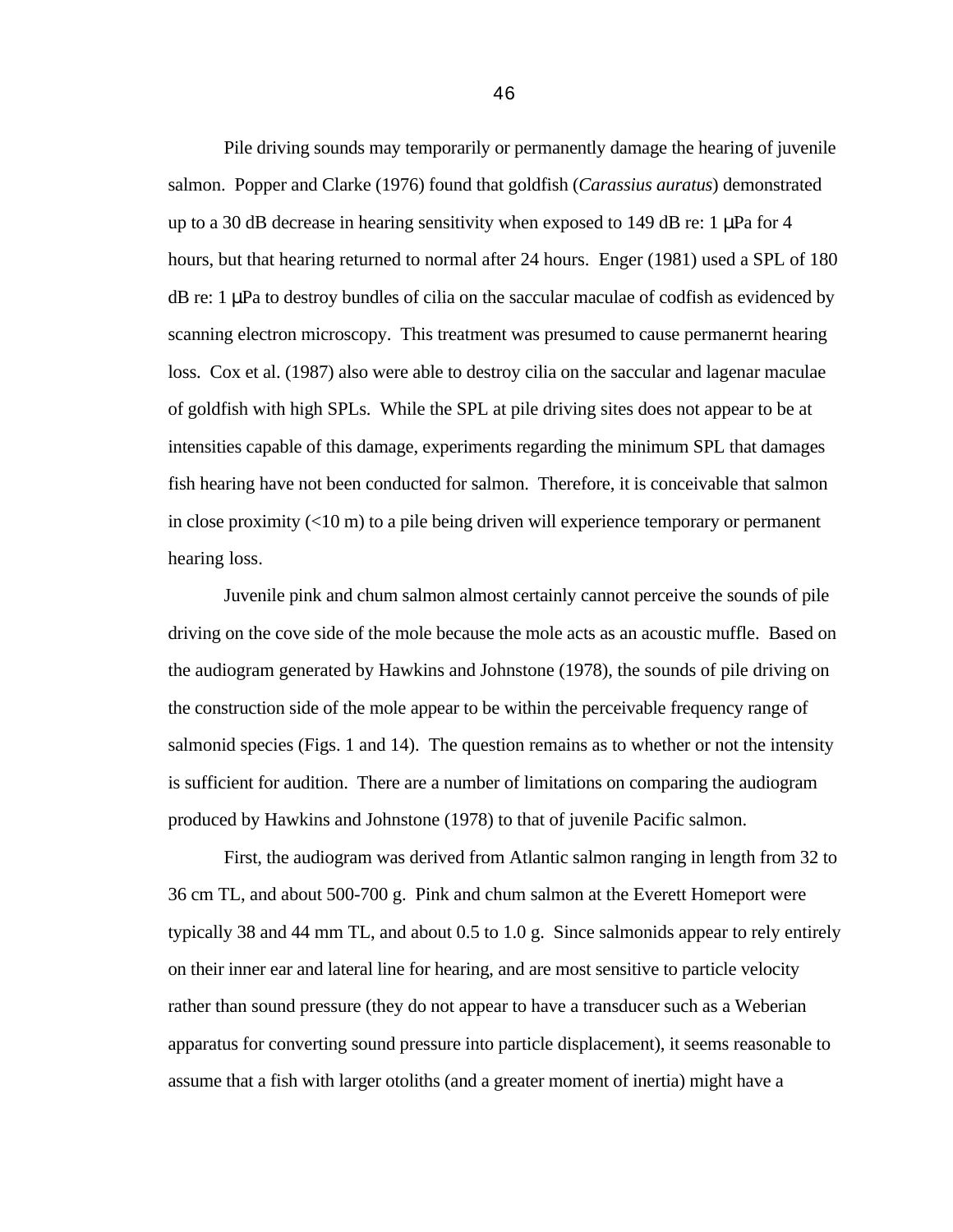Pile driving sounds may temporarily or permanently damage the hearing of juvenile salmon. Popper and Clarke (1976) found that goldfish (*Carassius auratus*) demonstrated up to a 30 dB decrease in hearing sensitivity when exposed to 149 dB re: 1 μPa for 4 hours, but that hearing returned to normal after 24 hours. Enger (1981) used a SPL of 180 dB re: 1 μPa to destroy bundles of cilia on the saccular maculae of codfish as evidenced by scanning electron microscopy. This treatment was presumed to cause permanernt hearing loss. Cox et al. (1987) also were able to destroy cilia on the saccular and lagenar maculae of goldfish with high SPLs. While the SPL at pile driving sites does not appear to be at intensities capable of this damage, experiments regarding the minimum SPL that damages fish hearing have not been conducted for salmon. Therefore, it is conceivable that salmon in close proximity (<10 m) to a pile being driven will experience temporary or permanent hearing loss.

Juvenile pink and chum salmon almost certainly cannot perceive the sounds of pile driving on the cove side of the mole because the mole acts as an acoustic muffle. Based on the audiogram generated by Hawkins and Johnstone (1978), the sounds of pile driving on the construction side of the mole appear to be within the perceivable frequency range of salmonid species (Figs. 1 and 14). The question remains as to whether or not the intensity is sufficient for audition. There are a number of limitations on comparing the audiogram produced by Hawkins and Johnstone (1978) to that of juvenile Pacific salmon.

First, the audiogram was derived from Atlantic salmon ranging in length from 32 to 36 cm TL, and about 500-700 g. Pink and chum salmon at the Everett Homeport were typically 38 and 44 mm TL, and about 0.5 to 1.0 g. Since salmonids appear to rely entirely on their inner ear and lateral line for hearing, and are most sensitive to particle velocity rather than sound pressure (they do not appear to have a transducer such as a Weberian apparatus for converting sound pressure into particle displacement), it seems reasonable to assume that a fish with larger otoliths (and a greater moment of inertia) might have a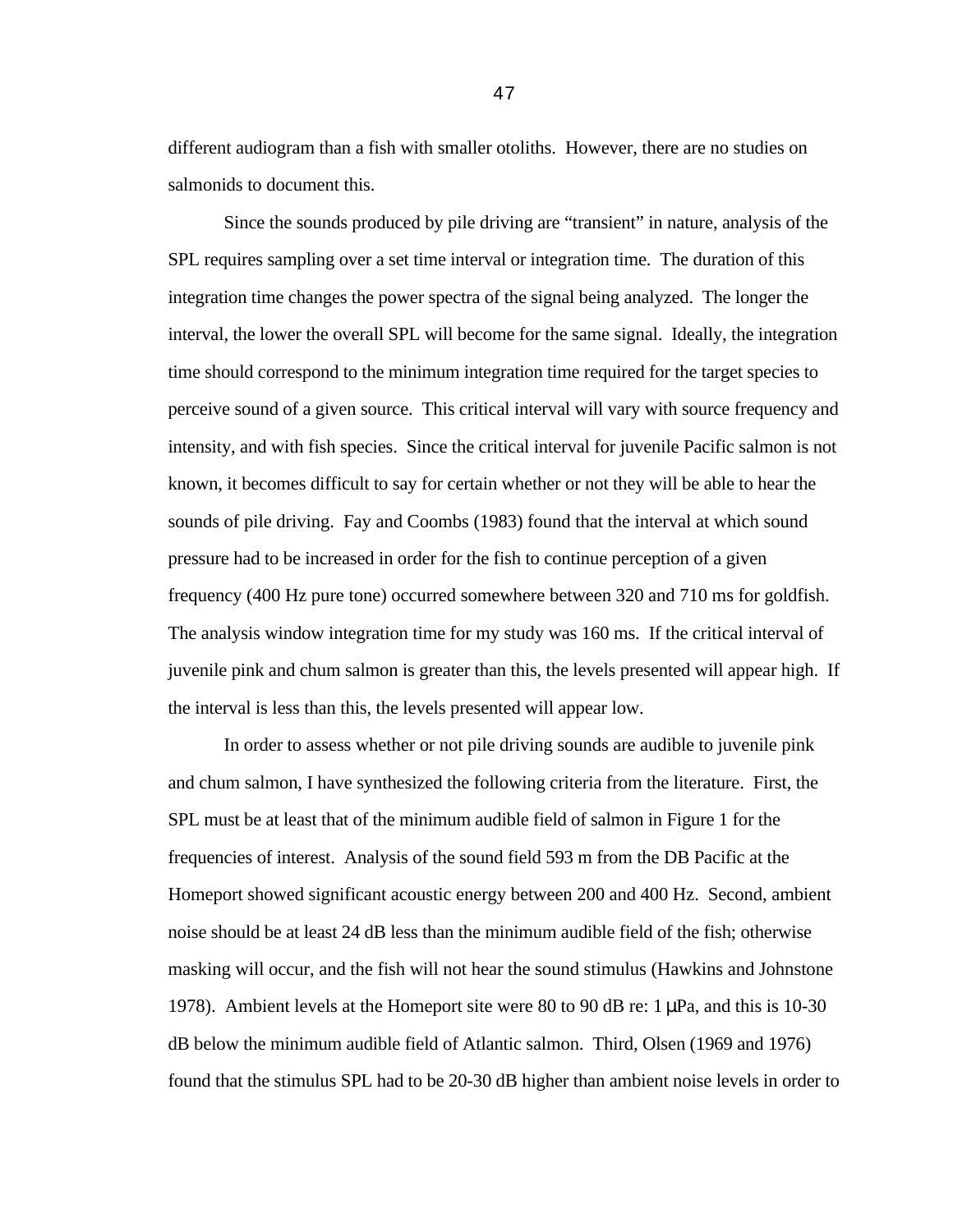different audiogram than a fish with smaller otoliths. However, there are no studies on salmonids to document this.

Since the sounds produced by pile driving are "transient" in nature, analysis of the SPL requires sampling over a set time interval or integration time. The duration of this integration time changes the power spectra of the signal being analyzed. The longer the interval, the lower the overall SPL will become for the same signal. Ideally, the integration time should correspond to the minimum integration time required for the target species to perceive sound of a given source. This critical interval will vary with source frequency and intensity, and with fish species. Since the critical interval for juvenile Pacific salmon is not known, it becomes difficult to say for certain whether or not they will be able to hear the sounds of pile driving. Fay and Coombs (1983) found that the interval at which sound pressure had to be increased in order for the fish to continue perception of a given frequency (400 Hz pure tone) occurred somewhere between 320 and 710 ms for goldfish. The analysis window integration time for my study was 160 ms. If the critical interval of juvenile pink and chum salmon is greater than this, the levels presented will appear high. If the interval is less than this, the levels presented will appear low.

In order to assess whether or not pile driving sounds are audible to juvenile pink and chum salmon, I have synthesized the following criteria from the literature. First, the SPL must be at least that of the minimum audible field of salmon in Figure 1 for the frequencies of interest. Analysis of the sound field 593 m from the DB Pacific at the Homeport showed significant acoustic energy between 200 and 400 Hz. Second, ambient noise should be at least 24 dB less than the minimum audible field of the fish; otherwise masking will occur, and the fish will not hear the sound stimulus (Hawkins and Johnstone 1978). Ambient levels at the Homeport site were 80 to 90 dB re: 1 μPa, and this is 10-30 dB below the minimum audible field of Atlantic salmon. Third, Olsen (1969 and 1976) found that the stimulus SPL had to be 20-30 dB higher than ambient noise levels in order to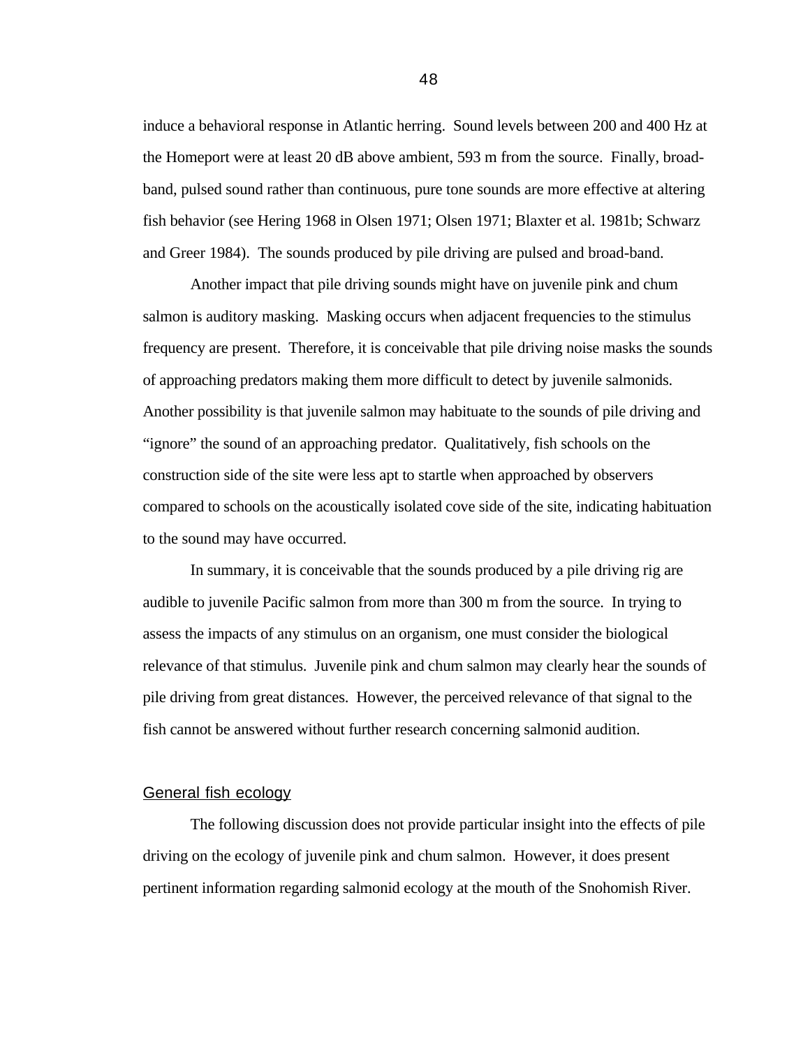induce a behavioral response in Atlantic herring. Sound levels between 200 and 400 Hz at the Homeport were at least 20 dB above ambient, 593 m from the source. Finally, broad-band, pulsed sound rather than continuous, pure tone sounds are more effective at altering fish behavior (see Hering 1968 in Olsen 1971; Olsen 1971; Blaxter et al. 1981b; Schwarz and Greer 1984). The sounds produced by pile driving are pulsed and broad-band.

Another impact that pile driving sounds might have on juvenile pink and chum salmon is auditory masking. Masking occurs when adjacent frequencies to the stimulus frequency are present. Therefore, it is conceivable that pile driving noise masks the sounds of approaching predators making them more difficult to detect by juvenile salmonids. Another possibility is that juvenile salmon may habituate to the sounds of pile driving and "ignore" the sound of an approaching predator. Qualitatively, fish schools on the construction side of the site were less apt to startle when approached by observers compared to schools on the acoustically isolated cove side of the site, indicating habituation to the sound may have occurred.

In summary, it is conceivable that the sounds produced by a pile driving rig are audible to juvenile Pacific salmon from more than 300 m from the source. In trying to assess the impacts of any stimulus on an organism, one must consider the biological relevance of that stimulus. Juvenile pink and chum salmon may clearly hear the sounds of pile driving from great distances. However, the perceived relevance of that signal to the fish cannot be answered without further research concerning salmonid audition.

### General fish ecology

The following discussion does not provide particular insight into the effects of pile driving on the ecology of juvenile pink and chum salmon. However, it does present pertinent information regarding salmonid ecology at the mouth of the Snohomish River.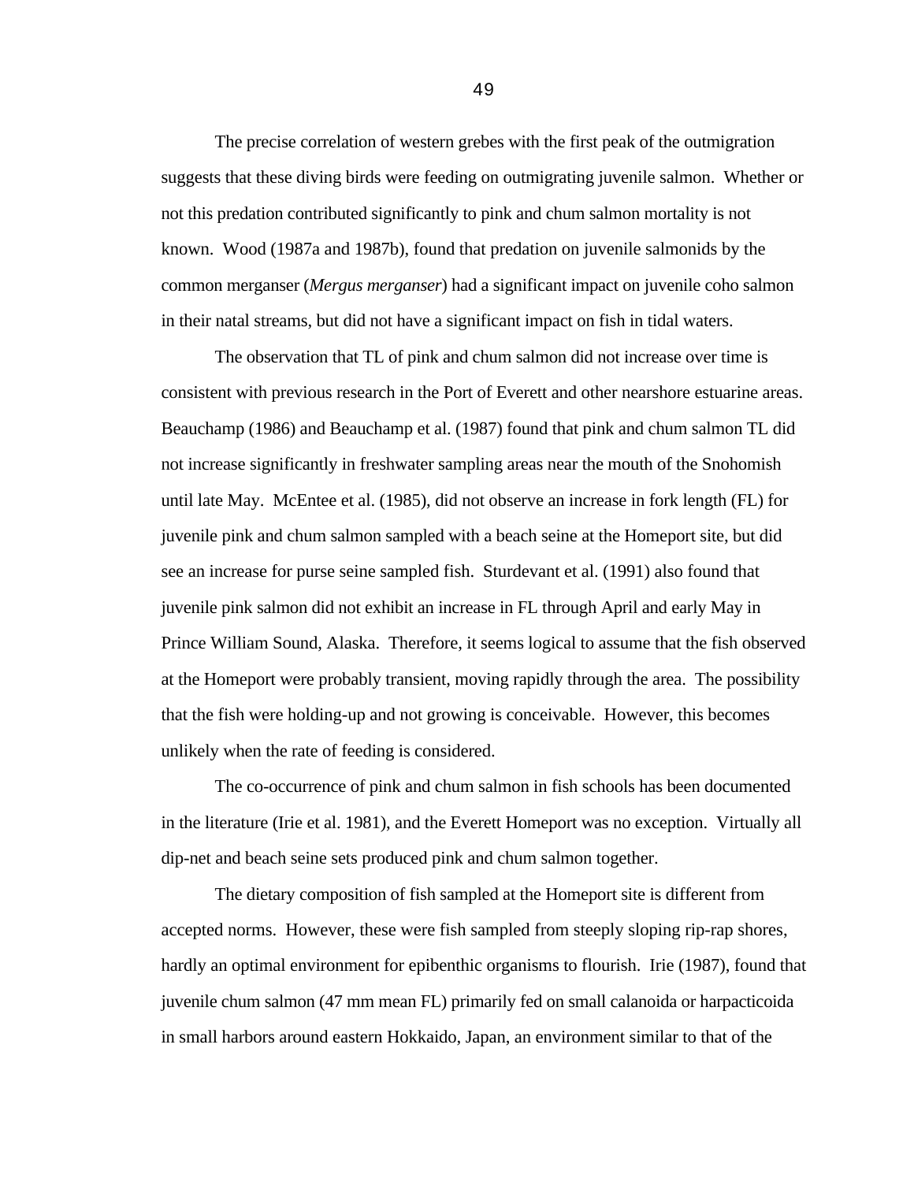The precise correlation of western grebes with the first peak of the outmigration suggests that these diving birds were feeding on outmigrating juvenile salmon. Whether or not this predation contributed significantly to pink and chum salmon mortality is not known. Wood (1987a and 1987b), found that predation on juvenile salmonids by the common merganser (*Mergus merganser*) had a significant impact on juvenile coho salmon in their natal streams, but did not have a significant impact on fish in tidal waters.

The observation that TL of pink and chum salmon did not increase over time is consistent with previous research in the Port of Everett and other nearshore estuarine areas. Beauchamp (1986) and Beauchamp et al. (1987) found that pink and chum salmon TL did not increase significantly in freshwater sampling areas near the mouth of the Snohomish until late May. McEntee et al. (1985), did not observe an increase in fork length (FL) for juvenile pink and chum salmon sampled with a beach seine at the Homeport site, but did see an increase for purse seine sampled fish. Sturdevant et al. (1991) also found that juvenile pink salmon did not exhibit an increase in FL through April and early May in Prince William Sound, Alaska. Therefore, it seems logical to assume that the fish observed at the Homeport were probably transient, moving rapidly through the area. The possibility that the fish were holding-up and not growing is conceivable. However, this becomes unlikely when the rate of feeding is considered.

The co-occurrence of pink and chum salmon in fish schools has been documented in the literature (Irie et al. 1981), and the Everett Homeport was no exception. Virtually all dip-net and beach seine sets produced pink and chum salmon together.

The dietary composition of fish sampled at the Homeport site is different from accepted norms. However, these were fish sampled from steeply sloping rip-rap shores, hardly an optimal environment for epibenthic organisms to flourish. Irie (1987), found that juvenile chum salmon (47 mm mean FL) primarily fed on small calanoida or harpacticoida in small harbors around eastern Hokkaido, Japan, an environment similar to that of the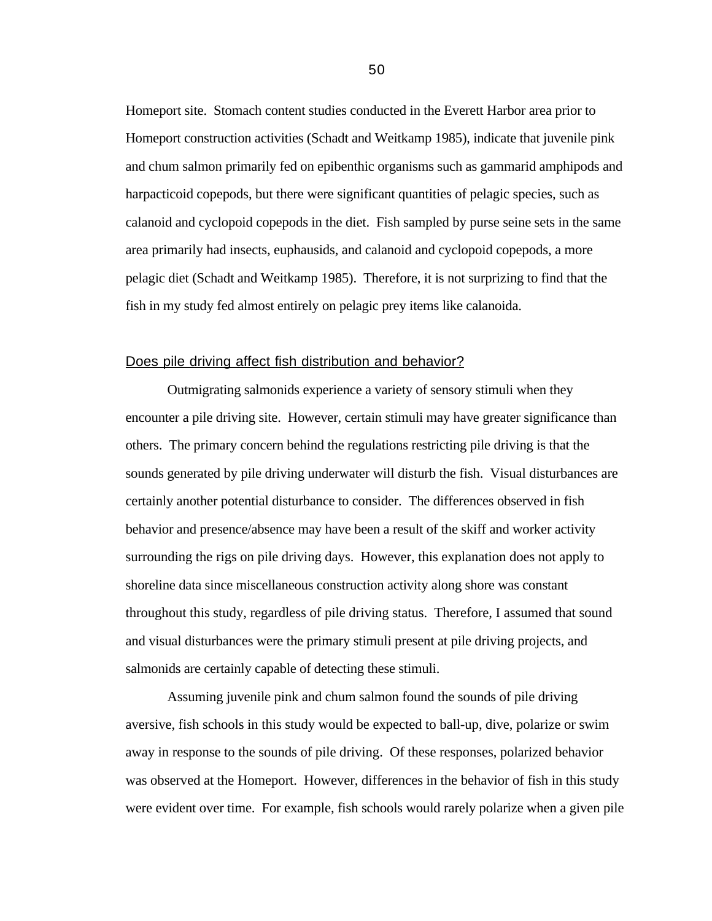Homeport site. Stomach content studies conducted in the Everett Harbor area prior to Homeport construction activities (Schadt and Weitkamp 1985), indicate that juvenile pink and chum salmon primarily fed on epibenthic organisms such as gammarid amphipods and harpacticoid copepods, but there were significant quantities of pelagic species, such as calanoid and cyclopoid copepods in the diet. Fish sampled by purse seine sets in the same area primarily had insects, euphausids, and calanoid and cyclopoid copepods, a more pelagic diet (Schadt and Weitkamp 1985). Therefore, it is not surprizing to find that the fish in my study fed almost entirely on pelagic prey items like calanoida.

## Does pile driving affect fish distribution and behavior?

Outmigrating salmonids experience a variety of sensory stimuli when they encounter a pile driving site. However, certain stimuli may have greater significance than others. The primary concern behind the regulations restricting pile driving is that the sounds generated by pile driving underwater will disturb the fish. Visual disturbances are certainly another potential disturbance to consider. The differences observed in fish behavior and presence/absence may have been a result of the skiff and worker activity surrounding the rigs on pile driving days. However, this explanation does not apply to shoreline data since miscellaneous construction activity along shore was constant throughout this study, regardless of pile driving status. Therefore, I assumed that sound and visual disturbances were the primary stimuli present at pile driving projects, and salmonids are certainly capable of detecting these stimuli.

Assuming juvenile pink and chum salmon found the sounds of pile driving aversive, fish schools in this study would be expected to ball-up, dive, polarize or swim away in response to the sounds of pile driving. Of these responses, polarized behavior was observed at the Homeport. However, differences in the behavior of fish in this study were evident over time. For example, fish schools would rarely polarize when a given pile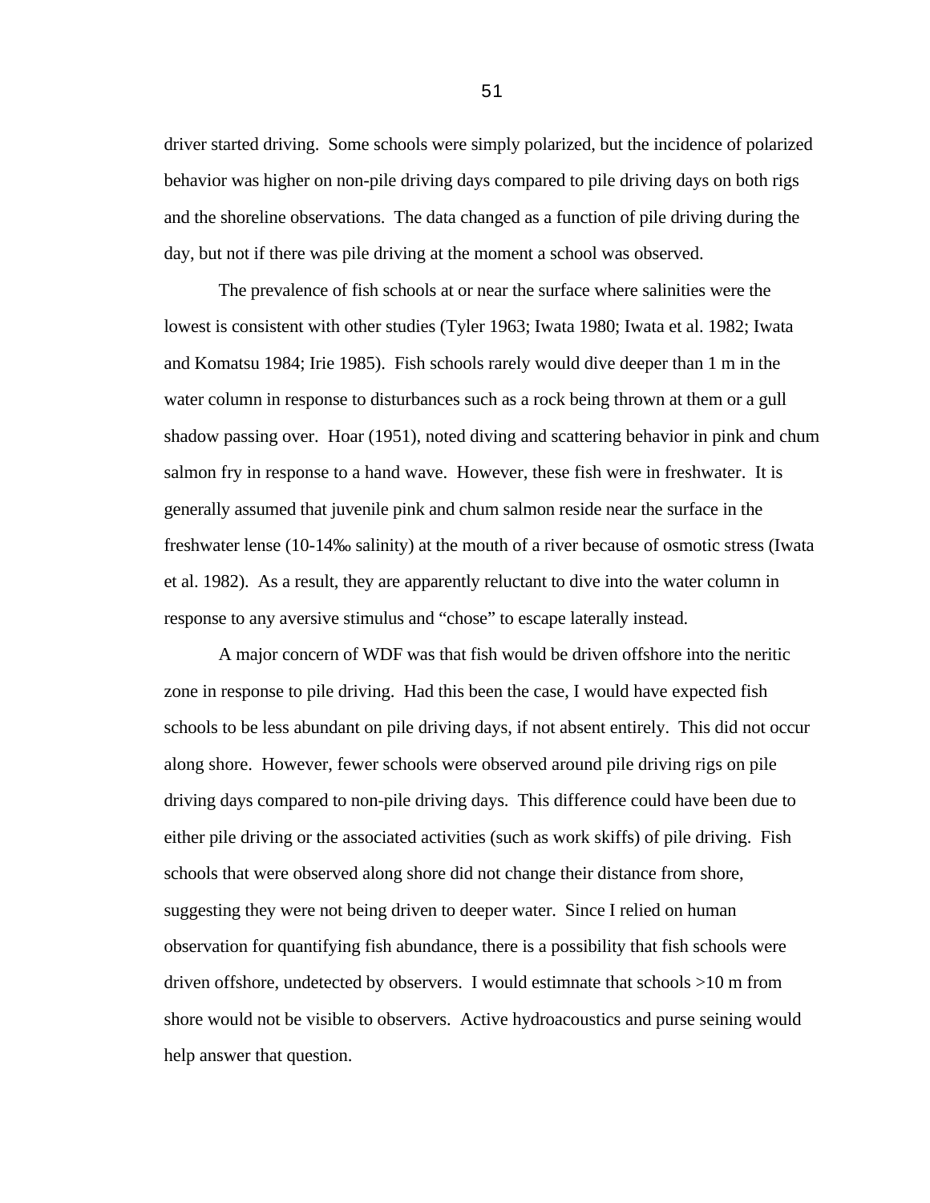driver started driving. Some schools were simply polarized, but the incidence of polarized behavior was higher on non-pile driving days compared to pile driving days on both rigs and the shoreline observations. The data changed as a function of pile driving during the day, but not if there was pile driving at the moment a school was observed.

The prevalence of fish schools at or near the surface where salinities were the lowest is consistent with other studies (Tyler 1963; Iwata 1980; Iwata et al. 1982; Iwata and Komatsu 1984; Irie 1985). Fish schools rarely would dive deeper than 1 m in the water column in response to disturbances such as a rock being thrown at them or a gull shadow passing over. Hoar (1951), noted diving and scattering behavior in pink and chum salmon fry in response to a hand wave. However, these fish were in freshwater. It is generally assumed that juvenile pink and chum salmon reside near the surface in the freshwater lense (10-14‰ salinity) at the mouth of a river because of osmotic stress (Iwata et al. 1982). As a result, they are apparently reluctant to dive into the water column in response to any aversive stimulus and "chose" to escape laterally instead.

A major concern of WDF was that fish would be driven offshore into the neritic zone in response to pile driving. Had this been the case, I would have expected fish schools to be less abundant on pile driving days, if not absent entirely. This did not occur along shore. However, fewer schools were observed around pile driving rigs on pile driving days compared to non-pile driving days. This difference could have been due to either pile driving or the associated activities (such as work skiffs) of pile driving. Fish schools that were observed along shore did not change their distance from shore, suggesting they were not being driven to deeper water. Since I relied on human observation for quantifying fish abundance, there is a possibility that fish schools were driven offshore, undetected by observers. I would estimnate that schools >10 m from shore would not be visible to observers. Active hydroacoustics and purse seining would help answer that question.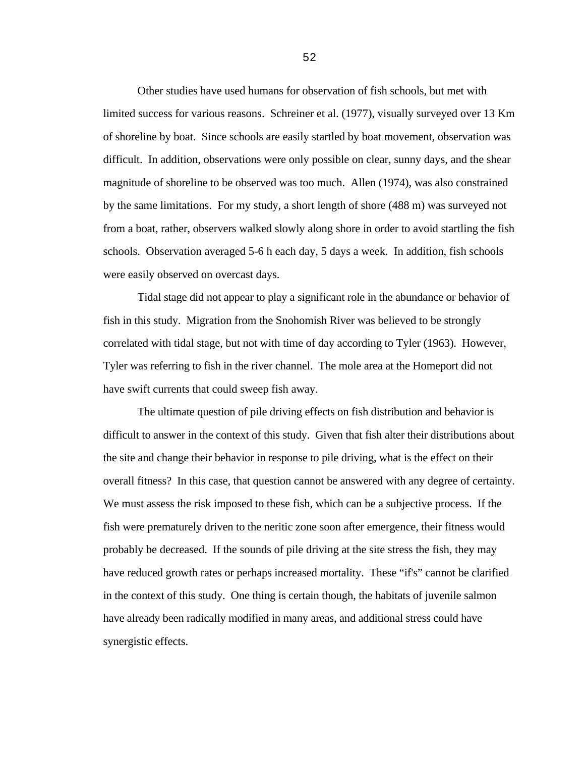Other studies have used humans for observation of fish schools, but met with limited success for various reasons. Schreiner et al. (1977), visually surveyed over 13 Km of shoreline by boat. Since schools are easily startled by boat movement, observation was difficult. In addition, observations were only possible on clear, sunny days, and the shear magnitude of shoreline to be observed was too much. Allen (1974), was also constrained by the same limitations. For my study, a short length of shore (488 m) was surveyed not from a boat, rather, observers walked slowly along shore in order to avoid startling the fish schools. Observation averaged 5-6 h each day, 5 days a week. In addition, fish schools were easily observed on overcast days.

Tidal stage did not appear to play a significant role in the abundance or behavior of fish in this study. Migration from the Snohomish River was believed to be strongly correlated with tidal stage, but not with time of day according to Tyler (1963). However, Tyler was referring to fish in the river channel. The mole area at the Homeport did not have swift currents that could sweep fish away.

The ultimate question of pile driving effects on fish distribution and behavior is difficult to answer in the context of this study. Given that fish alter their distributions about the site and change their behavior in response to pile driving, what is the effect on their overall fitness? In this case, that question cannot be answered with any degree of certainty. We must assess the risk imposed to these fish, which can be a subjective process. If the fish were prematurely driven to the neritic zone soon after emergence, their fitness would probably be decreased. If the sounds of pile driving at the site stress the fish, they may have reduced growth rates or perhaps increased mortality. These "if's" cannot be clarified in the context of this study. One thing is certain though, the habitats of juvenile salmon have already been radically modified in many areas, and additional stress could have synergistic effects.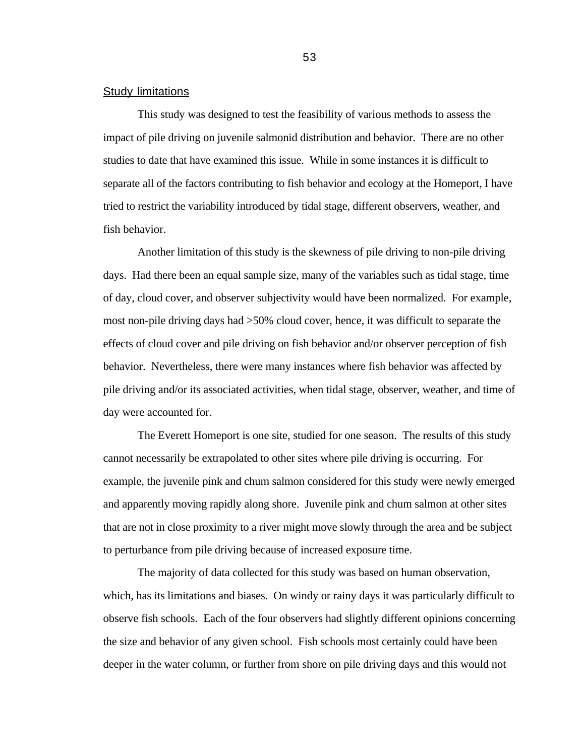## Study limitations

This study was designed to test the feasibility of various methods to assess the impact of pile driving on juvenile salmonid distribution and behavior. There are no other studies to date that have examined this issue. While in some instances it is difficult to separate all of the factors contributing to fish behavior and ecology at the Homeport, I have tried to restrict the variability introduced by tidal stage, different observers, weather, and fish behavior.

Another limitation of this study is the skewness of pile driving to non-pile driving days. Had there been an equal sample size, many of the variables such as tidal stage, time of day, cloud cover, and observer subjectivity would have been normalized. For example, most non-pile driving days had >50% cloud cover, hence, it was difficult to separate the effects of cloud cover and pile driving on fish behavior and/or observer perception of fish behavior. Nevertheless, there were many instances where fish behavior was affected by pile driving and/or its associated activities, when tidal stage, observer, weather, and time of day were accounted for.

The Everett Homeport is one site, studied for one season. The results of this study cannot necessarily be extrapolated to other sites where pile driving is occurring. For example, the juvenile pink and chum salmon considered for this study were newly emerged and apparently moving rapidly along shore. Juvenile pink and chum salmon at other sites that are not in close proximity to a river might move slowly through the area and be subject to perturbance from pile driving because of increased exposure time.

The majority of data collected for this study was based on human observation, which, has its limitations and biases. On windy or rainy days it was particularly difficult to observe fish schools. Each of the four observers had slightly different opinions concerning the size and behavior of any given school. Fish schools most certainly could have been deeper in the water column, or further from shore on pile driving days and this would not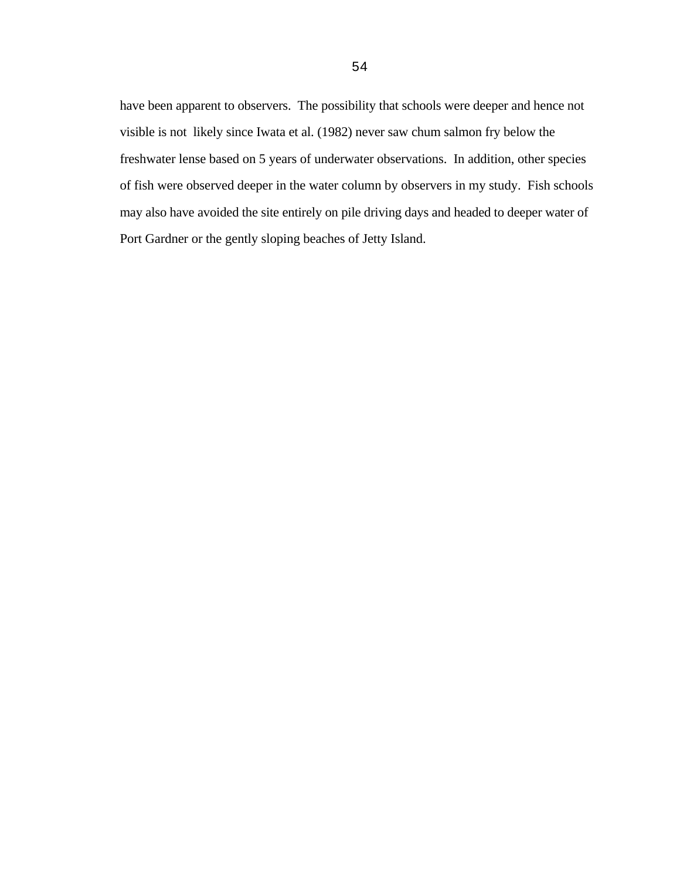have been apparent to observers.  The possibility that schools were deeper and hence not visible is not  likely since Iwata et al. (1982) never saw chum salmon fry below the freshwater lense based on 5 years of underwater observations.  In addition, other species of fish were observed deeper in the water column by observers in my study.  Fish schools may also have avoided the site entirely on pile driving days and headed to deeper water of Port Gardner or the gently sloping beaches of Jetty Island.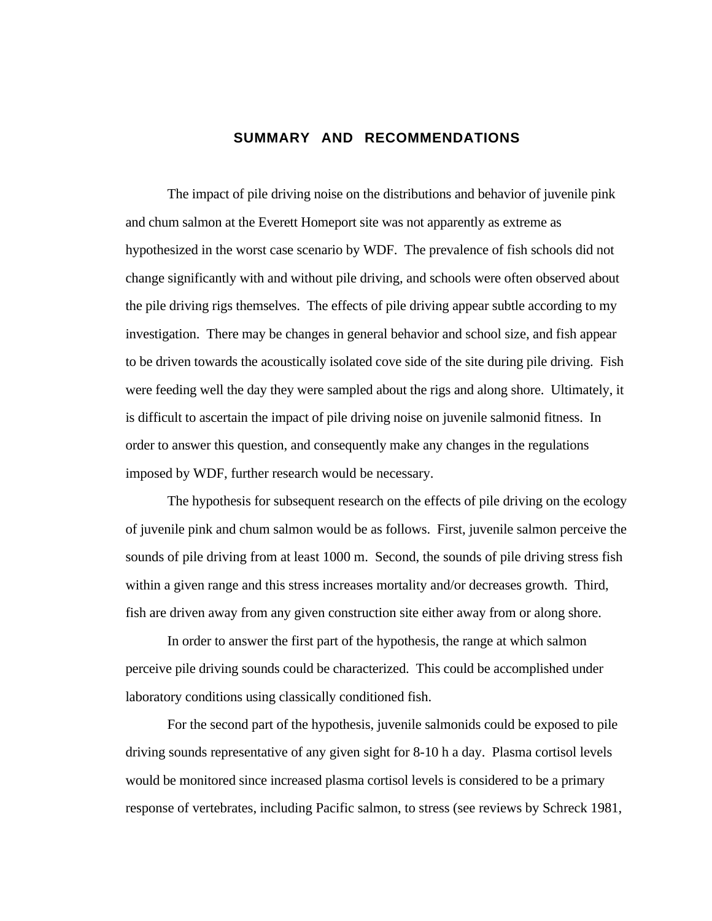## SUMMARY AND RECOMMENDATIONS

The impact of pile driving noise on the distributions and behavior of juvenile pink and chum salmon at the Everett Homeport site was not apparently as extreme as hypothesized in the worst case scenario by WDF. The prevalence of fish schools did not change significantly with and without pile driving, and schools were often observed about the pile driving rigs themselves. The effects of pile driving appear subtle according to my investigation. There may be changes in general behavior and school size, and fish appear to be driven towards the acoustically isolated cove side of the site during pile driving. Fish were feeding well the day they were sampled about the rigs and along shore. Ultimately, it is difficult to ascertain the impact of pile driving noise on juvenile salmonid fitness. In order to answer this question, and consequently make any changes in the regulations imposed by WDF, further research would be necessary.

The hypothesis for subsequent research on the effects of pile driving on the ecology of juvenile pink and chum salmon would be as follows. First, juvenile salmon perceive the sounds of pile driving from at least 1000 m. Second, the sounds of pile driving stress fish within a given range and this stress increases mortality and/or decreases growth. Third, fish are driven away from any given construction site either away from or along shore.

In order to answer the first part of the hypothesis, the range at which salmon perceive pile driving sounds could be characterized. This could be accomplished under laboratory conditions using classically conditioned fish.

For the second part of the hypothesis, juvenile salmonids could be exposed to pile driving sounds representative of any given sight for 8-10 h a day. Plasma cortisol levels would be monitored since increased plasma cortisol levels is considered to be a primary response of vertebrates, including Pacific salmon, to stress (see reviews by Schreck 1981,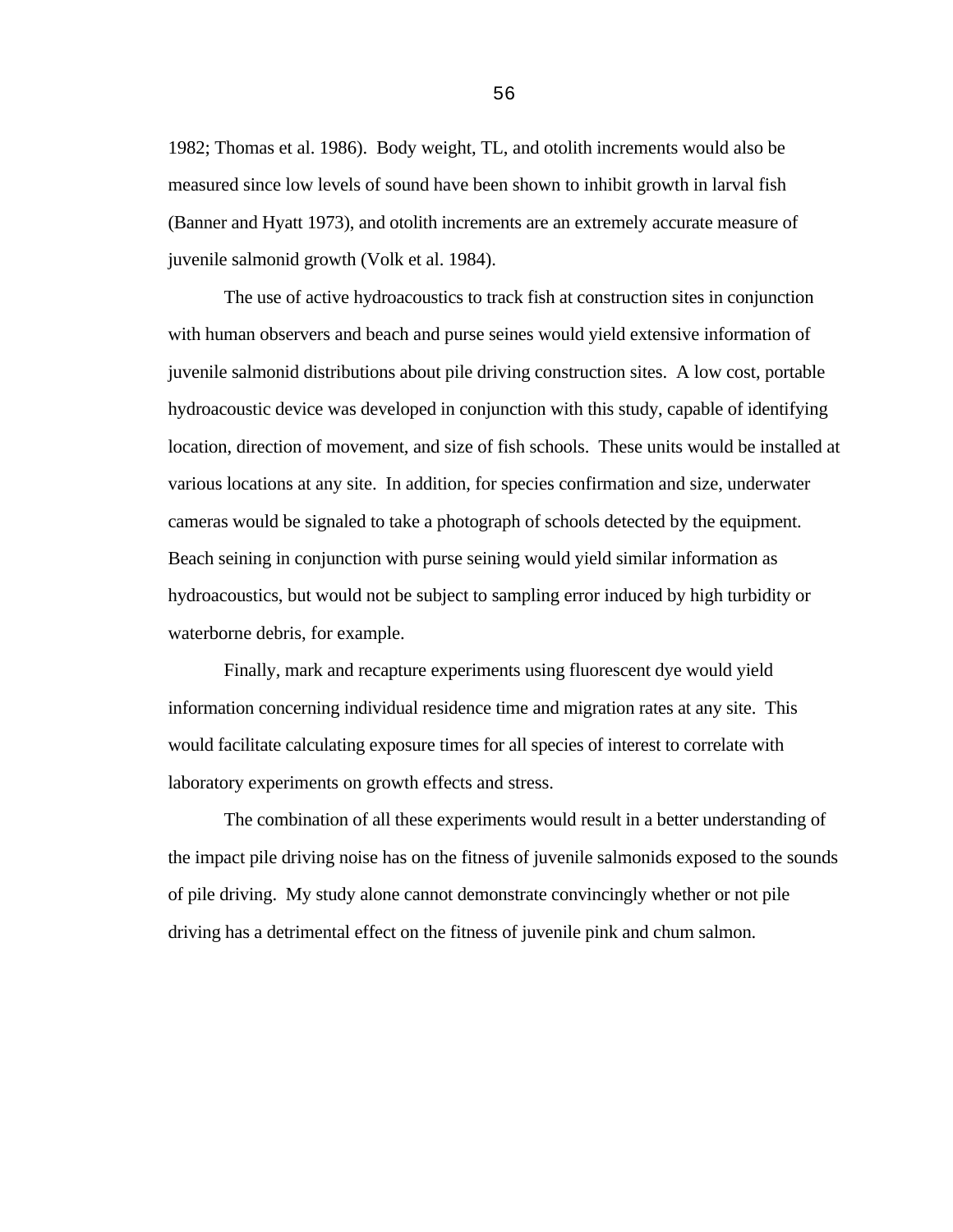1982; Thomas et al. 1986). Body weight, TL, and otolith increments would also be measured since low levels of sound have been shown to inhibit growth in larval fish (Banner and Hyatt 1973), and otolith increments are an extremely accurate measure of juvenile salmonid growth (Volk et al. 1984).

The use of active hydroacoustics to track fish at construction sites in conjunction with human observers and beach and purse seines would yield extensive information of juvenile salmonid distributions about pile driving construction sites. A low cost, portable hydroacoustic device was developed in conjunction with this study, capable of identifying location, direction of movement, and size of fish schools. These units would be installed at various locations at any site. In addition, for species confirmation and size, underwater cameras would be signaled to take a photograph of schools detected by the equipment. Beach seining in conjunction with purse seining would yield similar information as hydroacoustics, but would not be subject to sampling error induced by high turbidity or waterborne debris, for example.

Finally, mark and recapture experiments using fluorescent dye would yield information concerning individual residence time and migration rates at any site. This would facilitate calculating exposure times for all species of interest to correlate with laboratory experiments on growth effects and stress.

The combination of all these experiments would result in a better understanding of the impact pile driving noise has on the fitness of juvenile salmonids exposed to the sounds of pile driving. My study alone cannot demonstrate convincingly whether or not pile driving has a detrimental effect on the fitness of juvenile pink and chum salmon.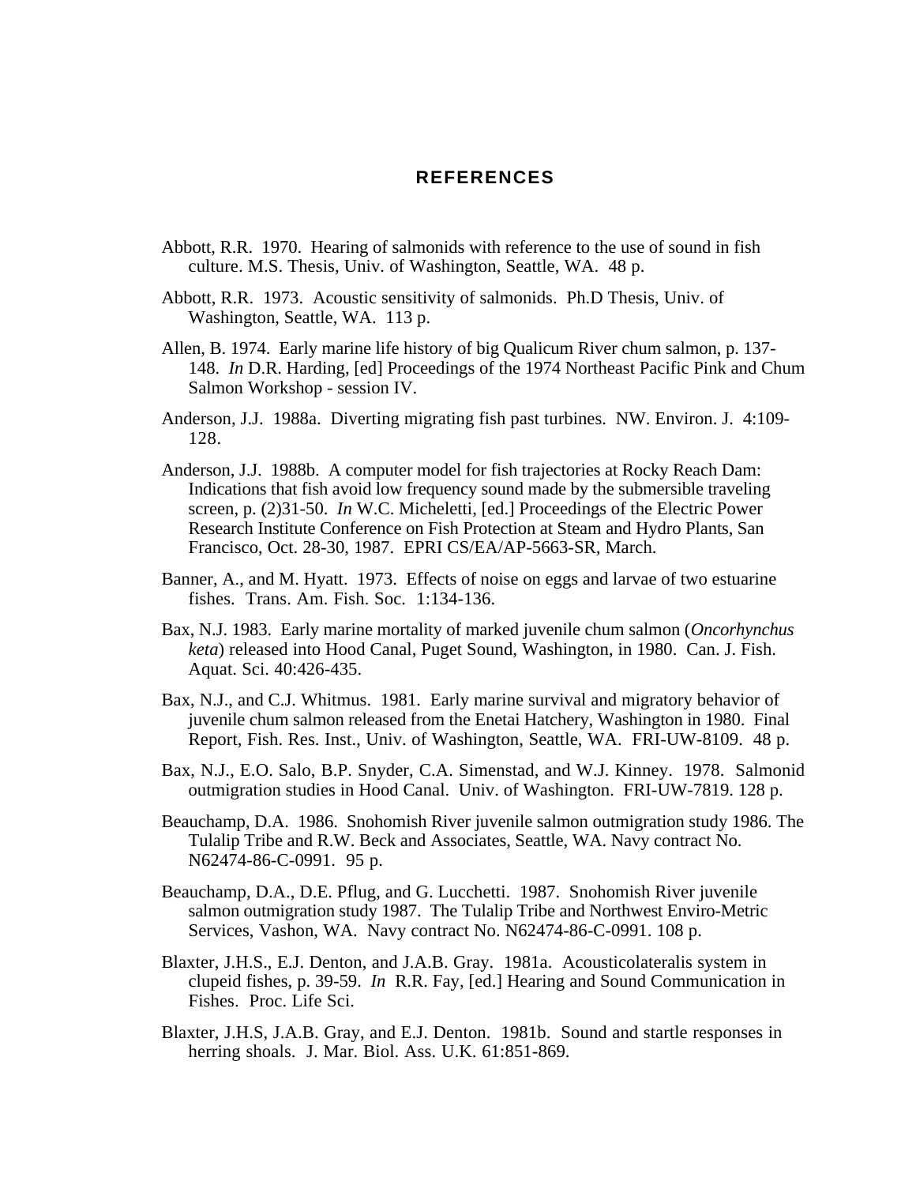# REFERENCES

Abbott, R.R. 1970. Hearing of salmonids with reference to the use of sound in fish culture. M.S. Thesis, Univ. of Washington, Seattle, WA. 48 p.

Abbott, R.R. 1973. Acoustic sensitivity of salmonids. Ph.D Thesis, Univ. of Washington, Seattle, WA. 113 p.

Allen, B. 1974. Early marine life history of big Qualicum River chum salmon, p. 137-148. *In* D.R. Harding, [ed] Proceedings of the 1974 Northeast Pacific Pink and Chum Salmon Workshop - session IV.

Anderson, J.J. 1988a. Diverting migrating fish past turbines. NW. Environ. J. 4:109-128.

Anderson, J.J. 1988b. A computer model for fish trajectories at Rocky Reach Dam: Indications that fish avoid low frequency sound made by the submersible traveling screen, p. (2)31-50. *In* W.C. Micheletti, [ed.] Proceedings of the Electric Power Research Institute Conference on Fish Protection at Steam and Hydro Plants, San Francisco, Oct. 28-30, 1987. EPRI CS/EA/AP-5663-SR, March.

Banner, A., and M. Hyatt. 1973. Effects of noise on eggs and larvae of two estuarine fishes. Trans. Am. Fish. Soc. 1:134-136.

Bax, N.J. 1983. Early marine mortality of marked juvenile chum salmon (*Oncorhynchus keta*) released into Hood Canal, Puget Sound, Washington, in 1980. Can. J. Fish. Aquat. Sci. 40:426-435.

Bax, N.J., and C.J. Whitmus. 1981. Early marine survival and migratory behavior of juvenile chum salmon released from the Enetai Hatchery, Washington in 1980. Final Report, Fish. Res. Inst., Univ. of Washington, Seattle, WA. FRI-UW-8109. 48 p.

Bax, N.J., E.O. Salo, B.P. Snyder, C.A. Simenstad, and W.J. Kinney. 1978. Salmonid outmigration studies in Hood Canal. Univ. of Washington. FRI-UW-7819. 128 p.

Beauchamp, D.A. 1986. Snohomish River juvenile salmon outmigration study 1986. The Tulalip Tribe and R.W. Beck and Associates, Seattle, WA. Navy contract No. N62474-86-C-0991. 95 p.

Beauchamp, D.A., D.E. Pflug, and G. Lucchetti. 1987. Snohomish River juvenile salmon outmigration study 1987. The Tulalip Tribe and Northwest Enviro-Metric Services, Vashon, WA. Navy contract No. N62474-86-C-0991. 108 p.

Blaxter, J.H.S., E.J. Denton, and J.A.B. Gray. 1981a. Acousticolateralis system in clupeid fishes, p. 39-59. *In* R.R. Fay, [ed.] Hearing and Sound Communication in Fishes. Proc. Life Sci.

Blaxter, J.H.S, J.A.B. Gray, and E.J. Denton. 1981b. Sound and startle responses in herring shoals. J. Mar. Biol. Ass. U.K. 61:851-869.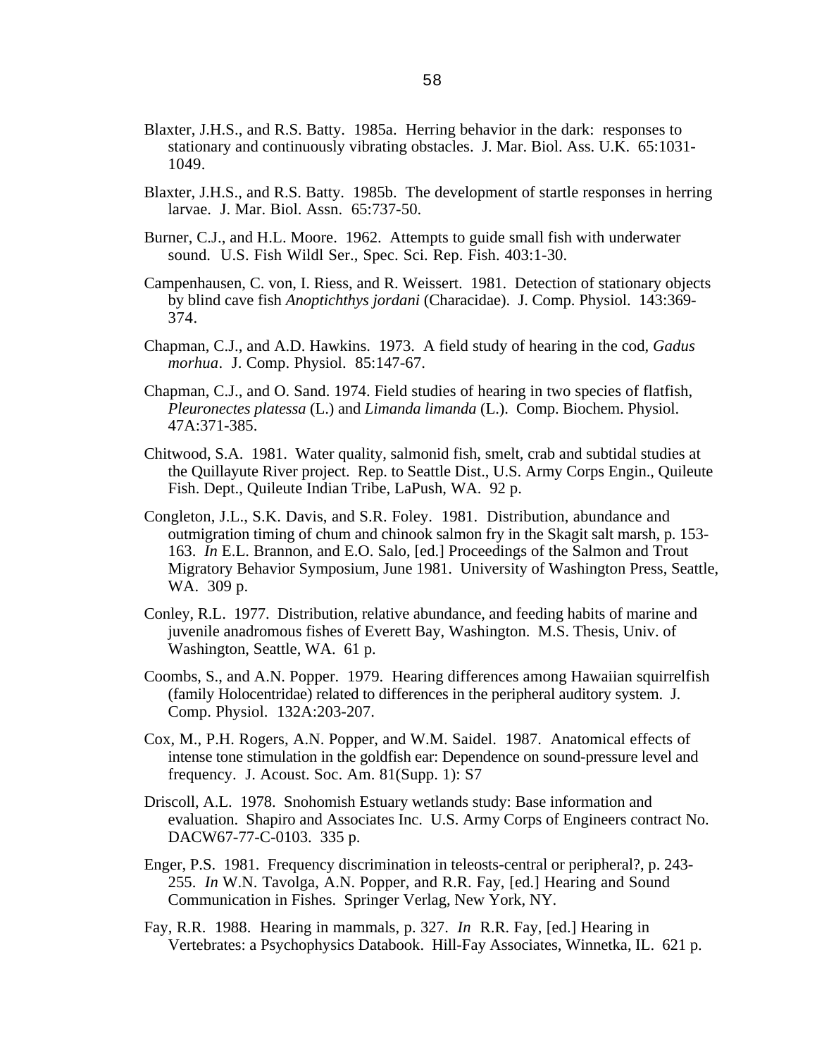Blaxter, J.H.S., and R.S. Batty. 1985a. Herring behavior in the dark: responses to stationary and continuously vibrating obstacles. J. Mar. Biol. Ass. U.K. 65:1031-1049.

Blaxter, J.H.S., and R.S. Batty. 1985b. The development of startle responses in herring larvae. J. Mar. Biol. Assn. 65:737-50.

Burner, C.J., and H.L. Moore. 1962. Attempts to guide small fish with underwater sound. U.S. Fish Wildl Ser., Spec. Sci. Rep. Fish. 403:1-30.

Campenhausen, C. von, I. Riess, and R. Weissert. 1981. Detection of stationary objects by blind cave fish *Anoptichthys jordani* (Characidae). J. Comp. Physiol. 143:369-374.

Chapman, C.J., and A.D. Hawkins. 1973. A field study of hearing in the cod, *Gadus morhua*. J. Comp. Physiol. 85:147-67.

Chapman, C.J., and O. Sand. 1974. Field studies of hearing in two species of flatfish, *Pleuronectes platessa* (L.) and *Limanda limanda* (L.). Comp. Biochem. Physiol. 47A:371-385.

Chitwood, S.A. 1981. Water quality, salmonid fish, smelt, crab and subtidal studies at the Quillayute River project. Rep. to Seattle Dist., U.S. Army Corps Engin., Quileute Fish. Dept., Quileute Indian Tribe, LaPush, WA. 92 p.

Congleton, J.L., S.K. Davis, and S.R. Foley. 1981. Distribution, abundance and outmigration timing of chum and chinook salmon fry in the Skagit salt marsh, p. 153-163. *In* E.L. Brannon, and E.O. Salo, [ed.] Proceedings of the Salmon and Trout Migratory Behavior Symposium, June 1981. University of Washington Press, Seattle, WA. 309 p.

Conley, R.L. 1977. Distribution, relative abundance, and feeding habits of marine and juvenile anadromous fishes of Everett Bay, Washington. M.S. Thesis, Univ. of Washington, Seattle, WA. 61 p.

Coombs, S., and A.N. Popper. 1979. Hearing differences among Hawaiian squirrelfish (family Holocentridae) related to differences in the peripheral auditory system. J. Comp. Physiol. 132A:203-207.

Cox, M., P.H. Rogers, A.N. Popper, and W.M. Saidel. 1987. Anatomical effects of intense tone stimulation in the goldfish ear: Dependence on sound-pressure level and frequency. J. Acoust. Soc. Am. 81(Supp. 1): S7

Driscoll, A.L. 1978. Snohomish Estuary wetlands study: Base information and evaluation. Shapiro and Associates Inc. U.S. Army Corps of Engineers contract No. DACW67-77-C-0103. 335 p.

Enger, P.S. 1981. Frequency discrimination in teleosts-central or peripheral?, p. 243-255. *In* W.N. Tavolga, A.N. Popper, and R.R. Fay, [ed.] Hearing and Sound Communication in Fishes. Springer Verlag, New York, NY.

Fay, R.R. 1988. Hearing in mammals, p. 327. *In* R.R. Fay, [ed.] Hearing in Vertebrates: a Psychophysics Databook. Hill-Fay Associates, Winnetka, IL. 621 p.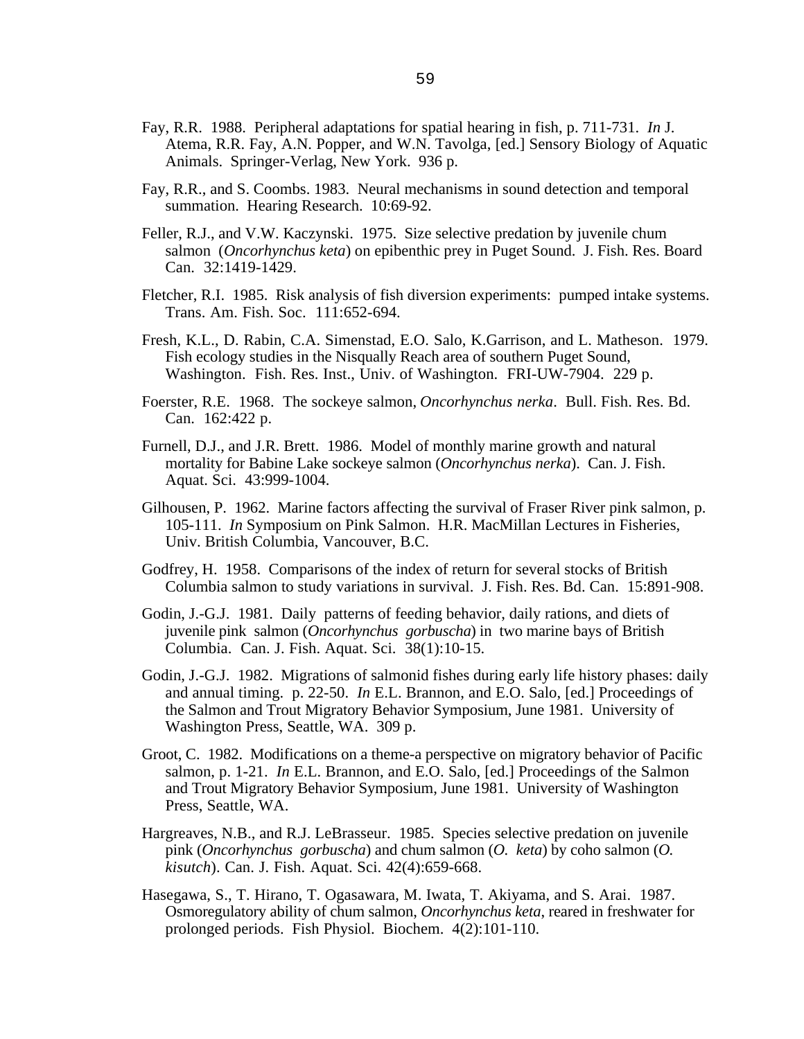Fay, R.R. 1988. Peripheral adaptations for spatial hearing in fish, p. 711-731. *In* J. Atema, R.R. Fay, A.N. Popper, and W.N. Tavolga, [ed.] Sensory Biology of Aquatic Animals. Springer-Verlag, New York. 936 p.

Fay, R.R., and S. Coombs. 1983. Neural mechanisms in sound detection and temporal summation. Hearing Research. 10:69-92.

Feller, R.J., and V.W. Kaczynski. 1975. Size selective predation by juvenile chum salmon (*Oncorhynchus keta*) on epibenthic prey in Puget Sound. J. Fish. Res. Board Can. 32:1419-1429.

Fletcher, R.I. 1985. Risk analysis of fish diversion experiments: pumped intake systems. Trans. Am. Fish. Soc. 111:652-694.

Fresh, K.L., D. Rabin, C.A. Simenstad, E.O. Salo, K.Garrison, and L. Matheson. 1979. Fish ecology studies in the Nisqually Reach area of southern Puget Sound, Washington. Fish. Res. Inst., Univ. of Washington. FRI-UW-7904. 229 p.

Foerster, R.E. 1968. The sockeye salmon, *Oncorhynchus nerka*. Bull. Fish. Res. Bd. Can. 162:422 p.

Furnell, D.J., and J.R. Brett. 1986. Model of monthly marine growth and natural mortality for Babine Lake sockeye salmon (*Oncorhynchus nerka*). Can. J. Fish. Aquat. Sci. 43:999-1004.

Gilhousen, P. 1962. Marine factors affecting the survival of Fraser River pink salmon, p. 105-111. *In* Symposium on Pink Salmon. H.R. MacMillan Lectures in Fisheries, Univ. British Columbia, Vancouver, B.C.

Godfrey, H. 1958. Comparisons of the index of return for several stocks of British Columbia salmon to study variations in survival. J. Fish. Res. Bd. Can. 15:891-908.

Godin, J.-G.J. 1981. Daily patterns of feeding behavior, daily rations, and diets of juvenile pink salmon (*Oncorhynchus gorbuscha*) in two marine bays of British Columbia. Can. J. Fish. Aquat. Sci. 38(1):10-15.

Godin, J.-G.J. 1982. Migrations of salmonid fishes during early life history phases: daily and annual timing. p. 22-50. *In* E.L. Brannon, and E.O. Salo, [ed.] Proceedings of the Salmon and Trout Migratory Behavior Symposium, June 1981. University of Washington Press, Seattle, WA. 309 p.

Groot, C. 1982. Modifications on a theme-a perspective on migratory behavior of Pacific salmon, p. 1-21. *In* E.L. Brannon, and E.O. Salo, [ed.] Proceedings of the Salmon and Trout Migratory Behavior Symposium, June 1981. University of Washington Press, Seattle, WA.

Hargreaves, N.B., and R.J. LeBrasseur. 1985. Species selective predation on juvenile pink (*Oncorhynchus gorbuscha*) and chum salmon (*O. keta*) by coho salmon (*O. kisutch*). Can. J. Fish. Aquat. Sci. 42(4):659-668.

Hasegawa, S., T. Hirano, T. Ogasawara, M. Iwata, T. Akiyama, and S. Arai. 1987. Osmoregulatory ability of chum salmon, *Oncorhynchus keta*, reared in freshwater for prolonged periods. Fish Physiol. Biochem. 4(2):101-110.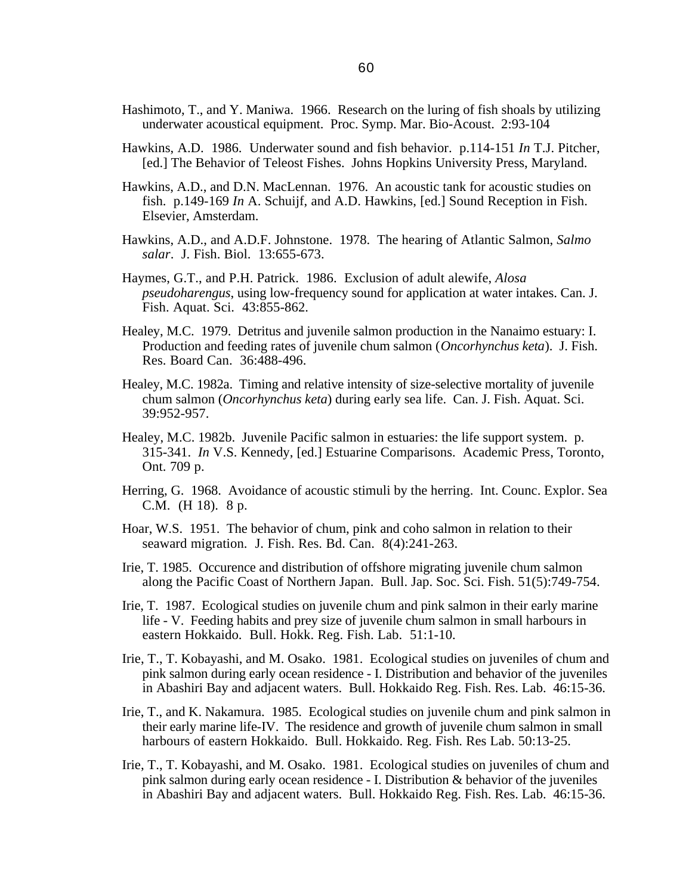Hashimoto, T., and Y. Maniwa. 1966. Research on the luring of fish shoals by utilizing underwater acoustical equipment. Proc. Symp. Mar. Bio-Acoust. 2:93-104

Hawkins, A.D. 1986. Underwater sound and fish behavior. p.114-151 *In* T.J. Pitcher, [ed.] The Behavior of Teleost Fishes. Johns Hopkins University Press, Maryland.

Hawkins, A.D., and D.N. MacLennan. 1976. An acoustic tank for acoustic studies on fish. p.149-169 *In* A. Schuijf, and A.D. Hawkins, [ed.] Sound Reception in Fish. Elsevier, Amsterdam.

Hawkins, A.D., and A.D.F. Johnstone. 1978. The hearing of Atlantic Salmon, *Salmo salar*. J. Fish. Biol. 13:655-673.

Haymes, G.T., and P.H. Patrick. 1986. Exclusion of adult alewife, *Alosa pseudoharengus*, using low-frequency sound for application at water intakes. Can. J. Fish. Aquat. Sci. 43:855-862.

Healey, M.C. 1979. Detritus and juvenile salmon production in the Nanaimo estuary: I. Production and feeding rates of juvenile chum salmon (*Oncorhynchus keta*). J. Fish. Res. Board Can. 36:488-496.

Healey, M.C. 1982a. Timing and relative intensity of size-selective mortality of juvenile chum salmon (*Oncorhynchus keta*) during early sea life. Can. J. Fish. Aquat. Sci. 39:952-957.

Healey, M.C. 1982b. Juvenile Pacific salmon in estuaries: the life support system. p. 315-341. *In* V.S. Kennedy, [ed.] Estuarine Comparisons. Academic Press, Toronto, Ont. 709 p.

Herring, G. 1968. Avoidance of acoustic stimuli by the herring. Int. Counc. Explor. Sea C.M. (H 18). 8 p.

Hoar, W.S. 1951. The behavior of chum, pink and coho salmon in relation to their seaward migration. J. Fish. Res. Bd. Can. 8(4):241-263.

Irie, T. 1985. Occurence and distribution of offshore migrating juvenile chum salmon along the Pacific Coast of Northern Japan. Bull. Jap. Soc. Sci. Fish. 51(5):749-754.

Irie, T. 1987. Ecological studies on juvenile chum and pink salmon in their early marine life - V. Feeding habits and prey size of juvenile chum salmon in small harbours in eastern Hokkaido. Bull. Hokk. Reg. Fish. Lab. 51:1-10.

Irie, T., T. Kobayashi, and M. Osako. 1981. Ecological studies on juveniles of chum and pink salmon during early ocean residence - I. Distribution and behavior of the juveniles in Abashiri Bay and adjacent waters. Bull. Hokkaido Reg. Fish. Res. Lab. 46:15-36.

Irie, T., and K. Nakamura. 1985. Ecological studies on juvenile chum and pink salmon in their early marine life-IV. The residence and growth of juvenile chum salmon in small harbours of eastern Hokkaido. Bull. Hokkaido. Reg. Fish. Res Lab. 50:13-25.

Irie, T., T. Kobayashi, and M. Osako. 1981. Ecological studies on juveniles of chum and pink salmon during early ocean residence - I. Distribution & behavior of the juveniles in Abashiri Bay and adjacent waters. Bull. Hokkaido Reg. Fish. Res. Lab. 46:15-36.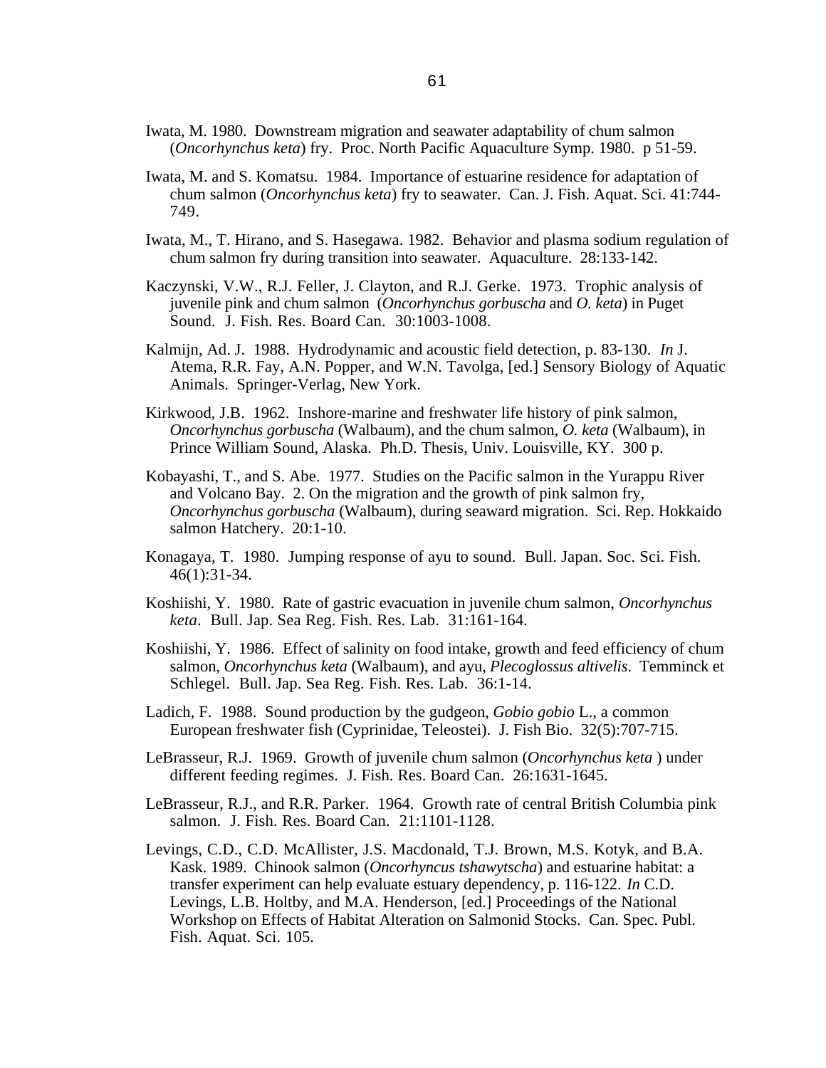Iwata, M. 1980. Downstream migration and seawater adaptability of chum salmon (*Oncorhynchus keta*) fry. Proc. North Pacific Aquaculture Symp. 1980. p 51-59.

Iwata, M. and S. Komatsu. 1984. Importance of estuarine residence for adaptation of chum salmon (*Oncorhynchus keta*) fry to seawater. Can. J. Fish. Aquat. Sci. 41:744-749.

Iwata, M., T. Hirano, and S. Hasegawa. 1982. Behavior and plasma sodium regulation of chum salmon fry during transition into seawater. Aquaculture. 28:133-142.

Kaczynski, V.W., R.J. Feller, J. Clayton, and R.J. Gerke. 1973. Trophic analysis of juvenile pink and chum salmon (*Oncorhynchus gorbuscha* and *O. keta*) in Puget Sound. J. Fish. Res. Board Can. 30:1003-1008.

Kalmijn, Ad. J. 1988. Hydrodynamic and acoustic field detection, p. 83-130. *In* J. Atema, R.R. Fay, A.N. Popper, and W.N. Tavolga, [ed.] Sensory Biology of Aquatic Animals. Springer-Verlag, New York.

Kirkwood, J.B. 1962. Inshore-marine and freshwater life history of pink salmon, *Oncorhynchus gorbuscha* (Walbaum), and the chum salmon, *O. keta* (Walbaum), in Prince William Sound, Alaska. Ph.D. Thesis, Univ. Louisville, KY. 300 p.

Kobayashi, T., and S. Abe. 1977. Studies on the Pacific salmon in the Yurappu River and Volcano Bay. 2. On the migration and the growth of pink salmon fry, *Oncorhynchus gorbuscha* (Walbaum), during seaward migration. Sci. Rep. Hokkaido salmon Hatchery. 20:1-10.

Konagaya, T. 1980. Jumping response of ayu to sound. Bull. Japan. Soc. Sci. Fish. 46(1):31-34.

Koshiishi, Y. 1980. Rate of gastric evacuation in juvenile chum salmon, *Oncorhynchus keta*. Bull. Jap. Sea Reg. Fish. Res. Lab. 31:161-164.

Koshiishi, Y. 1986. Effect of salinity on food intake, growth and feed efficiency of chum salmon, *Oncorhynchus keta* (Walbaum), and ayu, *Plecoglossus altivelis*. Temminck et Schlegel. Bull. Jap. Sea Reg. Fish. Res. Lab. 36:1-14.

Ladich, F. 1988. Sound production by the gudgeon, *Gobio gobio* L., a common European freshwater fish (Cyprinidae, Teleostei). J. Fish Bio. 32(5):707-715.

LeBrasseur, R.J. 1969. Growth of juvenile chum salmon (*Oncorhynchus keta* ) under different feeding regimes. J. Fish. Res. Board Can. 26:1631-1645.

LeBrasseur, R.J., and R.R. Parker. 1964. Growth rate of central British Columbia pink salmon. J. Fish. Res. Board Can. 21:1101-1128.

Levings, C.D., C.D. McAllister, J.S. Macdonald, T.J. Brown, M.S. Kotyk, and B.A. Kask. 1989. Chinook salmon (*Oncorhyncus tshawytscha*) and estuarine habitat: a transfer experiment can help evaluate estuary dependency, p. 116-122. *In* C.D. Levings, L.B. Holtby, and M.A. Henderson, [ed.] Proceedings of the National Workshop on Effects of Habitat Alteration on Salmonid Stocks. Can. Spec. Publ. Fish. Aquat. Sci. 105.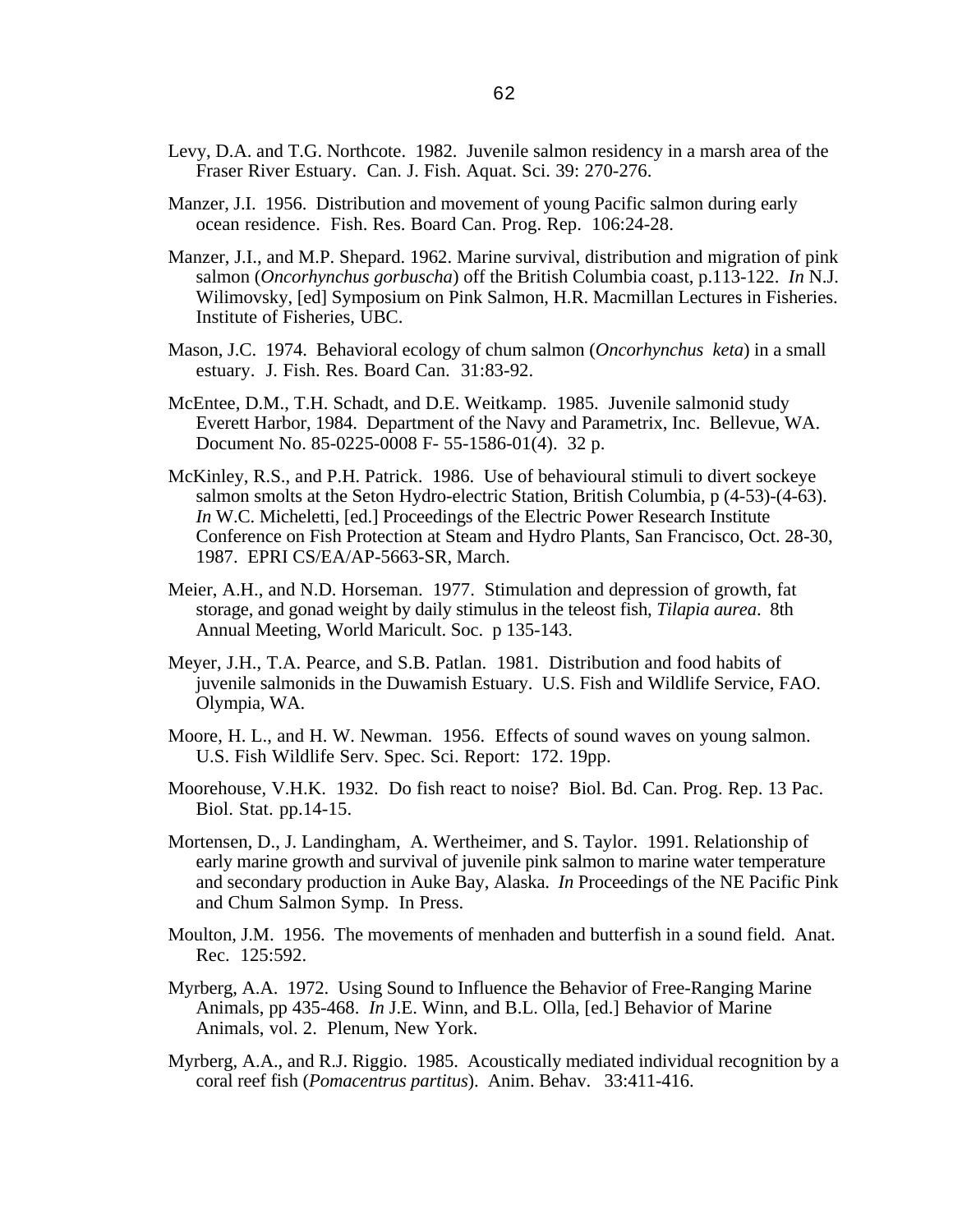Levy, D.A. and T.G. Northcote. 1982. Juvenile salmon residency in a marsh area of the Fraser River Estuary. Can. J. Fish. Aquat. Sci. 39: 270-276.

Manzer, J.I. 1956. Distribution and movement of young Pacific salmon during early ocean residence. Fish. Res. Board Can. Prog. Rep. 106:24-28.

Manzer, J.I., and M.P. Shepard. 1962. Marine survival, distribution and migration of pink salmon (*Oncorhynchus gorbuscha*) off the British Columbia coast, p.113-122. *In* N.J. Wilimovsky, [ed] Symposium on Pink Salmon, H.R. Macmillan Lectures in Fisheries. Institute of Fisheries, UBC.

Mason, J.C. 1974. Behavioral ecology of chum salmon (*Oncorhynchus keta*) in a small estuary. J. Fish. Res. Board Can. 31:83-92.

McEntee, D.M., T.H. Schadt, and D.E. Weitkamp. 1985. Juvenile salmonid study Everett Harbor, 1984. Department of the Navy and Parametrix, Inc. Bellevue, WA. Document No. 85-0225-0008 F- 55-1586-01(4). 32 p.

McKinley, R.S., and P.H. Patrick. 1986. Use of behavioural stimuli to divert sockeye salmon smolts at the Seton Hydro-electric Station, British Columbia, p (4-53)-(4-63). *In* W.C. Micheletti, [ed.] Proceedings of the Electric Power Research Institute Conference on Fish Protection at Steam and Hydro Plants, San Francisco, Oct. 28-30, 1987. EPRI CS/EA/AP-5663-SR, March.

Meier, A.H., and N.D. Horseman. 1977. Stimulation and depression of growth, fat storage, and gonad weight by daily stimulus in the teleost fish, *Tilapia aurea*. 8th Annual Meeting, World Maricult. Soc. p 135-143.

Meyer, J.H., T.A. Pearce, and S.B. Patlan. 1981. Distribution and food habits of juvenile salmonids in the Duwamish Estuary. U.S. Fish and Wildlife Service, FAO. Olympia, WA.

Moore, H. L., and H. W. Newman. 1956. Effects of sound waves on young salmon. U.S. Fish Wildlife Serv. Spec. Sci. Report: 172. 19pp.

Moorehouse, V.H.K. 1932. Do fish react to noise? Biol. Bd. Can. Prog. Rep. 13 Pac. Biol. Stat. pp.14-15.

Mortensen, D., J. Landingham, A. Wertheimer, and S. Taylor. 1991. Relationship of early marine growth and survival of juvenile pink salmon to marine water temperature and secondary production in Auke Bay, Alaska. *In* Proceedings of the NE Pacific Pink and Chum Salmon Symp. In Press.

Moulton, J.M. 1956. The movements of menhaden and butterfish in a sound field. Anat. Rec. 125:592.

Myrberg, A.A. 1972. Using Sound to Influence the Behavior of Free-Ranging Marine Animals, pp 435-468. *In* J.E. Winn, and B.L. Olla, [ed.] Behavior of Marine Animals, vol. 2. Plenum, New York.

Myrberg, A.A., and R.J. Riggio. 1985. Acoustically mediated individual recognition by a coral reef fish (*Pomacentrus partitus*). Anim. Behav. 33:411-416.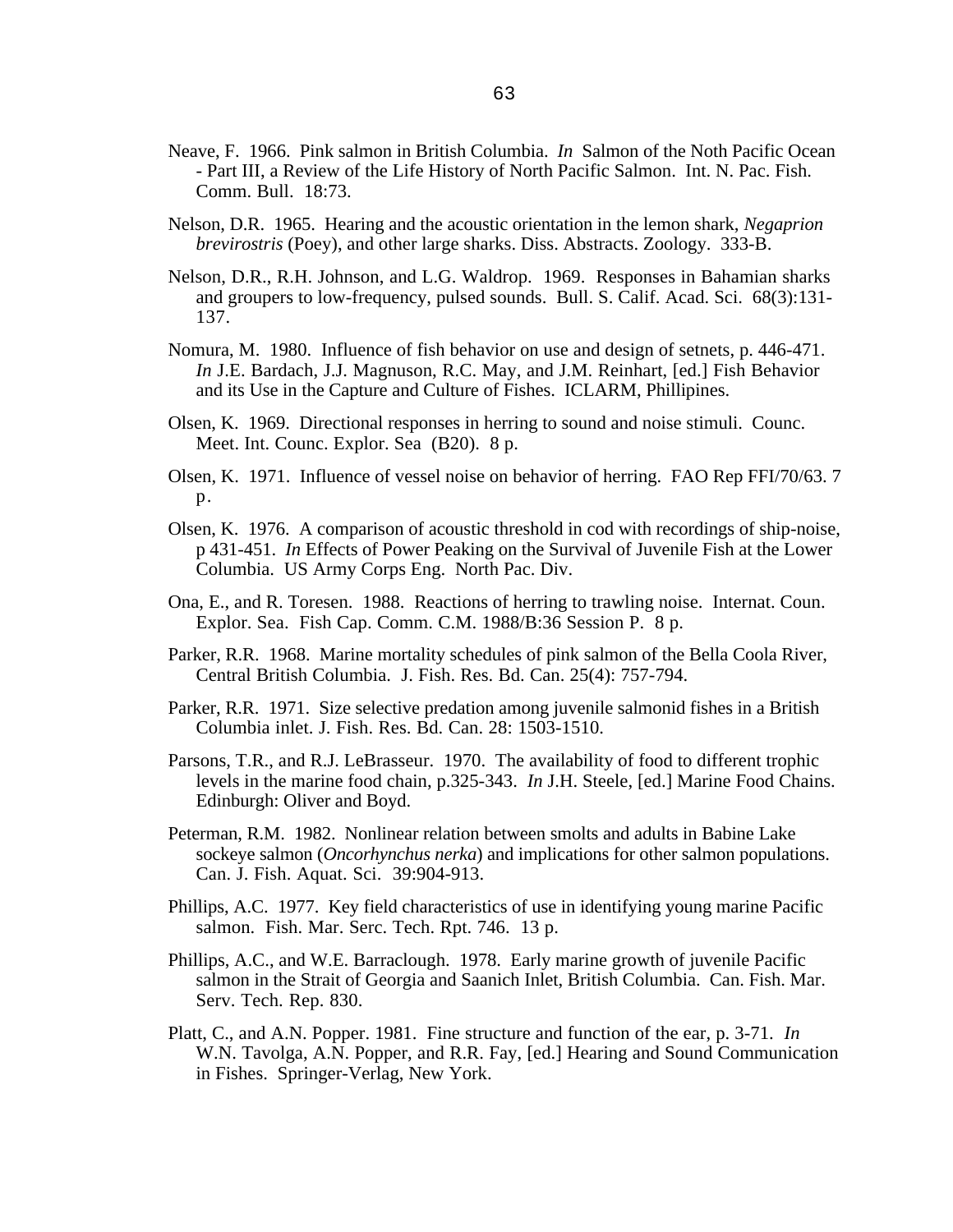Neave, F. 1966. Pink salmon in British Columbia. *In* Salmon of the Noth Pacific Ocean - Part III, a Review of the Life History of North Pacific Salmon. Int. N. Pac. Fish. Comm. Bull. 18:73.

Nelson, D.R. 1965. Hearing and the acoustic orientation in the lemon shark, *Negaprion brevirostris* (Poey), and other large sharks. Diss. Abstracts. Zoology. 333-B.

Nelson, D.R., R.H. Johnson, and L.G. Waldrop. 1969. Responses in Bahamian sharks and groupers to low-frequency, pulsed sounds. Bull. S. Calif. Acad. Sci. 68(3):131-137.

Nomura, M. 1980. Influence of fish behavior on use and design of setnets, p. 446-471. *In* J.E. Bardach, J.J. Magnuson, R.C. May, and J.M. Reinhart, [ed.] Fish Behavior and its Use in the Capture and Culture of Fishes. ICLARM, Phillipines.

Olsen, K. 1969. Directional responses in herring to sound and noise stimuli. Counc. Meet. Int. Counc. Explor. Sea (B20). 8 p.

Olsen, K. 1971. Influence of vessel noise on behavior of herring. FAO Rep FFI/70/63. 7 p.

Olsen, K. 1976. A comparison of acoustic threshold in cod with recordings of ship-noise, p 431-451. *In* Effects of Power Peaking on the Survival of Juvenile Fish at the Lower Columbia. US Army Corps Eng. North Pac. Div.

Ona, E., and R. Toresen. 1988. Reactions of herring to trawling noise. Internat. Coun. Explor. Sea. Fish Cap. Comm. C.M. 1988/B:36 Session P. 8 p.

Parker, R.R. 1968. Marine mortality schedules of pink salmon of the Bella Coola River, Central British Columbia. J. Fish. Res. Bd. Can. 25(4): 757-794.

Parker, R.R. 1971. Size selective predation among juvenile salmonid fishes in a British Columbia inlet. J. Fish. Res. Bd. Can. 28: 1503-1510.

Parsons, T.R., and R.J. LeBrasseur. 1970. The availability of food to different trophic levels in the marine food chain, p.325-343. *In* J.H. Steele, [ed.] Marine Food Chains. Edinburgh: Oliver and Boyd.

Peterman, R.M. 1982. Nonlinear relation between smolts and adults in Babine Lake sockeye salmon (*Oncorhynchus nerka*) and implications for other salmon populations. Can. J. Fish. Aquat. Sci. 39:904-913.

Phillips, A.C. 1977. Key field characteristics of use in identifying young marine Pacific salmon. Fish. Mar. Serc. Tech. Rpt. 746. 13 p.

Phillips, A.C., and W.E. Barraclough. 1978. Early marine growth of juvenile Pacific salmon in the Strait of Georgia and Saanich Inlet, British Columbia. Can. Fish. Mar. Serv. Tech. Rep. 830.

Platt, C., and A.N. Popper. 1981. Fine structure and function of the ear, p. 3-71. *In* W.N. Tavolga, A.N. Popper, and R.R. Fay, [ed.] Hearing and Sound Communication in Fishes. Springer-Verlag, New York.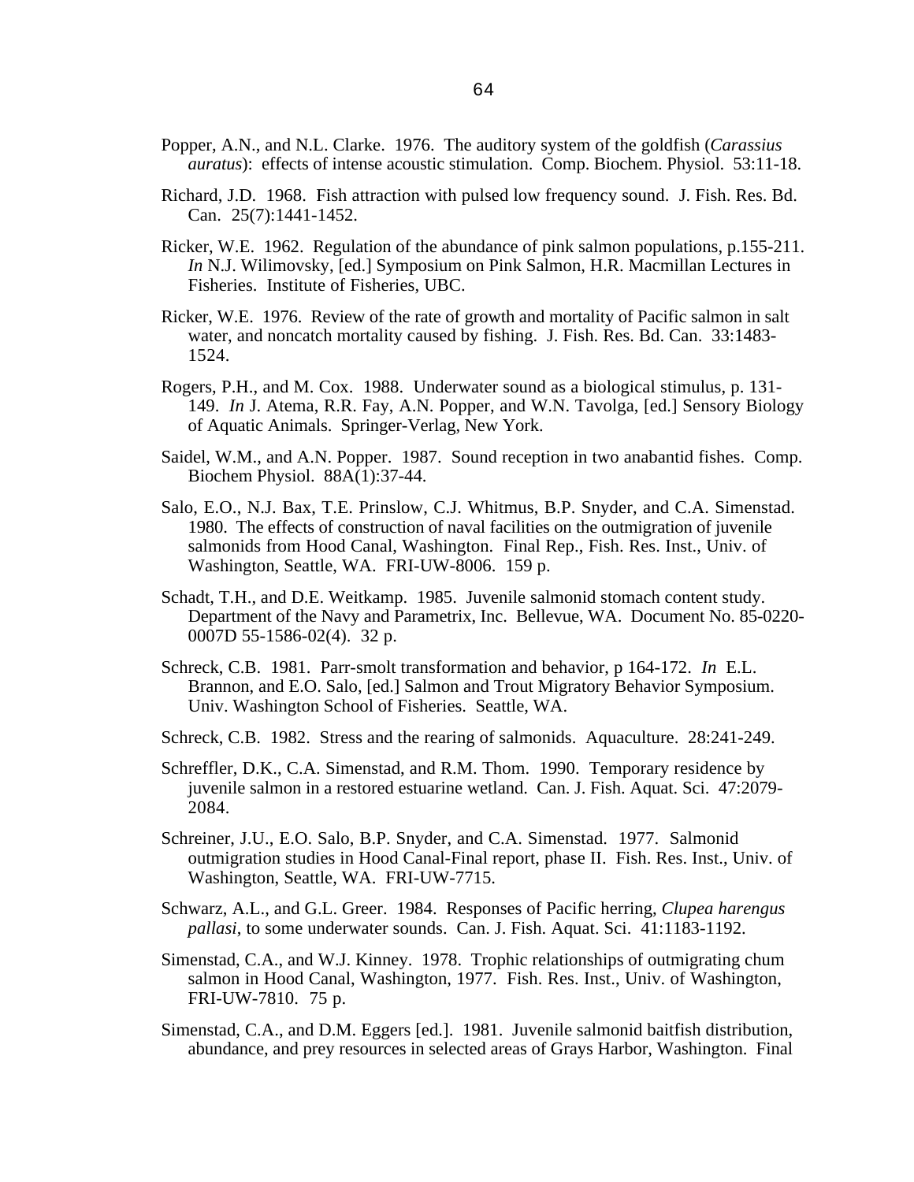Popper, A.N., and N.L. Clarke. 1976. The auditory system of the goldfish (*Carassius auratus*): effects of intense acoustic stimulation. Comp. Biochem. Physiol. 53:11-18.

Richard, J.D. 1968. Fish attraction with pulsed low frequency sound. J. Fish. Res. Bd. Can. 25(7):1441-1452.

Ricker, W.E. 1962. Regulation of the abundance of pink salmon populations, p.155-211. *In* N.J. Wilimovsky, [ed.] Symposium on Pink Salmon, H.R. Macmillan Lectures in Fisheries. Institute of Fisheries, UBC.

Ricker, W.E. 1976. Review of the rate of growth and mortality of Pacific salmon in salt water, and noncatch mortality caused by fishing. J. Fish. Res. Bd. Can. 33:1483-1524.

Rogers, P.H., and M. Cox. 1988. Underwater sound as a biological stimulus, p. 131-149. *In* J. Atema, R.R. Fay, A.N. Popper, and W.N. Tavolga, [ed.] Sensory Biology of Aquatic Animals. Springer-Verlag, New York.

Saidel, W.M., and A.N. Popper. 1987. Sound reception in two anabantid fishes. Comp. Biochem Physiol. 88A(1):37-44.

Salo, E.O., N.J. Bax, T.E. Prinslow, C.J. Whitmus, B.P. Snyder, and C.A. Simenstad. 1980. The effects of construction of naval facilities on the outmigration of juvenile salmonids from Hood Canal, Washington. Final Rep., Fish. Res. Inst., Univ. of Washington, Seattle, WA. FRI-UW-8006. 159 p.

Schadt, T.H., and D.E. Weitkamp. 1985. Juvenile salmonid stomach content study. Department of the Navy and Parametrix, Inc. Bellevue, WA. Document No. 85-0220-0007D 55-1586-02(4). 32 p.

Schreck, C.B. 1981. Parr-smolt transformation and behavior, p 164-172. *In* E.L. Brannon, and E.O. Salo, [ed.] Salmon and Trout Migratory Behavior Symposium. Univ. Washington School of Fisheries. Seattle, WA.

Schreck, C.B. 1982. Stress and the rearing of salmonids. Aquaculture. 28:241-249.

Schreffler, D.K., C.A. Simenstad, and R.M. Thom. 1990. Temporary residence by juvenile salmon in a restored estuarine wetland. Can. J. Fish. Aquat. Sci. 47:2079-2084.

Schreiner, J.U., E.O. Salo, B.P. Snyder, and C.A. Simenstad. 1977. Salmonid outmigration studies in Hood Canal-Final report, phase II. Fish. Res. Inst., Univ. of Washington, Seattle, WA. FRI-UW-7715.

Schwarz, A.L., and G.L. Greer. 1984. Responses of Pacific herring, *Clupea harengus pallasi*, to some underwater sounds. Can. J. Fish. Aquat. Sci. 41:1183-1192.

Simenstad, C.A., and W.J. Kinney. 1978. Trophic relationships of outmigrating chum salmon in Hood Canal, Washington, 1977. Fish. Res. Inst., Univ. of Washington, FRI-UW-7810. 75 p.

Simenstad, C.A., and D.M. Eggers [ed.]. 1981. Juvenile salmonid baitfish distribution, abundance, and prey resources in selected areas of Grays Harbor, Washington. Final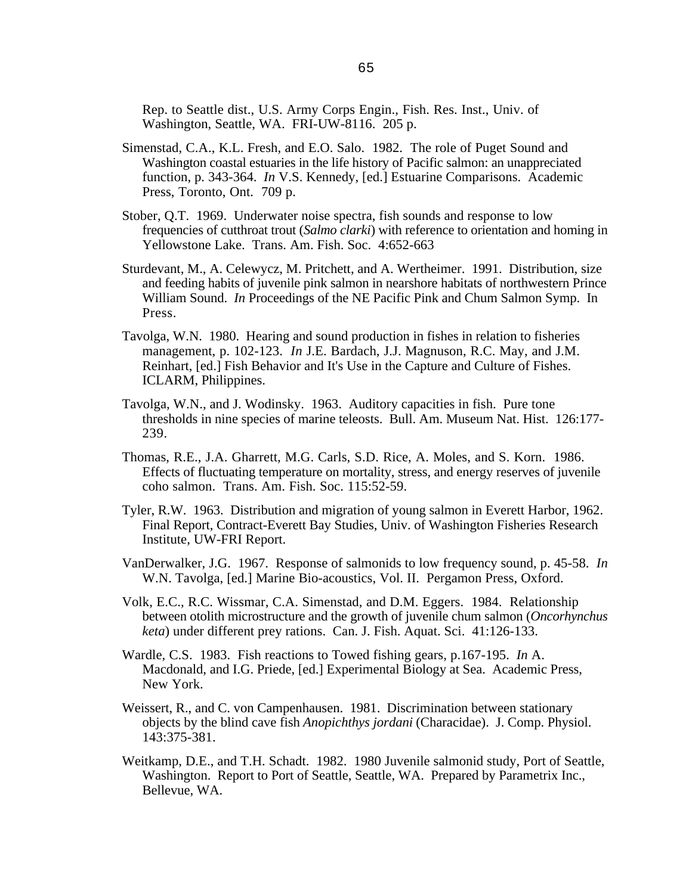Rep. to Seattle dist., U.S. Army Corps Engin., Fish. Res. Inst., Univ. of Washington, Seattle, WA. FRI-UW-8116. 205 p.

Simenstad, C.A., K.L. Fresh, and E.O. Salo. 1982. The role of Puget Sound and Washington coastal estuaries in the life history of Pacific salmon: an unappreciated function, p. 343-364. *In* V.S. Kennedy, [ed.] Estuarine Comparisons. Academic Press, Toronto, Ont. 709 p.

Stober, Q.T. 1969. Underwater noise spectra, fish sounds and response to low frequencies of cutthroat trout (*Salmo clarki*) with reference to orientation and homing in Yellowstone Lake. Trans. Am. Fish. Soc. 4:652-663

Sturdevant, M., A. Celewycz, M. Pritchett, and A. Wertheimer. 1991. Distribution, size and feeding habits of juvenile pink salmon in nearshore habitats of northwestern Prince William Sound. *In* Proceedings of the NE Pacific Pink and Chum Salmon Symp. In Press.

Tavolga, W.N. 1980. Hearing and sound production in fishes in relation to fisheries management, p. 102-123. *In* J.E. Bardach, J.J. Magnuson, R.C. May, and J.M. Reinhart, [ed.] Fish Behavior and It's Use in the Capture and Culture of Fishes. ICLARM, Philippines.

Tavolga, W.N., and J. Wodinsky. 1963. Auditory capacities in fish. Pure tone thresholds in nine species of marine teleosts. Bull. Am. Museum Nat. Hist. 126:177-239.

Thomas, R.E., J.A. Gharrett, M.G. Carls, S.D. Rice, A. Moles, and S. Korn. 1986. Effects of fluctuating temperature on mortality, stress, and energy reserves of juvenile coho salmon. Trans. Am. Fish. Soc. 115:52-59.

Tyler, R.W. 1963. Distribution and migration of young salmon in Everett Harbor, 1962. Final Report, Contract-Everett Bay Studies, Univ. of Washington Fisheries Research Institute, UW-FRI Report.

VanDerwalker, J.G. 1967. Response of salmonids to low frequency sound, p. 45-58. *In* W.N. Tavolga, [ed.] Marine Bio-acoustics, Vol. II. Pergamon Press, Oxford.

Volk, E.C., R.C. Wissmar, C.A. Simenstad, and D.M. Eggers. 1984. Relationship between otolith microstructure and the growth of juvenile chum salmon (*Oncorhynchus keta*) under different prey rations. Can. J. Fish. Aquat. Sci. 41:126-133.

Wardle, C.S. 1983. Fish reactions to Towed fishing gears, p.167-195. *In* A. Macdonald, and I.G. Priede, [ed.] Experimental Biology at Sea. Academic Press, New York.

Weissert, R., and C. von Campenhausen. 1981. Discrimination between stationary objects by the blind cave fish *Anopichthys jordani* (Characidae). J. Comp. Physiol. 143:375-381.

Weitkamp, D.E., and T.H. Schadt. 1982. 1980 Juvenile salmonid study, Port of Seattle, Washington. Report to Port of Seattle, Seattle, WA. Prepared by Parametrix Inc., Bellevue, WA.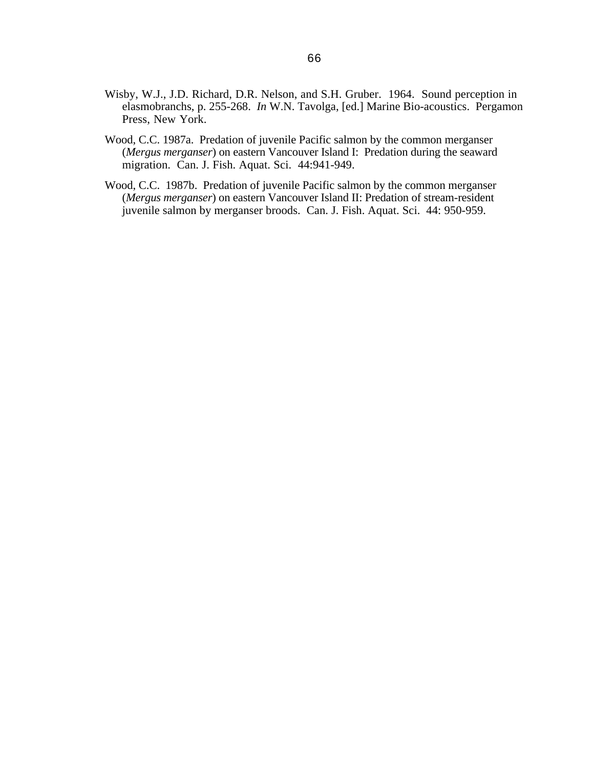Wisby, W.J., J.D. Richard, D.R. Nelson, and S.H. Gruber. 1964. Sound perception in elasmobranchs, p. 255-268. *In* W.N. Tavolga, [ed.] Marine Bio-acoustics. Pergamon Press, New York.

Wood, C.C. 1987a. Predation of juvenile Pacific salmon by the common merganser (*Mergus merganser*) on eastern Vancouver Island I: Predation during the seaward migration. Can. J. Fish. Aquat. Sci. 44:941-949.

Wood, C.C. 1987b. Predation of juvenile Pacific salmon by the common merganser (*Mergus merganser*) on eastern Vancouver Island II: Predation of stream-resident juvenile salmon by merganser broods. Can. J. Fish. Aquat. Sci. 44: 950-959.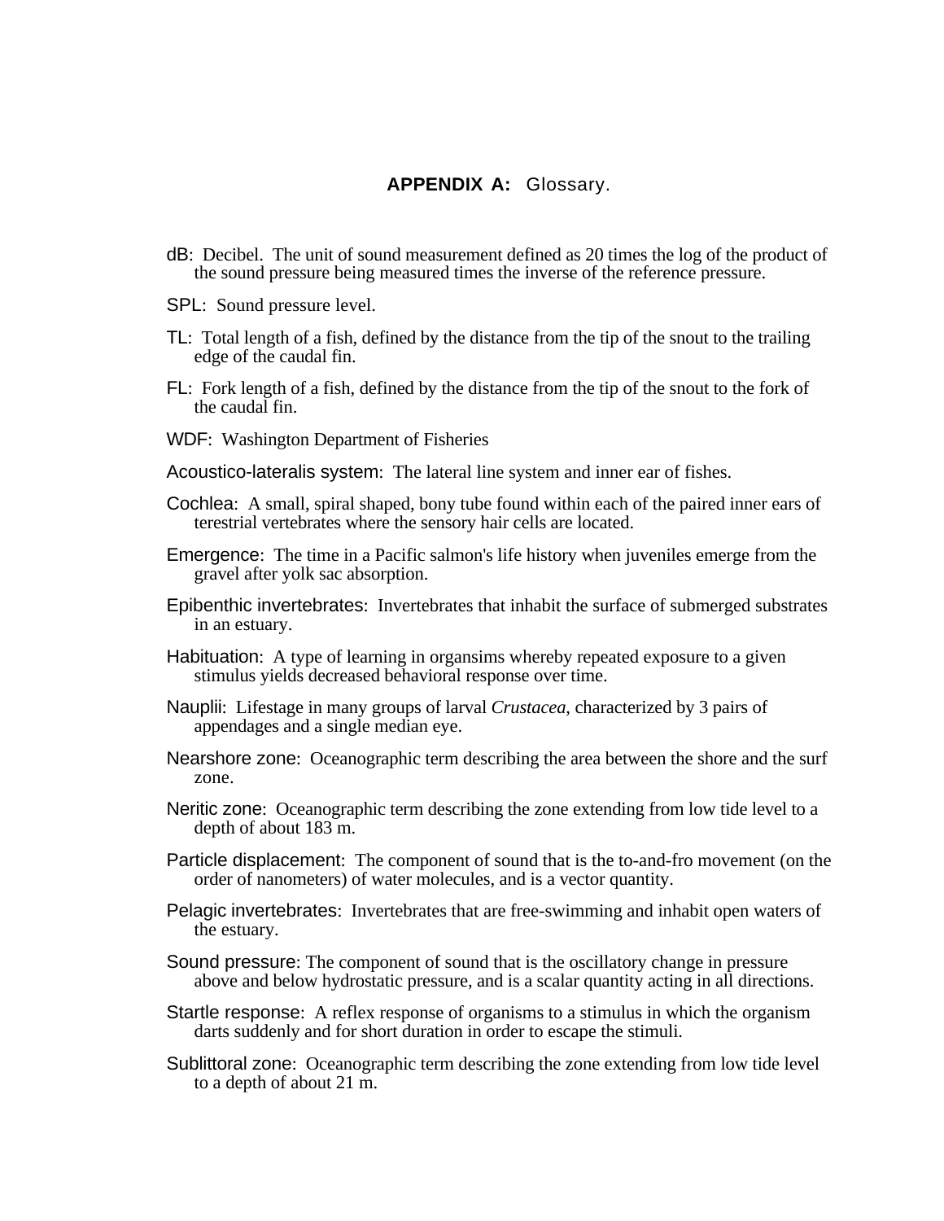## APPENDIX A: Glossary.

dB: Decibel. The unit of sound measurement defined as 20 times the log of the product of the sound pressure being measured times the inverse of the reference pressure.

SPL: Sound pressure level.

TL: Total length of a fish, defined by the distance from the tip of the snout to the trailing edge of the caudal fin.

FL: Fork length of a fish, defined by the distance from the tip of the snout to the fork of the caudal fin.

WDF: Washington Department of Fisheries

Acoustico-lateralis system: The lateral line system and inner ear of fishes.

Cochlea: A small, spiral shaped, bony tube found within each of the paired inner ears of terestrial vertebrates where the sensory hair cells are located.

Emergence: The time in a Pacific salmon's life history when juveniles emerge from the gravel after yolk sac absorption.

Epibenthic invertebrates: Invertebrates that inhabit the surface of submerged substrates in an estuary.

Habituation: A type of learning in organsims whereby repeated exposure to a given stimulus yields decreased behavioral response over time.

Nauplii: Lifestage in many groups of larval *Crustacea*, characterized by 3 pairs of appendages and a single median eye.

Nearshore zone: Oceanographic term describing the area between the shore and the surf zone.

Neritic zone: Oceanographic term describing the zone extending from low tide level to a depth of about 183 m.

Particle displacement: The component of sound that is the to-and-fro movement (on the order of nanometers) of water molecules, and is a vector quantity.

Pelagic invertebrates: Invertebrates that are free-swimming and inhabit open waters of the estuary.

Sound pressure: The component of sound that is the oscillatory change in pressure above and below hydrostatic pressure, and is a scalar quantity acting in all directions.

Startle response: A reflex response of organisms to a stimulus in which the organism darts suddenly and for short duration in order to escape the stimuli.

Sublittoral zone: Oceanographic term describing the zone extending from low tide level to a depth of about 21 m.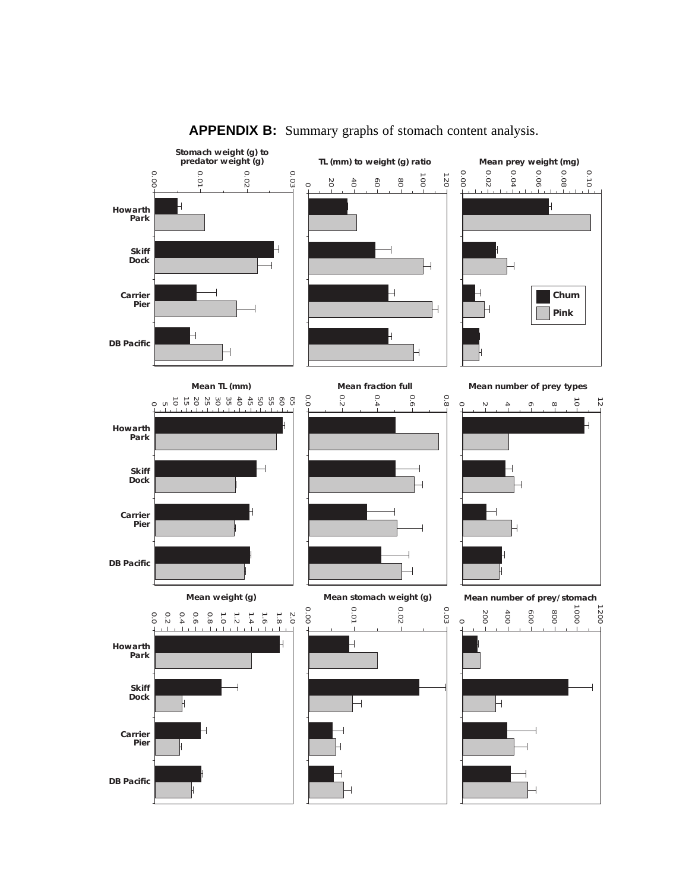**APPENDIX B:** Summary graphs of stomach content analysis.

Stomach weight (g) to predator weight (g)

0.00 0.01 0.02 0.03

TL (mm) to weight (g) ratio

0 20 40 60 80 100 120

Mean prey weight (mg)

0.00 0.02 0.04 0.06 0.08 0.10

Howarth Park

Skiff Dock

Carrier Pier

DB Pacific

Chum

Pink

Mean TL (mm)

0 5 10 15 20 25 30 35 40 45 50 55 60 65

Mean fraction full

0.0 0.2 0.4 0.6 0.8

Mean number of prey types

0 2 4 6 8 10 12

Howarth Park

Skiff Dock

Carrier Pier

DB Pacific

Mean weight (g)

0.0 0.2 0.4 0.6 0.8 1.0 1.2 1.4 1.6 1.8 2.0

Mean stomach weight (g)

0.00 0.01 0.02 0.03

Mean number of prey/stomach

0 200 400 600 800 1000 1200

Howarth Park

Skiff Dock

Carrier Pier

DB Pacific